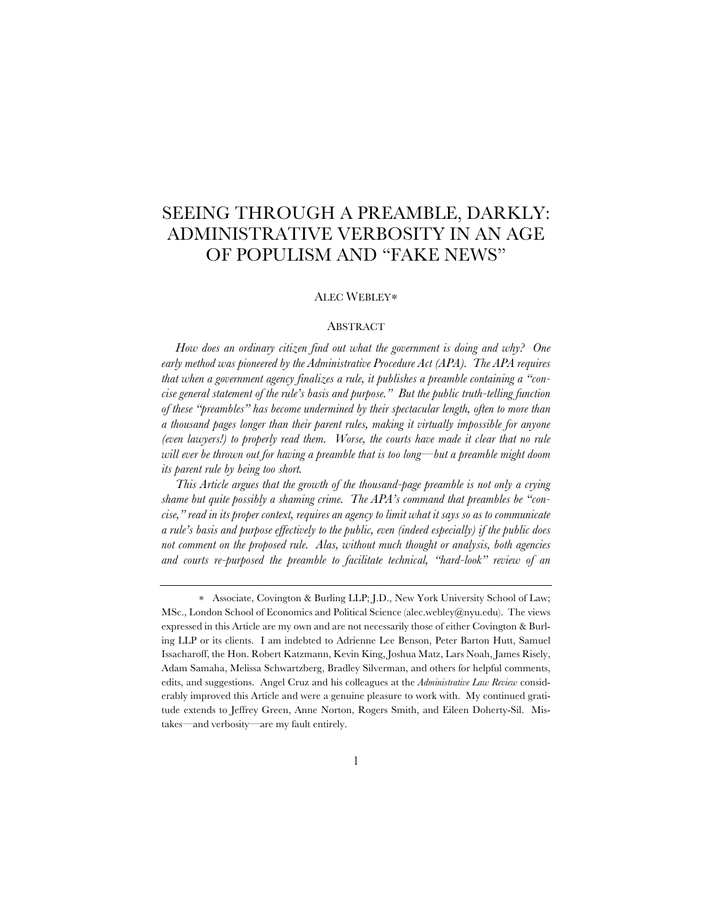# SEEING THROUGH A PREAMBLE, DARKLY: ADMINISTRATIVE VERBOSITY IN AN AGE OF POPULISM AND "FAKE NEWS"

ALEC WEBLEY*

## ABSTRACT

*How does an ordinary citizen find out what the government is doing and why? One early method was pioneered by the Administrative Procedure Act (APA). The APA requires that when a government agency finalizes a rule, it publishes a preamble containing a "concise general statement of the rule's basis and purpose." But the public truth-telling function of these "preambles" has become undermined by their spectacular length, often to more than a thousand pages longer than their parent rules, making it virtually impossible for anyone (even lawyers!) to properly read them. Worse, the courts have made it clear that no rule will ever be thrown out for having a preamble that is too long—but a preamble might doom its parent rule by being too short.*

*This Article argues that the growth of the thousand-page preamble is not only a crying shame but quite possibly a shaming crime. The APA's command that preambles be "concise," read in its proper context, requires an agency to limit what it says so as to communicate a rule's basis and purpose effectively to the public, even (indeed especially) if the public does not comment on the proposed rule. Alas, without much thought or analysis, both agencies and courts re-purposed the preamble to facilitate technical, "hard-look" review of an*

---

\* Associate, Covington & Burling LLP; J.D., New York University School of Law; MSc., London School of Economics and Political Science (alec.webley@nyu.edu). The views expressed in this Article are my own and are not necessarily those of either Covington & Burling LLP or its clients. I am indebted to Adrienne Lee Benson, Peter Barton Hutt, Samuel Issacharoff, the Hon. Robert Katzmann, Kevin King, Joshua Matz, Lars Noah, James Risely, Adam Samaha, Melissa Schwartzberg, Bradley Silverman, and others for helpful comments, edits, and suggestions. Angel Cruz and his colleagues at the *Administrative Law Review* considerably improved this Article and were a genuine pleasure to work with. My continued gratitude extends to Jeffrey Green, Anne Norton, Rogers Smith, and Eileen Doherty-Sil. Mistakes—and verbosity—are my fault entirely.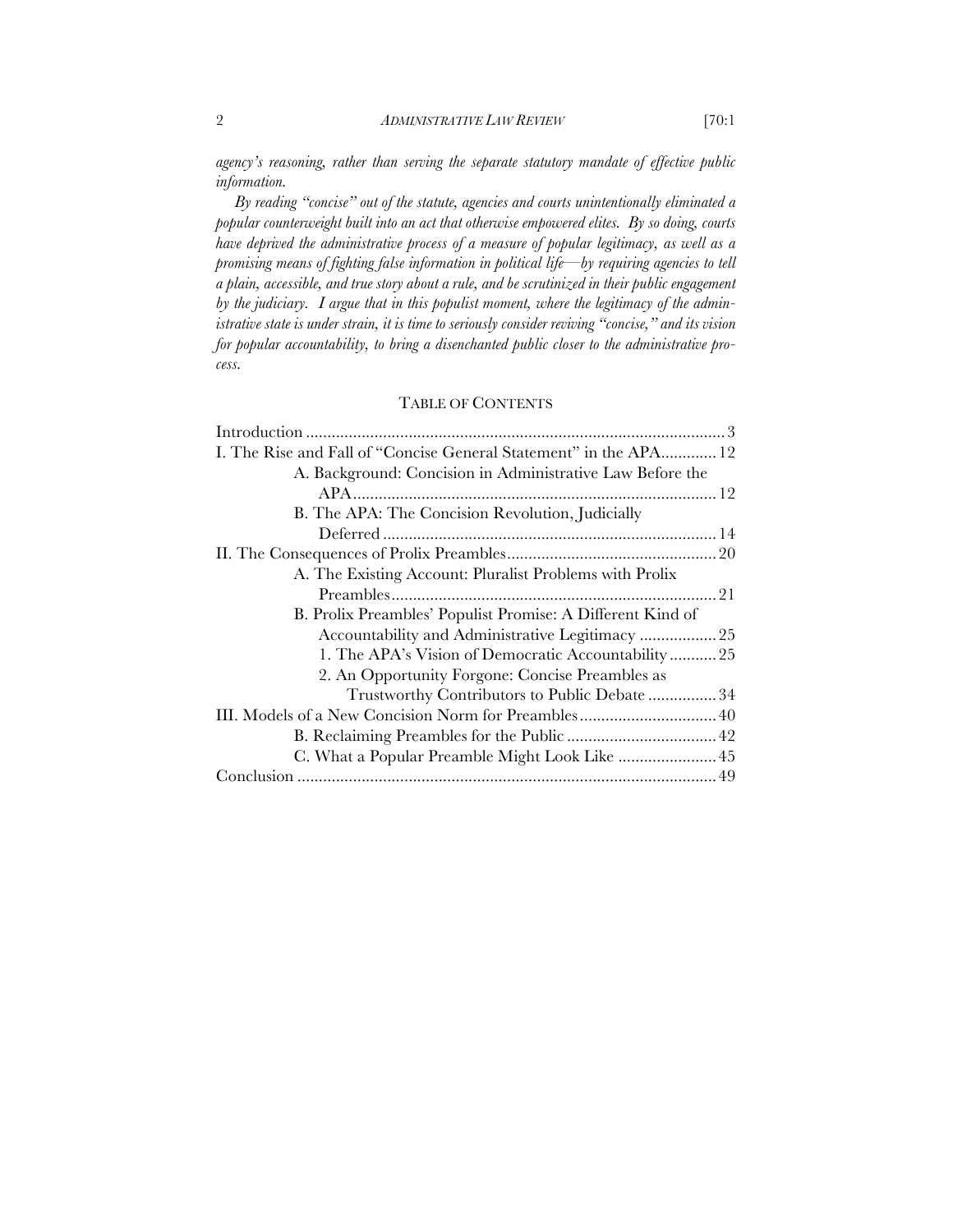*agency's reasoning, rather than serving the separate statutory mandate of effective public information.*

*By reading "concise" out of the statute, agencies and courts unintentionally eliminated a popular counterweight built into an act that otherwise empowered elites. By so doing, courts have deprived the administrative process of a measure of popular legitimacy, as well as a promising means of fighting false information in political life—by requiring agencies to tell a plain, accessible, and true story about a rule, and be scrutinized in their public engagement by the judiciary. I argue that in this populist moment, where the legitimacy of the administrative state is under strain, it is time to seriously consider reviving "concise," and its vision for popular accountability, to bring a disenchanted public closer to the administrative process.*

## TABLE OF CONTENTS

Introduction .......... 3

I. The Rise and Fall of "Concise General Statement" in the APA .......... 12

- A. Background: Concision in Administrative Law Before the APA .......... 12
- B. The APA: The Concision Revolution, Judicially Deferred .......... 14

II. The Consequences of Prolix Preambles .......... 20

- A. The Existing Account: Pluralist Problems with Prolix Preambles .......... 21
- B. Prolix Preambles' Populist Promise: A Different Kind of Accountability and Administrative Legitimacy .......... 25
  - 1. The APA's Vision of Democratic Accountability .......... 25
  - 2. An Opportunity Forgone: Concise Preambles as Trustworthy Contributors to Public Debate .......... 34

III. Models of a New Concision Norm for Preambles .......... 40

- B. Reclaiming Preambles for the Public .......... 42
- C. What a Popular Preamble Might Look Like .......... 45

Conclusion .......... 49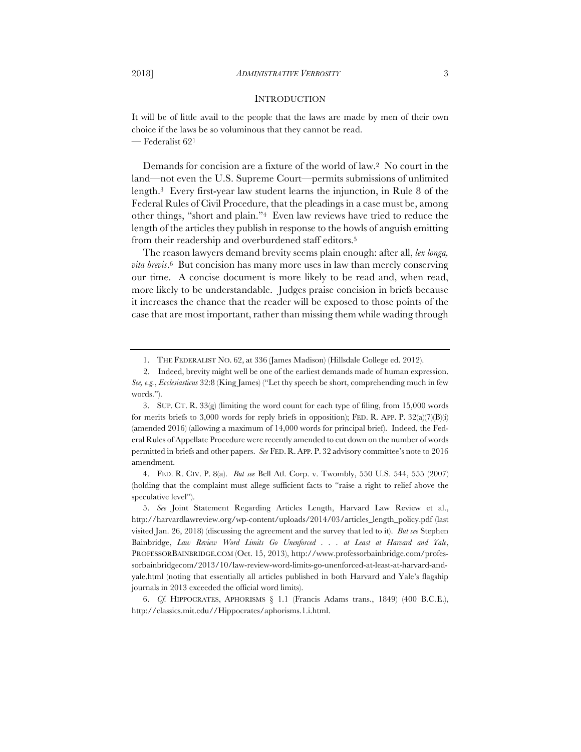## INTRODUCTION

It will be of little avail to the people that the laws are made by men of their own choice if the laws be so voluminous that they cannot be read.
— Federalist 62[1]

Demands for concision are a fixture of the world of law.[2] No court in the land—not even the U.S. Supreme Court—permits submissions of unlimited length.[3] Every first-year law student learns the injunction, in Rule 8 of the Federal Rules of Civil Procedure, that the pleadings in a case must be, among other things, "short and plain."[4] Even law reviews have tried to reduce the length of the articles they publish in response to the howls of anguish emitting from their readership and overburdened staff editors.[5]

The reason lawyers demand brevity seems plain enough: after all, *lex longa, vita brevis*.[6] But concision has many more uses in law than merely conserving our time. A concise document is more likely to be read and, when read, more likely to be understandable. Judges praise concision in briefs because it increases the chance that the reader will be exposed to those points of the case that are most important, rather than missing them while wading through

---

1. THE FEDERALIST NO. 62, at 336 (James Madison) (Hillsdale College ed. 2012).

2. Indeed, brevity might well be one of the earliest demands made of human expression. *See, e.g.*, *Ecclesiasticus* 32:8 (King James) ("Let thy speech be short, comprehending much in few words.").

3. SUP. CT. R. 33(g) (limiting the word count for each type of filing, from 15,000 words for merits briefs to 3,000 words for reply briefs in opposition); FED. R. APP. P. 32(a)(7)(B)(i) (amended 2016) (allowing a maximum of 14,000 words for principal brief). Indeed, the Federal Rules of Appellate Procedure were recently amended to cut down on the number of words permitted in briefs and other papers. *See* FED. R. APP. P. 32 advisory committee's note to 2016 amendment.

4. FED. R. CIV. P. 8(a). *But see* Bell Atl. Corp. v. Twombly, 550 U.S. 544, 555 (2007) (holding that the complaint must allege sufficient facts to "raise a right to relief above the speculative level").

5. *See* Joint Statement Regarding Articles Length, Harvard Law Review et al., http://harvardlawreview.org/wp-content/uploads/2014/03/articles_length_policy.pdf (last visited Jan. 26, 2018) (discussing the agreement and the survey that led to it). *But see* Stephen Bainbridge, *Law Review Word Limits Go Unenforced . . . at Least at Harvard and Yale*, PROFESSORBAINBRIDGE.COM (Oct. 15, 2013), http://www.professorbainbridge.com/professorbainbridgecom/2013/10/law-review-word-limits-go-unenforced-at-least-at-harvard-and-yale.html (noting that essentially all articles published in both Harvard and Yale's flagship journals in 2013 exceeded the official word limits).

6. *Cf.* HIPPOCRATES, APHORISMS § 1.1 (Francis Adams trans., 1849) (400 B.C.E.), http://classics.mit.edu//Hippocrates/aphorisms.1.i.html.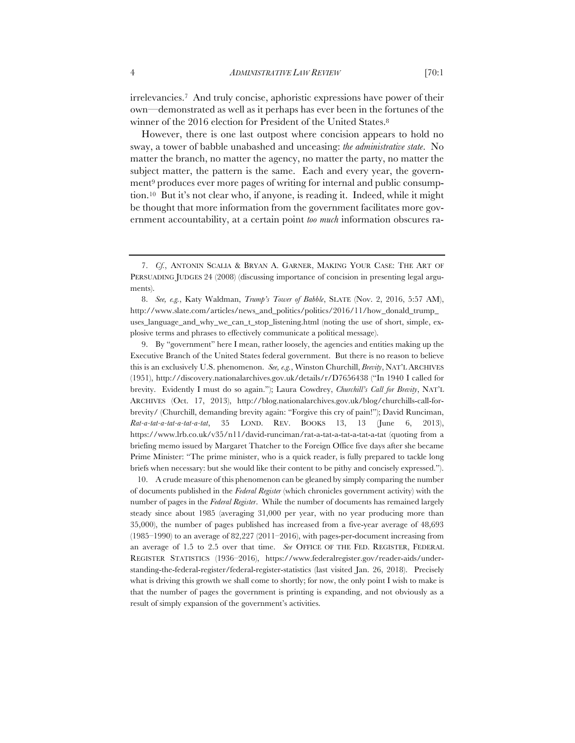irrelevancies.[7] And truly concise, aphoristic expressions have power of their own—demonstrated as well as it perhaps has ever been in the fortunes of the winner of the 2016 election for President of the United States.[8]

However, there is one last outpost where concision appears to hold no sway, a tower of babble unabashed and unceasing: *the administrative state*. No matter the branch, no matter the agency, no matter the party, no matter the subject matter, the pattern is the same. Each and every year, the government[9] produces ever more pages of writing for internal and public consumption.[10] But it's not clear who, if anyone, is reading it. Indeed, while it might be thought that more information from the government facilitates more government accountability, at a certain point *too much* information obscures ra-

---

7. *Cf.*, ANTONIN SCALIA & BRYAN A. GARNER, MAKING YOUR CASE: THE ART OF PERSUADING JUDGES 24 (2008) (discussing importance of concision in presenting legal arguments).

8. *See, e.g.*, Katy Waldman, *Trump's Tower of Babble*, SLATE (Nov. 2, 2016, 5:57 AM), http://www.slate.com/articles/news_and_politics/politics/2016/11/how_donald_trump_uses_language_and_why_we_can_t_stop_listening.html (noting the use of short, simple, explosive terms and phrases to effectively communicate a political message).

9. By "government" here I mean, rather loosely, the agencies and entities making up the Executive Branch of the United States federal government. But there is no reason to believe this is an exclusively U.S. phenomenon. *See, e.g.*, Winston Churchill, *Brevity*, NAT'L ARCHIVES (1951), http://discovery.nationalarchives.gov.uk/details/r/D7656438 ("In 1940 I called for brevity. Evidently I must do so again."); Laura Cowdrey, *Churchill's Call for Brevity*, NAT'L ARCHIVES (Oct. 17, 2013), http://blog.nationalarchives.gov.uk/blog/churchills-call-for-brevity/ (Churchill, demanding brevity again: "Forgive this cry of pain!"); David Runciman, *Rat-a-tat-a-tat-a-tat-a-tat*, 35 LOND. REV. BOOKS 13, 13 (June 6, 2013), https://www.lrb.co.uk/v35/n11/david-runciman/rat-a-tat-a-tat-a-tat-a-tat (quoting from a briefing memo issued by Margaret Thatcher to the Foreign Office five days after she became Prime Minister: "The prime minister, who is a quick reader, is fully prepared to tackle long briefs when necessary: but she would like their content to be pithy and concisely expressed.").

10. A crude measure of this phenomenon can be gleaned by simply comparing the number of documents published in the *Federal Register* (which chronicles government activity) with the number of pages in the *Federal Register*. While the number of documents has remained largely steady since about 1985 (averaging 31,000 per year, with no year producing more than 35,000), the number of pages published has increased from a five-year average of 48,693 (1985–1990) to an average of 82,227 (2011–2016), with pages-per-document increasing from an average of 1.5 to 2.5 over that time. *See* OFFICE OF THE FED. REGISTER, FEDERAL REGISTER STATISTICS (1936–2016), https://www.federalregister.gov/reader-aids/understanding-the-federal-register/federal-register-statistics (last visited Jan. 26, 2018). Precisely what is driving this growth we shall come to shortly; for now, the only point I wish to make is that the number of pages the government is printing is expanding, and not obviously as a result of simply expansion of the government's activities.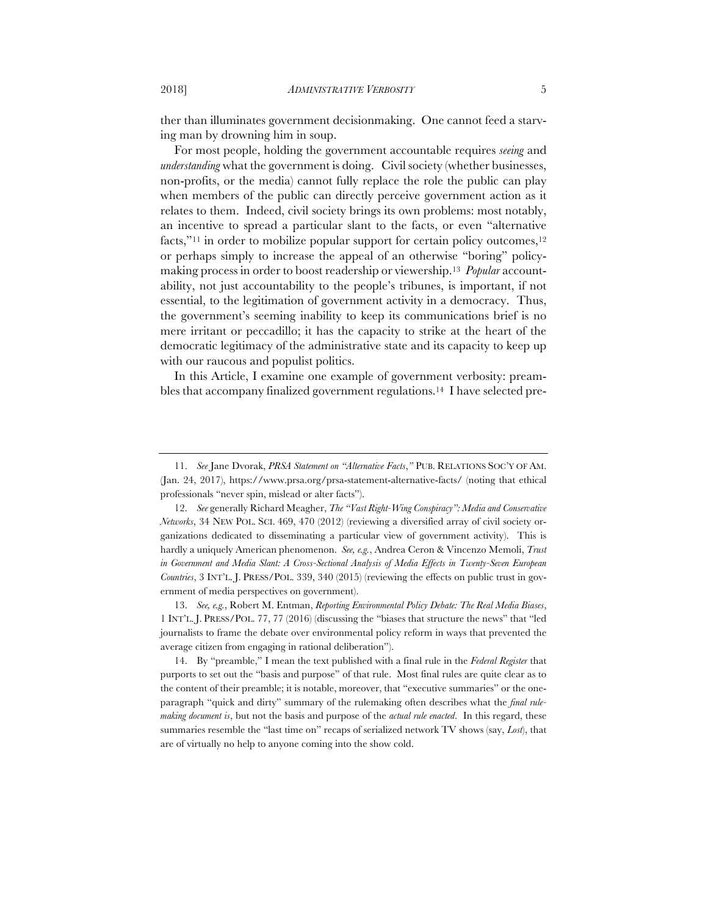ther than illuminates government decisionmaking. One cannot feed a starving man by drowning him in soup.

For most people, holding the government accountable requires *seeing* and *understanding* what the government is doing. Civil society (whether businesses, non-profits, or the media) cannot fully replace the role the public can play when members of the public can directly perceive government action as it relates to them. Indeed, civil society brings its own problems: most notably, an incentive to spread a particular slant to the facts, or even "alternative facts,"[11] in order to mobilize popular support for certain policy outcomes,[12] or perhaps simply to increase the appeal of an otherwise "boring" policymaking process in order to boost readership or viewership.[13] *Popular* accountability, not just accountability to the people's tribunes, is important, if not essential, to the legitimation of government activity in a democracy. Thus, the government's seeming inability to keep its communications brief is no mere irritant or peccadillo; it has the capacity to strike at the heart of the democratic legitimacy of the administrative state and its capacity to keep up with our raucous and populist politics.

In this Article, I examine one example of government verbosity: preambles that accompany finalized government regulations.[14] I have selected pre-

---

11. *See* Jane Dvorak, *PRSA Statement on "Alternative Facts*,*"* PUB. RELATIONS SOC'Y OF AM. (Jan. 24, 2017), https://www.prsa.org/prsa-statement-alternative-facts/ (noting that ethical professionals "never spin, mislead or alter facts").

12. *See* generally Richard Meagher, *The "Vast Right-Wing Conspiracy": Media and Conservative Networks*, 34 NEW POL. SCI. 469, 470 (2012) (reviewing a diversified array of civil society organizations dedicated to disseminating a particular view of government activity). This is hardly a uniquely American phenomenon. *See, e.g.*, Andrea Ceron & Vincenzo Memoli, *Trust in Government and Media Slant: A Cross-Sectional Analysis of Media Effects in Twenty-Seven European Countries*, 3 INT'L. J. PRESS/POL. 339, 340 (2015) (reviewing the effects on public trust in government of media perspectives on government).

13. *See, e.g.*, Robert M. Entman, *Reporting Environmental Policy Debate: The Real Media Biases*, 1 INT'L. J. PRESS/POL. 77, 77 (2016) (discussing the "biases that structure the news" that "led journalists to frame the debate over environmental policy reform in ways that prevented the average citizen from engaging in rational deliberation").

14. By "preamble," I mean the text published with a final rule in the *Federal Register* that purports to set out the "basis and purpose" of that rule. Most final rules are quite clear as to the content of their preamble; it is notable, moreover, that "executive summaries" or the one-paragraph "quick and dirty" summary of the rulemaking often describes what the *final rulemaking document is*, but not the basis and purpose of the *actual rule enacted*. In this regard, these summaries resemble the "last time on" recaps of serialized network TV shows (say, *Lost*), that are of virtually no help to anyone coming into the show cold.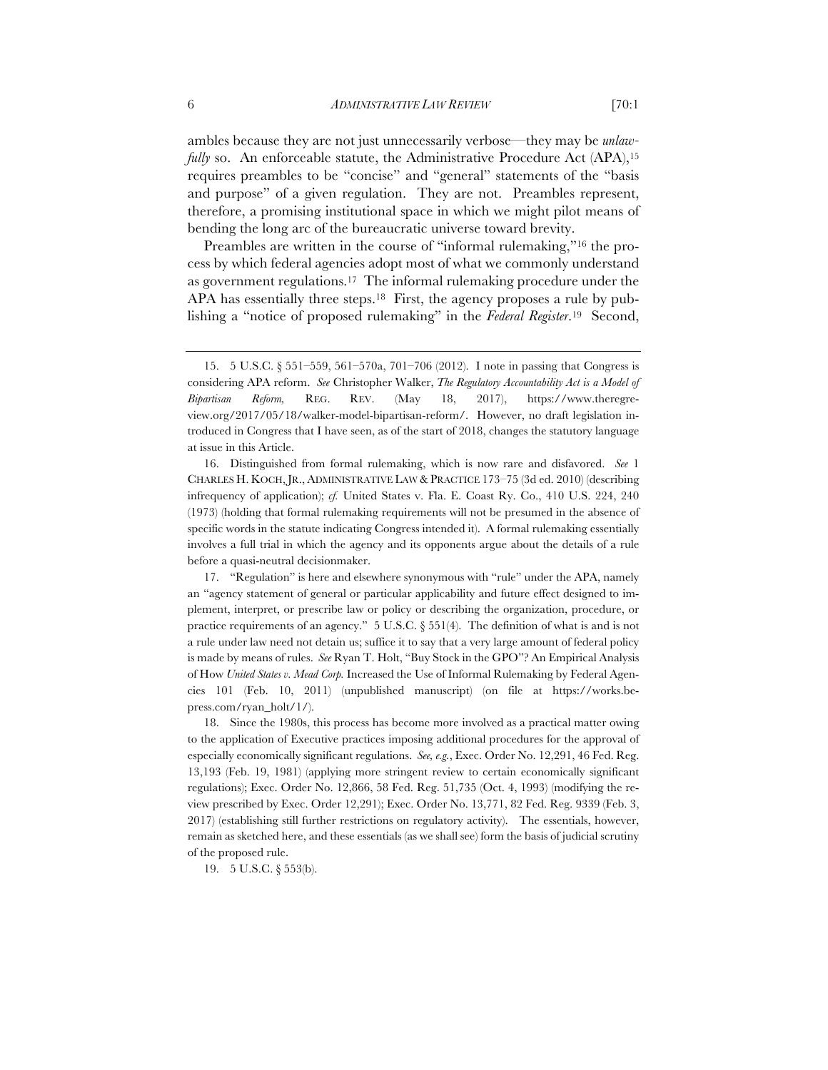ambles because they are not just unnecessarily verbose—they may be *unlawfully* so. An enforceable statute, the Administrative Procedure Act (APA),[15] requires preambles to be "concise" and "general" statements of the "basis and purpose" of a given regulation. They are not. Preambles represent, therefore, a promising institutional space in which we might pilot means of bending the long arc of the bureaucratic universe toward brevity.

Preambles are written in the course of "informal rulemaking,"[16] the process by which federal agencies adopt most of what we commonly understand as government regulations.[17] The informal rulemaking procedure under the APA has essentially three steps.[18] First, the agency proposes a rule by publishing a "notice of proposed rulemaking" in the *Federal Register*.[19] Second,

---

15. 5 U.S.C. § 551–559, 561–570a, 701–706 (2012). I note in passing that Congress is considering APA reform. *See* Christopher Walker, *The Regulatory Accountability Act is a Model of Bipartisan Reform,* REG. REV. (May 18, 2017), https://www.theregreview.org/2017/05/18/walker-model-bipartisan-reform/. However, no draft legislation introduced in Congress that I have seen, as of the start of 2018, changes the statutory language at issue in this Article.

16. Distinguished from formal rulemaking, which is now rare and disfavored. *See* 1 CHARLES H. KOCH, JR., ADMINISTRATIVE LAW & PRACTICE 173–75 (3d ed. 2010) (describing infrequency of application); *cf.* United States v. Fla. E. Coast Ry. Co., 410 U.S. 224, 240 (1973) (holding that formal rulemaking requirements will not be presumed in the absence of specific words in the statute indicating Congress intended it). A formal rulemaking essentially involves a full trial in which the agency and its opponents argue about the details of a rule before a quasi-neutral decisionmaker.

17. "Regulation" is here and elsewhere synonymous with "rule" under the APA, namely an "agency statement of general or particular applicability and future effect designed to implement, interpret, or prescribe law or policy or describing the organization, procedure, or practice requirements of an agency." 5 U.S.C. § 551(4). The definition of what is and is not a rule under law need not detain us; suffice it to say that a very large amount of federal policy is made by means of rules. *See* Ryan T. Holt, "Buy Stock in the GPO"? An Empirical Analysis of How *United States v. Mead Corp.* Increased the Use of Informal Rulemaking by Federal Agencies 101 (Feb. 10, 2011) (unpublished manuscript) (on file at https://works.bepress.com/ryan_holt/1/).

18. Since the 1980s, this process has become more involved as a practical matter owing to the application of Executive practices imposing additional procedures for the approval of especially economically significant regulations. *See, e.g.*, Exec. Order No. 12,291, 46 Fed. Reg. 13,193 (Feb. 19, 1981) (applying more stringent review to certain economically significant regulations); Exec. Order No. 12,866, 58 Fed. Reg. 51,735 (Oct. 4, 1993) (modifying the review prescribed by Exec. Order 12,291); Exec. Order No. 13,771, 82 Fed. Reg. 9339 (Feb. 3, 2017) (establishing still further restrictions on regulatory activity). The essentials, however, remain as sketched here, and these essentials (as we shall see) form the basis of judicial scrutiny of the proposed rule.

19. 5 U.S.C. § 553(b).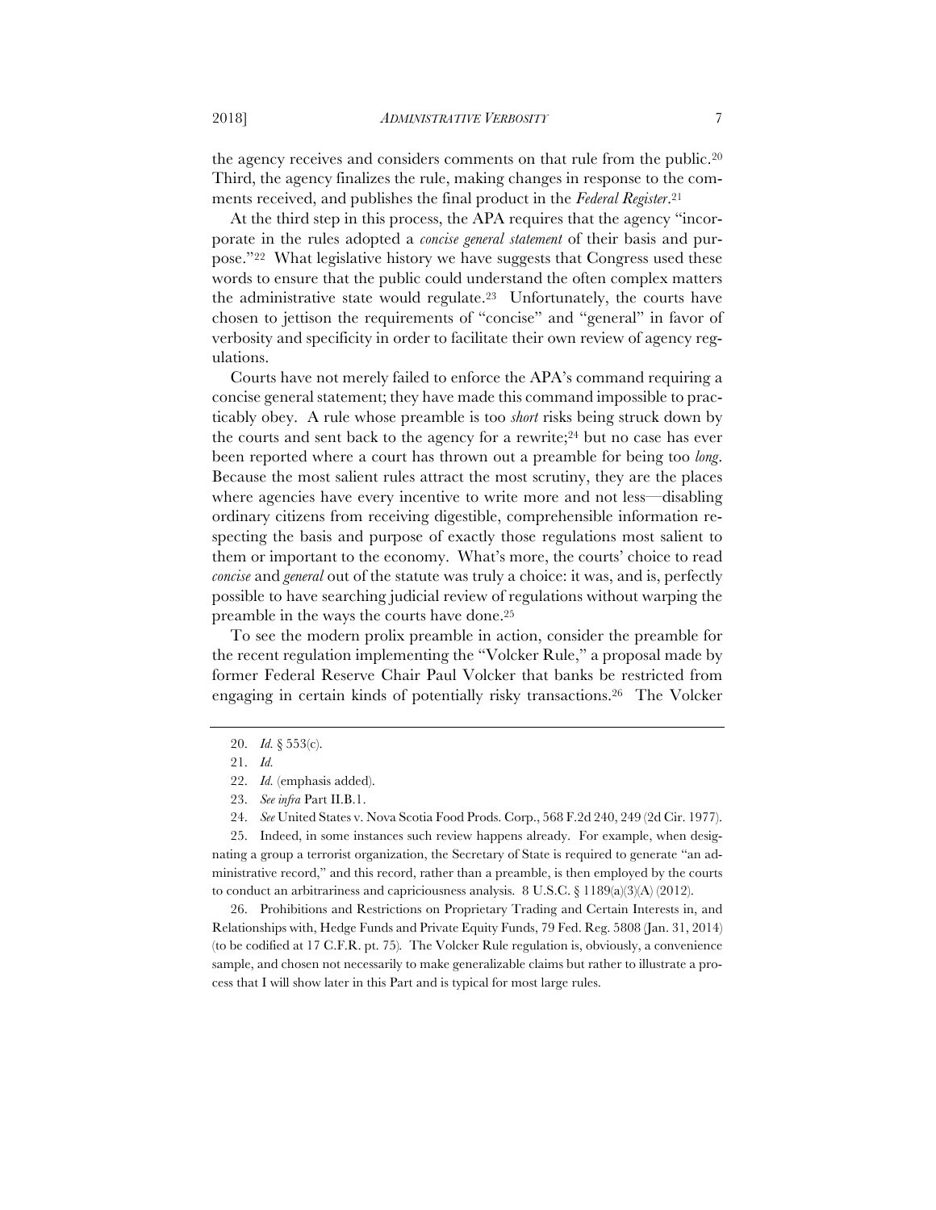the agency receives and considers comments on that rule from the public.[20] Third, the agency finalizes the rule, making changes in response to the comments received, and publishes the final product in the *Federal Register*.[21]

At the third step in this process, the APA requires that the agency "incorporate in the rules adopted a *concise general statement* of their basis and purpose."[22] What legislative history we have suggests that Congress used these words to ensure that the public could understand the often complex matters the administrative state would regulate.[23] Unfortunately, the courts have chosen to jettison the requirements of "concise" and "general" in favor of verbosity and specificity in order to facilitate their own review of agency regulations.

Courts have not merely failed to enforce the APA's command requiring a concise general statement; they have made this command impossible to practicably obey. A rule whose preamble is too *short* risks being struck down by the courts and sent back to the agency for a rewrite;[24] but no case has ever been reported where a court has thrown out a preamble for being too *long*. Because the most salient rules attract the most scrutiny, they are the places where agencies have every incentive to write more and not less—disabling ordinary citizens from receiving digestible, comprehensible information respecting the basis and purpose of exactly those regulations most salient to them or important to the economy. What's more, the courts' choice to read *concise* and *general* out of the statute was truly a choice: it was, and is, perfectly possible to have searching judicial review of regulations without warping the preamble in the ways the courts have done.[25]

To see the modern prolix preamble in action, consider the preamble for the recent regulation implementing the "Volcker Rule," a proposal made by former Federal Reserve Chair Paul Volcker that banks be restricted from engaging in certain kinds of potentially risky transactions.[26] The Volcker

---

20. *Id.* § 553(c).

21. *Id.*

22. *Id.* (emphasis added).

23. *See infra* Part II.B.1.

24. *See* United States v. Nova Scotia Food Prods. Corp., 568 F.2d 240, 249 (2d Cir. 1977).

25. Indeed, in some instances such review happens already. For example, when designating a group a terrorist organization, the Secretary of State is required to generate "an administrative record," and this record, rather than a preamble, is then employed by the courts to conduct an arbitrariness and capriciousness analysis. 8 U.S.C. § 1189(a)(3)(A) (2012).

26. Prohibitions and Restrictions on Proprietary Trading and Certain Interests in, and Relationships with, Hedge Funds and Private Equity Funds, 79 Fed. Reg. 5808 (Jan. 31, 2014) (to be codified at 17 C.F.R. pt. 75). The Volcker Rule regulation is, obviously, a convenience sample, and chosen not necessarily to make generalizable claims but rather to illustrate a process that I will show later in this Part and is typical for most large rules.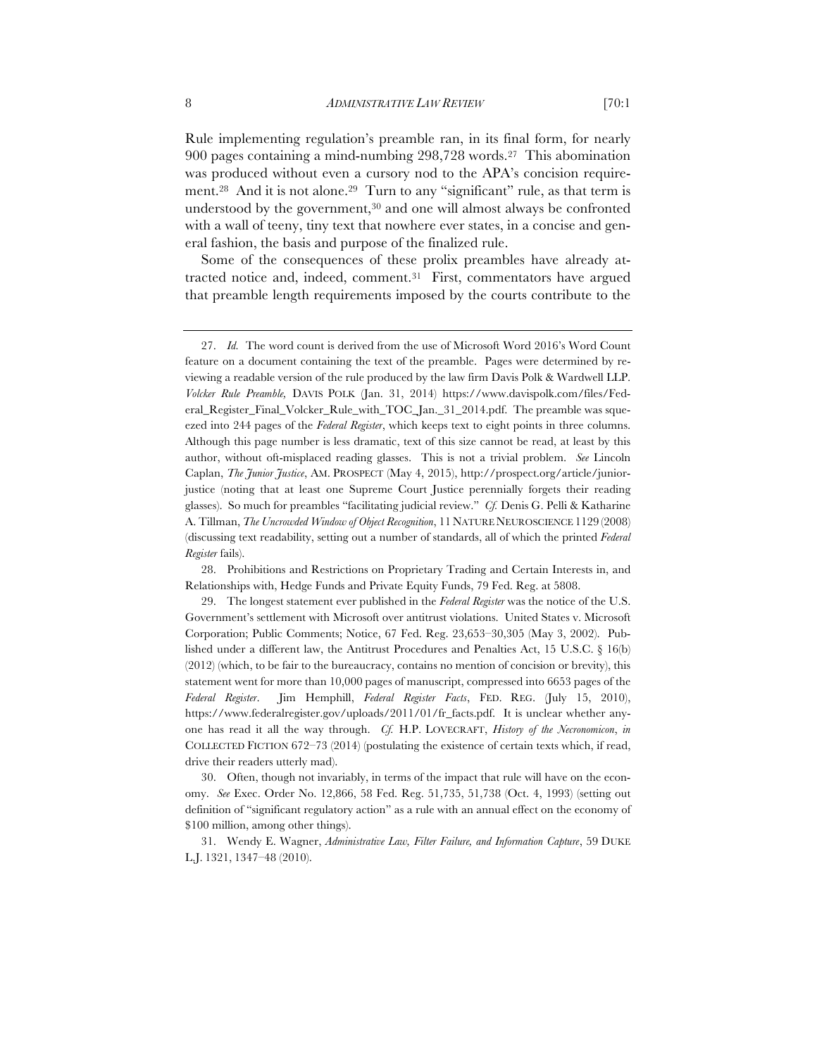Rule implementing regulation's preamble ran, in its final form, for nearly 900 pages containing a mind-numbing 298,728 words.[27] This abomination was produced without even a cursory nod to the APA's concision requirement.[28] And it is not alone.[29] Turn to any "significant" rule, as that term is understood by the government,[30] and one will almost always be confronted with a wall of teeny, tiny text that nowhere ever states, in a concise and general fashion, the basis and purpose of the finalized rule.

Some of the consequences of these prolix preambles have already attracted notice and, indeed, comment.[31] First, commentators have argued that preamble length requirements imposed by the courts contribute to the

---

27. *Id.* The word count is derived from the use of Microsoft Word 2016's Word Count feature on a document containing the text of the preamble. Pages were determined by reviewing a readable version of the rule produced by the law firm Davis Polk & Wardwell LLP. *Volcker Rule Preamble,* DAVIS POLK (Jan. 31, 2014) https://www.davispolk.com/files/Federal_Register_Final_Volcker_Rule_with_TOC_Jan._31_2014.pdf. The preamble was squeezed into 244 pages of the *Federal Register*, which keeps text to eight points in three columns. Although this page number is less dramatic, text of this size cannot be read, at least by this author, without oft-misplaced reading glasses. This is not a trivial problem. *See* Lincoln Caplan, *The Junior Justice*, AM. PROSPECT (May 4, 2015), http://prospect.org/article/junior-justice (noting that at least one Supreme Court Justice perennially forgets their reading glasses). So much for preambles "facilitating judicial review." *Cf.* Denis G. Pelli & Katharine A. Tillman, *The Uncrowded Window of Object Recognition*, 11 NATURE NEUROSCIENCE 1129 (2008) (discussing text readability, setting out a number of standards, all of which the printed *Federal Register* fails).

28. Prohibitions and Restrictions on Proprietary Trading and Certain Interests in, and Relationships with, Hedge Funds and Private Equity Funds, 79 Fed. Reg. at 5808.

29. The longest statement ever published in the *Federal Register* was the notice of the U.S. Government's settlement with Microsoft over antitrust violations. United States v. Microsoft Corporation; Public Comments; Notice, 67 Fed. Reg. 23,653–30,305 (May 3, 2002). Published under a different law, the Antitrust Procedures and Penalties Act, 15 U.S.C. § 16(b) (2012) (which, to be fair to the bureaucracy, contains no mention of concision or brevity), this statement went for more than 10,000 pages of manuscript, compressed into 6653 pages of the *Federal Register*. Jim Hemphill, *Federal Register Facts*, FED. REG. (July 15, 2010), https://www.federalregister.gov/uploads/2011/01/fr_facts.pdf. It is unclear whether anyone has read it all the way through. *Cf.* H.P. LOVECRAFT, *History of the Necronomicon*, *in* COLLECTED FICTION 672–73 (2014) (postulating the existence of certain texts which, if read, drive their readers utterly mad).

30. Often, though not invariably, in terms of the impact that rule will have on the economy. *See* Exec. Order No. 12,866, 58 Fed. Reg. 51,735, 51,738 (Oct. 4, 1993) (setting out definition of "significant regulatory action" as a rule with an annual effect on the economy of \$100 million, among other things).

31. Wendy E. Wagner, *Administrative Law, Filter Failure, and Information Capture*, 59 DUKE L.J. 1321, 1347–48 (2010).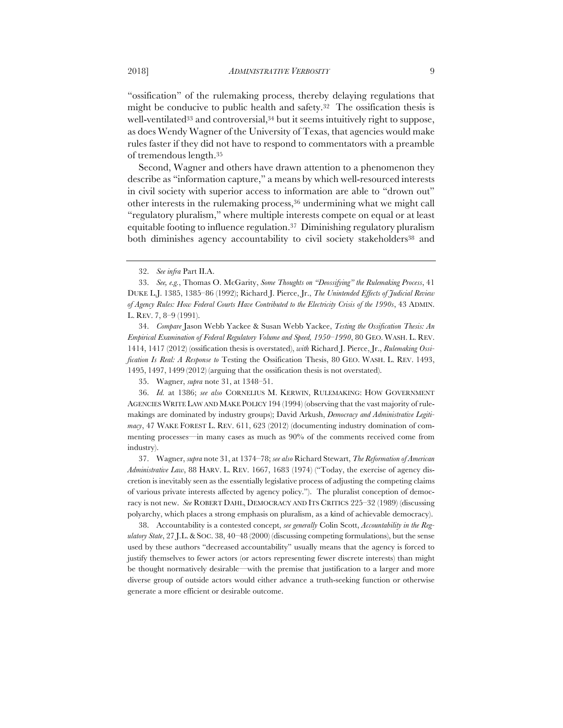"ossification" of the rulemaking process, thereby delaying regulations that might be conducive to public health and safety.[32] The ossification thesis is well-ventilated[33] and controversial,[34] but it seems intuitively right to suppose, as does Wendy Wagner of the University of Texas, that agencies would make rules faster if they did not have to respond to commentators with a preamble of tremendous length.[35]

Second, Wagner and others have drawn attention to a phenomenon they describe as "information capture," a means by which well-resourced interests in civil society with superior access to information are able to "drown out" other interests in the rulemaking process,[36] undermining what we might call "regulatory pluralism," where multiple interests compete on equal or at least equitable footing to influence regulation.[37] Diminishing regulatory pluralism both diminishes agency accountability to civil society stakeholders[38] and

---

32. *See infra* Part II.A.

33. *See, e.g.*, Thomas O. McGarity, *Some Thoughts on "Deossifying" the Rulemaking Process*, 41 DUKE L.J. 1385, 1385–86 (1992); Richard J. Pierce, Jr., *The Unintended Effects of Judicial Review of Agency Rules: How Federal Courts Have Contributed to the Electricity Crisis of the 1990s*, 43 ADMIN. L. REV. 7, 8–9 (1991).

34. *Compare* Jason Webb Yackee & Susan Webb Yackee, *Testing the Ossification Thesis: An Empirical Examination of Federal Regulatory Volume and Speed, 1950–1990*, 80 GEO. WASH. L. REV. 1414, 1417 (2012) (ossification thesis is overstated), *with* Richard J. Pierce, Jr., *Rulemaking Ossification Is Real: A Response to* Testing the Ossification Thesis, 80 GEO. WASH. L. REV. 1493, 1495, 1497, 1499 (2012) (arguing that the ossification thesis is not overstated).

35. Wagner, *supra* note 31, at 1348–51.

36. *Id.* at 1386; *see also* CORNELIUS M. KERWIN, RULEMAKING: HOW GOVERNMENT AGENCIES WRITE LAW AND MAKE POLICY 194 (1994) (observing that the vast majority of rulemakings are dominated by industry groups); David Arkush, *Democracy and Administrative Legitimacy*, 47 WAKE FOREST L. REV. 611, 623 (2012) (documenting industry domination of commenting processes—in many cases as much as 90% of the comments received come from industry).

37. Wagner, *supra* note 31, at 1374–78; *see also* Richard Stewart, *The Reformation of American Administrative Law*, 88 HARV. L. REV. 1667, 1683 (1974) ("Today, the exercise of agency discretion is inevitably seen as the essentially legislative process of adjusting the competing claims of various private interests affected by agency policy."). The pluralist conception of democracy is not new. *See* ROBERT DAHL, DEMOCRACY AND ITS CRITICS 225–32 (1989) (discussing polyarchy, which places a strong emphasis on pluralism, as a kind of achievable democracy).

38. Accountability is a contested concept, *see generally* Colin Scott, *Accountability in the Regulatory State*, 27 J.L. & SOC. 38, 40–48 (2000) (discussing competing formulations), but the sense used by these authors "decreased accountability" usually means that the agency is forced to justify themselves to fewer actors (or actors representing fewer discrete interests) than might be thought normatively desirable—with the premise that justification to a larger and more diverse group of outside actors would either advance a truth-seeking function or otherwise generate a more efficient or desirable outcome.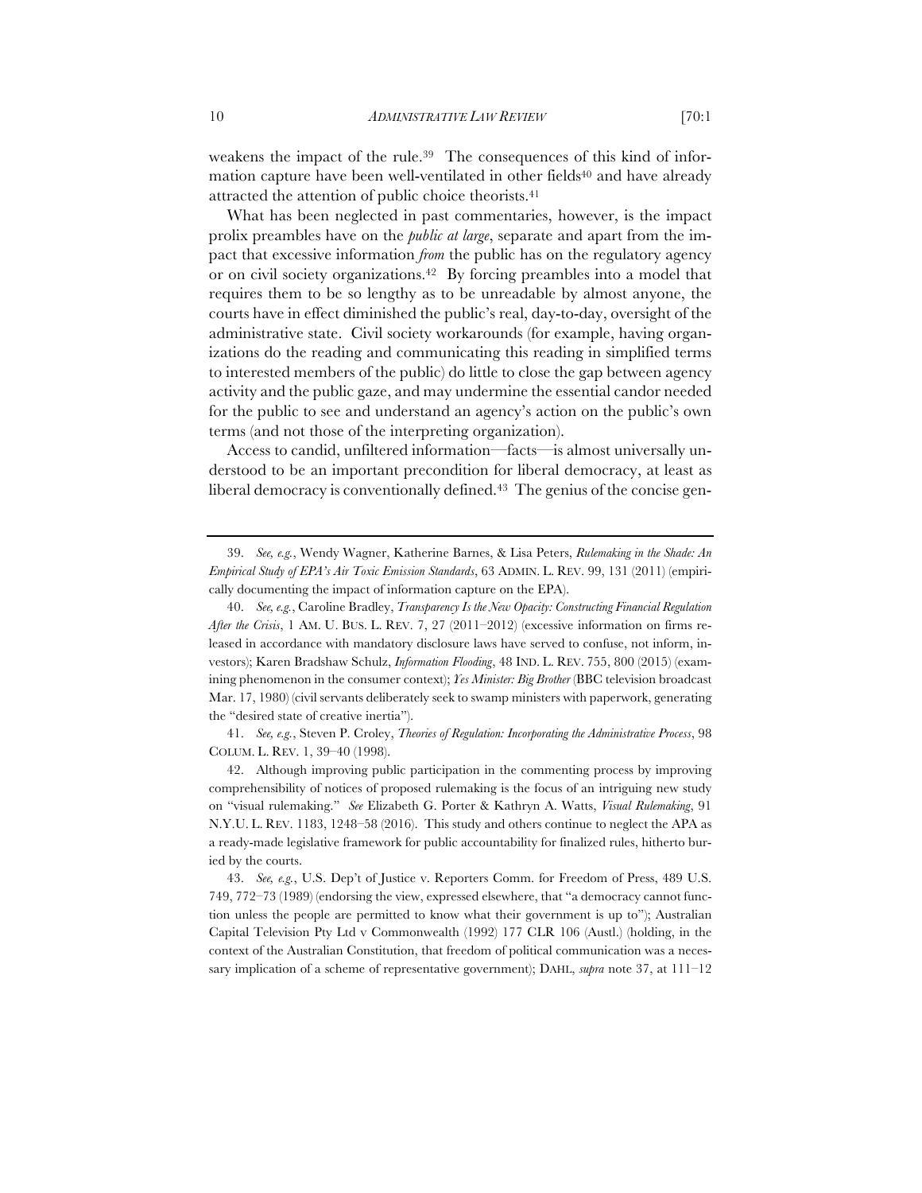weakens the impact of the rule.[39] The consequences of this kind of information capture have been well-ventilated in other fields[40] and have already attracted the attention of public choice theorists.[41]

What has been neglected in past commentaries, however, is the impact prolix preambles have on the *public at large*, separate and apart from the impact that excessive information *from* the public has on the regulatory agency or on civil society organizations.[42] By forcing preambles into a model that requires them to be so lengthy as to be unreadable by almost anyone, the courts have in effect diminished the public's real, day-to-day, oversight of the administrative state. Civil society workarounds (for example, having organizations do the reading and communicating this reading in simplified terms to interested members of the public) do little to close the gap between agency activity and the public gaze, and may undermine the essential candor needed for the public to see and understand an agency's action on the public's own terms (and not those of the interpreting organization).

Access to candid, unfiltered information—facts—is almost universally understood to be an important precondition for liberal democracy, at least as liberal democracy is conventionally defined.[43] The genius of the concise gen-

---

39. *See, e.g.*, Wendy Wagner, Katherine Barnes, & Lisa Peters, *Rulemaking in the Shade: An Empirical Study of EPA's Air Toxic Emission Standards*, 63 ADMIN. L. REV. 99, 131 (2011) (empirically documenting the impact of information capture on the EPA).

40. *See, e.g.*, Caroline Bradley, *Transparency Is the New Opacity: Constructing Financial Regulation After the Crisis*, 1 AM. U. BUS. L. REV. 7, 27 (2011–2012) (excessive information on firms released in accordance with mandatory disclosure laws have served to confuse, not inform, investors); Karen Bradshaw Schulz, *Information Flooding*, 48 IND. L. REV. 755, 800 (2015) (examining phenomenon in the consumer context); *Yes Minister: Big Brother* (BBC television broadcast Mar. 17, 1980) (civil servants deliberately seek to swamp ministers with paperwork, generating the "desired state of creative inertia").

41. *See, e.g.*, Steven P. Croley, *Theories of Regulation: Incorporating the Administrative Process*, 98 COLUM. L. REV. 1, 39–40 (1998).

42. Although improving public participation in the commenting process by improving comprehensibility of notices of proposed rulemaking is the focus of an intriguing new study on "visual rulemaking." *See* Elizabeth G. Porter & Kathryn A. Watts, *Visual Rulemaking*, 91 N.Y.U. L. REV. 1183, 1248–58 (2016). This study and others continue to neglect the APA as a ready-made legislative framework for public accountability for finalized rules, hitherto buried by the courts.

43. *See, e.g.*, U.S. Dep't of Justice v. Reporters Comm. for Freedom of Press, 489 U.S. 749, 772–73 (1989) (endorsing the view, expressed elsewhere, that "a democracy cannot function unless the people are permitted to know what their government is up to"); Australian Capital Television Pty Ltd v Commonwealth (1992) 177 CLR 106 (Austl.) (holding, in the context of the Australian Constitution, that freedom of political communication was a necessary implication of a scheme of representative government); DAHL, *supra* note 37, at 111–12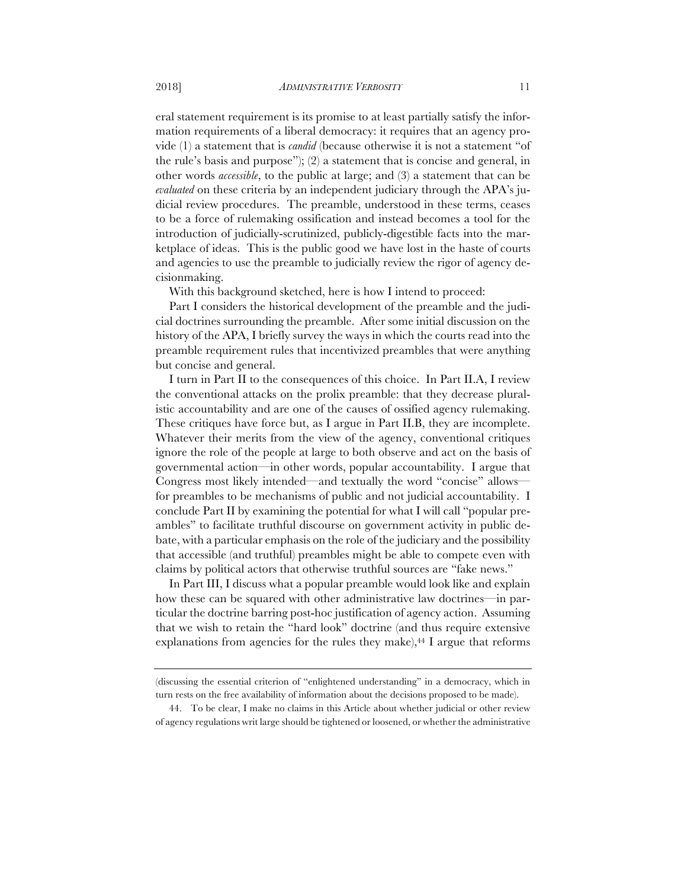eral statement requirement is its promise to at least partially satisfy the information requirements of a liberal democracy: it requires that an agency provide (1) a statement that is *candid* (because otherwise it is not a statement "of the rule's basis and purpose"); (2) a statement that is concise and general, in other words *accessible*, to the public at large; and (3) a statement that can be *evaluated* on these criteria by an independent judiciary through the APA's judicial review procedures. The preamble, understood in these terms, ceases to be a force of rulemaking ossification and instead becomes a tool for the introduction of judicially-scrutinized, publicly-digestible facts into the marketplace of ideas. This is the public good we have lost in the haste of courts and agencies to use the preamble to judicially review the rigor of agency decisionmaking.

With this background sketched, here is how I intend to proceed:

Part I considers the historical development of the preamble and the judicial doctrines surrounding the preamble. After some initial discussion on the history of the APA, I briefly survey the ways in which the courts read into the preamble requirement rules that incentivized preambles that were anything but concise and general.

I turn in Part II to the consequences of this choice. In Part II.A, I review the conventional attacks on the prolix preamble: that they decrease pluralistic accountability and are one of the causes of ossified agency rulemaking. These critiques have force but, as I argue in Part II.B, they are incomplete. Whatever their merits from the view of the agency, conventional critiques ignore the role of the people at large to both observe and act on the basis of governmental action—in other words, popular accountability. I argue that Congress most likely intended—and textually the word "concise" allows—for preambles to be mechanisms of public and not judicial accountability. I conclude Part II by examining the potential for what I will call "popular preambles" to facilitate truthful discourse on government activity in public debate, with a particular emphasis on the role of the judiciary and the possibility that accessible (and truthful) preambles might be able to compete even with claims by political actors that otherwise truthful sources are "fake news."

In Part III, I discuss what a popular preamble would look like and explain how these can be squared with other administrative law doctrines—in particular the doctrine barring post-hoc justification of agency action. Assuming that we wish to retain the "hard look" doctrine (and thus require extensive explanations from agencies for the rules they make),[44] I argue that reforms

---

(discussing the essential criterion of "enlightened understanding" in a democracy, which in turn rests on the free availability of information about the decisions proposed to be made).

44. To be clear, I make no claims in this Article about whether judicial or other review of agency regulations writ large should be tightened or loosened, or whether the administrative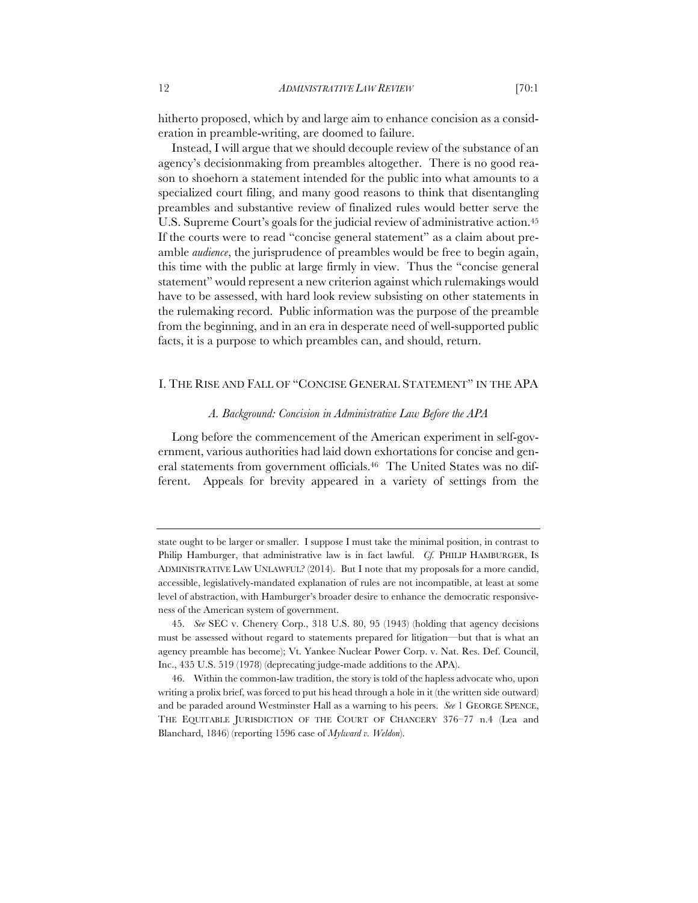hitherto proposed, which by and large aim to enhance concision as a consideration in preamble-writing, are doomed to failure.

Instead, I will argue that we should decouple review of the substance of an agency's decisionmaking from preambles altogether. There is no good reason to shoehorn a statement intended for the public into what amounts to a specialized court filing, and many good reasons to think that disentangling preambles and substantive review of finalized rules would better serve the U.S. Supreme Court's goals for the judicial review of administrative action.[45] If the courts were to read "concise general statement" as a claim about preamble *audience*, the jurisprudence of preambles would be free to begin again, this time with the public at large firmly in view. Thus the "concise general statement" would represent a new criterion against which rulemakings would have to be assessed, with hard look review subsisting on other statements in the rulemaking record. Public information was the purpose of the preamble from the beginning, and in an era in desperate need of well-supported public facts, it is a purpose to which preambles can, and should, return.

## I. The Rise and Fall of "Concise General Statement" in the APA

### *A. Background: Concision in Administrative Law Before the APA*

Long before the commencement of the American experiment in self-government, various authorities had laid down exhortations for concise and general statements from government officials.[46] The United States was no different. Appeals for brevity appeared in a variety of settings from the

---

state ought to be larger or smaller. I suppose I must take the minimal position, in contrast to Philip Hamburger, that administrative law is in fact lawful. *Cf.* PHILIP HAMBURGER, IS ADMINISTRATIVE LAW UNLAWFUL? (2014). But I note that my proposals for a more candid, accessible, legislatively-mandated explanation of rules are not incompatible, at least at some level of abstraction, with Hamburger's broader desire to enhance the democratic responsiveness of the American system of government.

45. *See* SEC v. Chenery Corp., 318 U.S. 80, 95 (1943) (holding that agency decisions must be assessed without regard to statements prepared for litigation—but that is what an agency preamble has become); Vt. Yankee Nuclear Power Corp. v. Nat. Res. Def. Council, Inc., 435 U.S. 519 (1978) (deprecating judge-made additions to the APA).

46. Within the common-law tradition, the story is told of the hapless advocate who, upon writing a prolix brief, was forced to put his head through a hole in it (the written side outward) and be paraded around Westminster Hall as a warning to his peers. *See* 1 GEORGE SPENCE, THE EQUITABLE JURISDICTION OF THE COURT OF CHANCERY 376–77 n.4 (Lea and Blanchard, 1846) (reporting 1596 case of *Mylward v. Weldon*).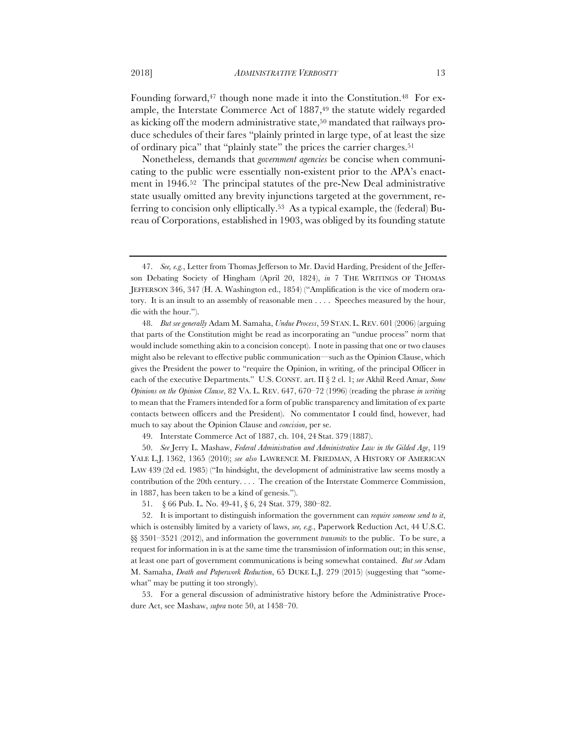Founding forward,[47] though none made it into the Constitution.[48] For example, the Interstate Commerce Act of 1887,[49] the statute widely regarded as kicking off the modern administrative state,[50] mandated that railways produce schedules of their fares "plainly printed in large type, of at least the size of ordinary pica" that "plainly state" the prices the carrier charges.[51]

Nonetheless, demands that *government agencies* be concise when communicating to the public were essentially non-existent prior to the APA's enactment in 1946.[52] The principal statutes of the pre-New Deal administrative state usually omitted any brevity injunctions targeted at the government, referring to concision only elliptically.[53] As a typical example, the (federal) Bureau of Corporations, established in 1903, was obliged by its founding statute

---

47. *See, e.g.*, Letter from Thomas Jefferson to Mr. David Harding, President of the Jefferson Debating Society of Hingham (April 20, 1824), *in* 7 THE WRITINGS OF THOMAS JEFFERSON 346, 347 (H. A. Washington ed., 1854) ("Amplification is the vice of modern oratory. It is an insult to an assembly of reasonable men . . . . Speeches measured by the hour, die with the hour.").

48. *But see generally* Adam M. Samaha, *Undue Process*, 59 STAN. L. REV. 601 (2006) (arguing that parts of the Constitution might be read as incorporating an "undue process" norm that would include something akin to a concision concept). I note in passing that one or two clauses might also be relevant to effective public communication—such as the Opinion Clause, which gives the President the power to "require the Opinion, in writing, of the principal Officer in each of the executive Departments." U.S. CONST. art. II § 2 cl. 1; *see* Akhil Reed Amar, *Some Opinions on the Opinion Clause*, 82 VA. L. REV. 647, 670–72 (1996) (reading the phrase *in writing* to mean that the Framers intended for a form of public transparency and limitation of ex parte contacts between officers and the President). No commentator I could find, however, had much to say about the Opinion Clause and *concision*, per se.

49. Interstate Commerce Act of 1887, ch. 104, 24 Stat. 379 (1887).

50. *See* Jerry L. Mashaw, *Federal Administration and Administrative Law in the Gilded Age*, 119 YALE L.J. 1362, 1365 (2010); *see also* LAWRENCE M. FRIEDMAN, A HISTORY OF AMERICAN LAW 439 (2d ed. 1985) ("In hindsight, the development of administrative law seems mostly a contribution of the 20th century. . . . The creation of the Interstate Commerce Commission, in 1887, has been taken to be a kind of genesis.").

51. § 66 Pub. L. No. 49-41, § 6, 24 Stat. 379, 380–82.

52. It is important to distinguish information the government can *require someone send to it*, which is ostensibly limited by a variety of laws, *see, e.g.*, Paperwork Reduction Act, 44 U.S.C. §§ 3501–3521 (2012), and information the government *transmits* to the public. To be sure, a request for information in is at the same time the transmission of information out; in this sense, at least one part of government communications is being somewhat contained. *But see* Adam M. Samaha, *Death and Paperwork Reduction*, 65 DUKE L.J. 279 (2015) (suggesting that "somewhat" may be putting it too strongly).

53. For a general discussion of administrative history before the Administrative Procedure Act, see Mashaw, *supra* note 50, at 1458–70.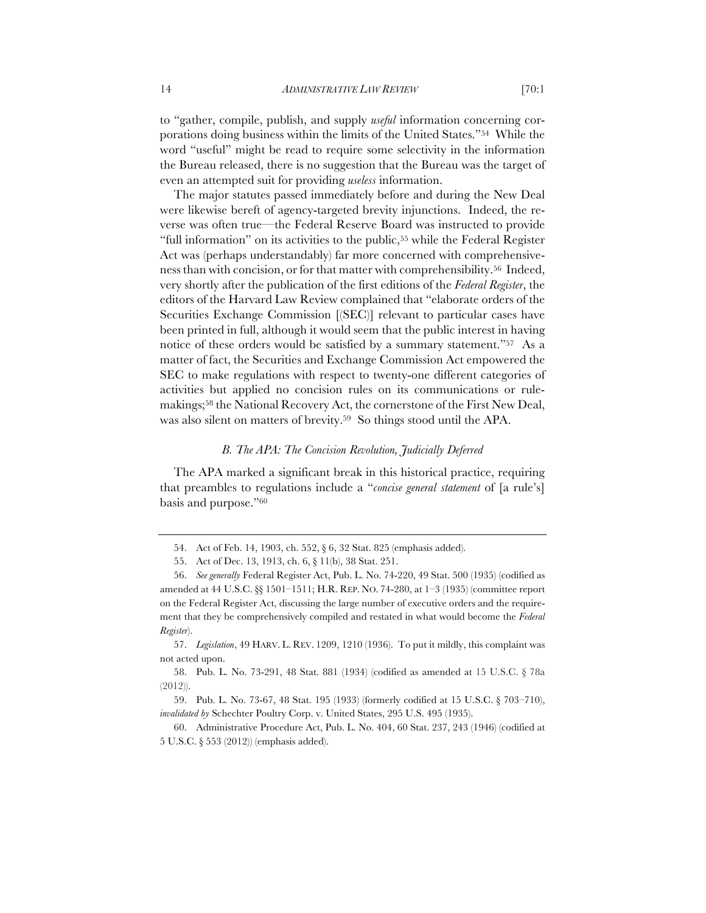to "gather, compile, publish, and supply *useful* information concerning corporations doing business within the limits of the United States."[54] While the word "useful" might be read to require some selectivity in the information the Bureau released, there is no suggestion that the Bureau was the target of even an attempted suit for providing *useless* information.

The major statutes passed immediately before and during the New Deal were likewise bereft of agency-targeted brevity injunctions. Indeed, the reverse was often true—the Federal Reserve Board was instructed to provide "full information" on its activities to the public,[55] while the Federal Register Act was (perhaps understandably) far more concerned with comprehensiveness than with concision, or for that matter with comprehensibility.[56] Indeed, very shortly after the publication of the first editions of the *Federal Register*, the editors of the Harvard Law Review complained that "elaborate orders of the Securities Exchange Commission [(SEC)] relevant to particular cases have been printed in full, although it would seem that the public interest in having notice of these orders would be satisfied by a summary statement."[57] As a matter of fact, the Securities and Exchange Commission Act empowered the SEC to make regulations with respect to twenty-one different categories of activities but applied no concision rules on its communications or rulemakings;[58] the National Recovery Act, the cornerstone of the First New Deal, was also silent on matters of brevity.[59] So things stood until the APA.

### *B. The APA: The Concision Revolution, Judicially Deferred*

The APA marked a significant break in this historical practice, requiring that preambles to regulations include a "*concise general statement* of [a rule's] basis and purpose."[60]

---

54. Act of Feb. 14, 1903, ch. 552, § 6, 32 Stat. 825 (emphasis added).

55. Act of Dec. 13, 1913, ch. 6, § 11(b), 38 Stat. 251.

56. *See generally* Federal Register Act, Pub. L. No. 74-220, 49 Stat. 500 (1935) (codified as amended at 44 U.S.C. §§ 1501–1511; H.R. REP. NO. 74-280, at 1–3 (1935) (committee report on the Federal Register Act, discussing the large number of executive orders and the requirement that they be comprehensively compiled and restated in what would become the *Federal Register*).

57. *Legislation*, 49 HARV. L. REV. 1209, 1210 (1936). To put it mildly, this complaint was not acted upon.

58. Pub. L. No. 73-291, 48 Stat. 881 (1934) (codified as amended at 15 U.S.C. § 78a (2012)).

59. Pub. L. No. 73-67, 48 Stat. 195 (1933) (formerly codified at 15 U.S.C. § 703–710), *invalidated by* Schechter Poultry Corp. v. United States, 295 U.S. 495 (1935).

60. Administrative Procedure Act, Pub. L. No. 404, 60 Stat. 237, 243 (1946) (codified at 5 U.S.C. § 553 (2012)) (emphasis added).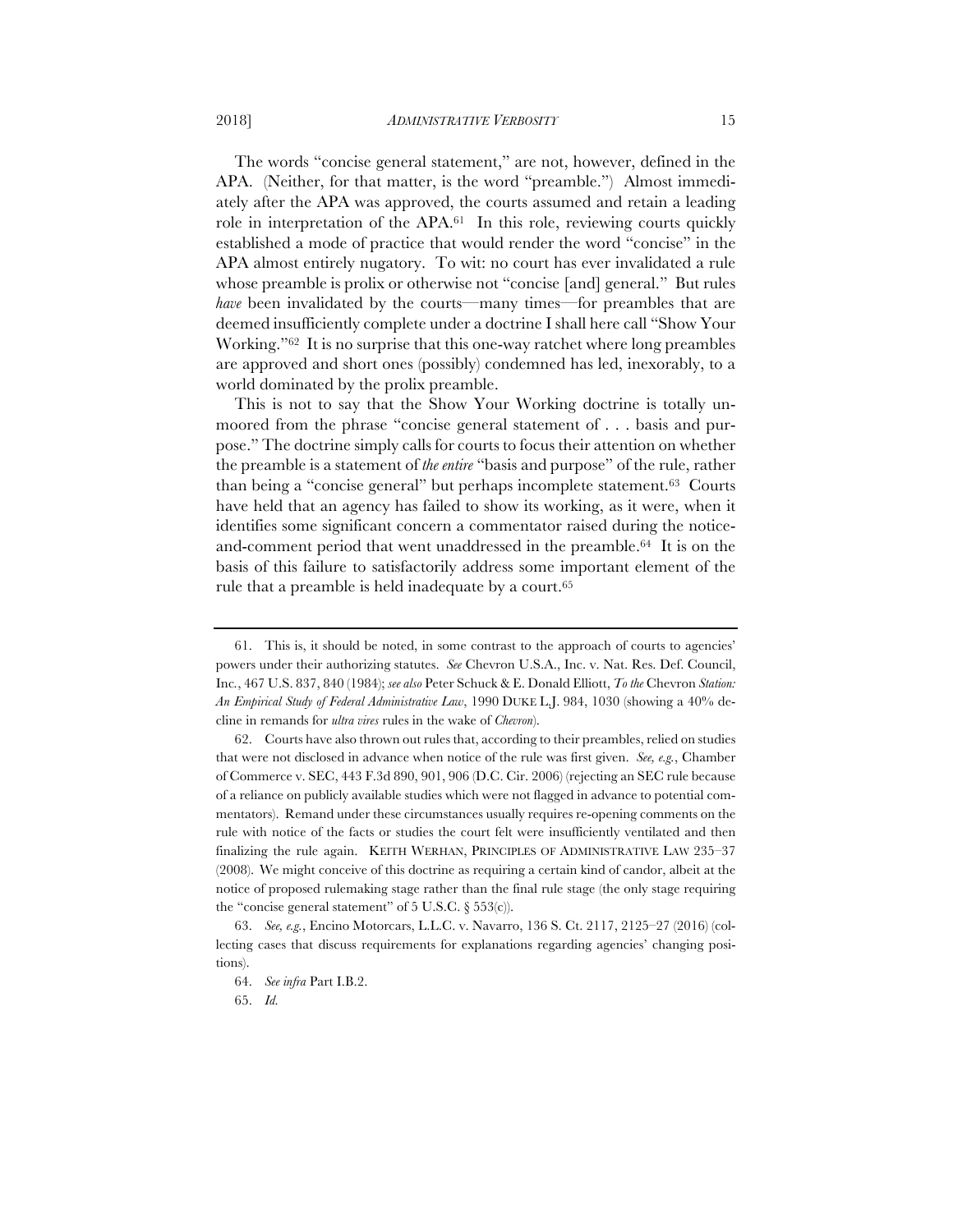The words "concise general statement," are not, however, defined in the APA. (Neither, for that matter, is the word "preamble.") Almost immediately after the APA was approved, the courts assumed and retain a leading role in interpretation of the APA.[61] In this role, reviewing courts quickly established a mode of practice that would render the word "concise" in the APA almost entirely nugatory. To wit: no court has ever invalidated a rule whose preamble is prolix or otherwise not "concise [and] general." But rules *have* been invalidated by the courts—many times—for preambles that are deemed insufficiently complete under a doctrine I shall here call "Show Your Working."[62] It is no surprise that this one-way ratchet where long preambles are approved and short ones (possibly) condemned has led, inexorably, to a world dominated by the prolix preamble.

This is not to say that the Show Your Working doctrine is totally unmoored from the phrase "concise general statement of . . . basis and purpose." The doctrine simply calls for courts to focus their attention on whether the preamble is a statement of *the entire* "basis and purpose" of the rule, rather than being a "concise general" but perhaps incomplete statement.[63] Courts have held that an agency has failed to show its working, as it were, when it identifies some significant concern a commentator raised during the notice-and-comment period that went unaddressed in the preamble.[64] It is on the basis of this failure to satisfactorily address some important element of the rule that a preamble is held inadequate by a court.[65]

---

61. This is, it should be noted, in some contrast to the approach of courts to agencies' powers under their authorizing statutes. *See* Chevron U.S.A., Inc. v. Nat. Res. Def. Council, Inc., 467 U.S. 837, 840 (1984); *see also* Peter Schuck & E. Donald Elliott, *To the* Chevron *Station: An Empirical Study of Federal Administrative Law*, 1990 DUKE L.J. 984, 1030 (showing a 40% decline in remands for *ultra vires* rules in the wake of *Chevron*).

62. Courts have also thrown out rules that, according to their preambles, relied on studies that were not disclosed in advance when notice of the rule was first given. *See, e.g.*, Chamber of Commerce v. SEC, 443 F.3d 890, 901, 906 (D.C. Cir. 2006) (rejecting an SEC rule because of a reliance on publicly available studies which were not flagged in advance to potential commentators). Remand under these circumstances usually requires re-opening comments on the rule with notice of the facts or studies the court felt were insufficiently ventilated and then finalizing the rule again. KEITH WERHAN, PRINCIPLES OF ADMINISTRATIVE LAW 235–37 (2008). We might conceive of this doctrine as requiring a certain kind of candor, albeit at the notice of proposed rulemaking stage rather than the final rule stage (the only stage requiring the "concise general statement" of 5 U.S.C. § 553(c)).

63. *See, e.g.*, Encino Motorcars, L.L.C. v. Navarro, 136 S. Ct. 2117, 2125–27 (2016) (collecting cases that discuss requirements for explanations regarding agencies' changing positions).

64. *See infra* Part I.B.2.

65. *Id.*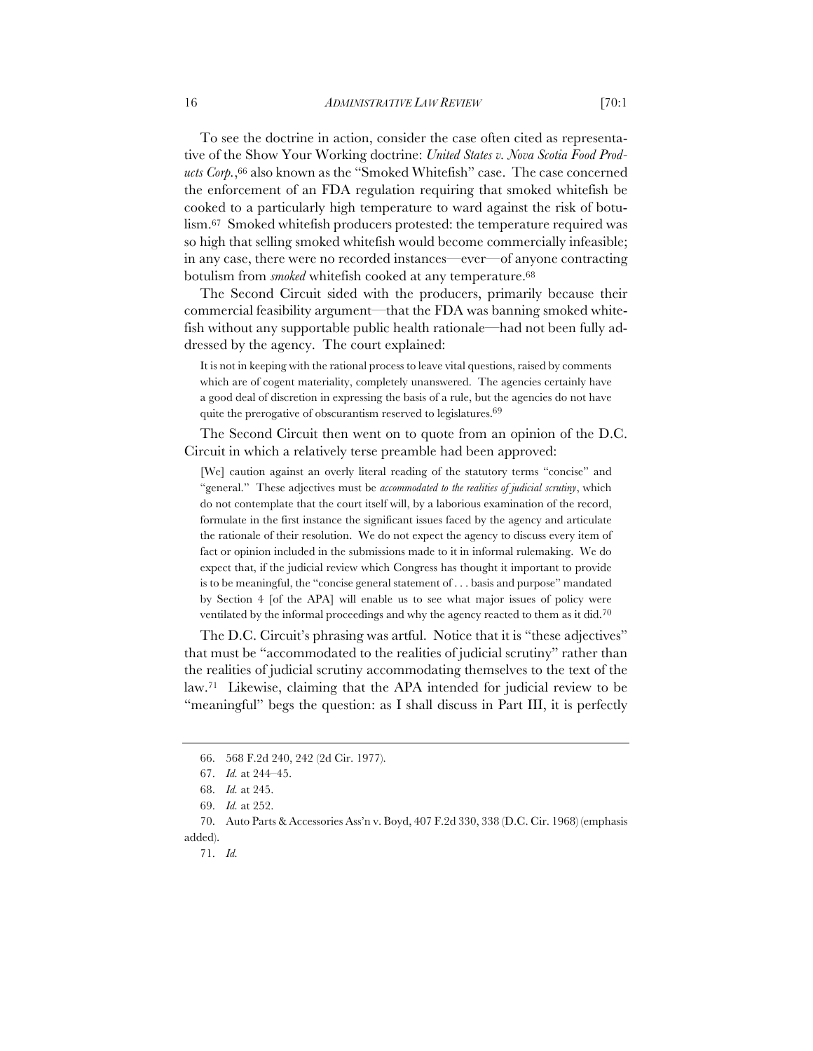To see the doctrine in action, consider the case often cited as representative of the Show Your Working doctrine: *United States v. Nova Scotia Food Products Corp.*,[66] also known as the "Smoked Whitefish" case. The case concerned the enforcement of an FDA regulation requiring that smoked whitefish be cooked to a particularly high temperature to ward against the risk of botulism.[67] Smoked whitefish producers protested: the temperature required was so high that selling smoked whitefish would become commercially infeasible; in any case, there were no recorded instances—ever—of anyone contracting botulism from *smoked* whitefish cooked at any temperature.[68]

The Second Circuit sided with the producers, primarily because their commercial feasibility argument—that the FDA was banning smoked whitefish without any supportable public health rationale—had not been fully addressed by the agency. The court explained:

> It is not in keeping with the rational process to leave vital questions, raised by comments which are of cogent materiality, completely unanswered. The agencies certainly have a good deal of discretion in expressing the basis of a rule, but the agencies do not have quite the prerogative of obscurantism reserved to legislatures.[69]

The Second Circuit then went on to quote from an opinion of the D.C. Circuit in which a relatively terse preamble had been approved:

> [We] caution against an overly literal reading of the statutory terms "concise" and "general." These adjectives must be *accommodated to the realities of judicial scrutiny*, which do not contemplate that the court itself will, by a laborious examination of the record, formulate in the first instance the significant issues faced by the agency and articulate the rationale of their resolution. We do not expect the agency to discuss every item of fact or opinion included in the submissions made to it in informal rulemaking. We do expect that, if the judicial review which Congress has thought it important to provide is to be meaningful, the "concise general statement of . . . basis and purpose" mandated by Section 4 [of the APA] will enable us to see what major issues of policy were ventilated by the informal proceedings and why the agency reacted to them as it did.[70]

The D.C. Circuit's phrasing was artful. Notice that it is "these adjectives" that must be "accommodated to the realities of judicial scrutiny" rather than the realities of judicial scrutiny accommodating themselves to the text of the law.[71] Likewise, claiming that the APA intended for judicial review to be "meaningful" begs the question: as I shall discuss in Part III, it is perfectly

---

66. 568 F.2d 240, 242 (2d Cir. 1977).

67. *Id.* at 244–45.

68. *Id.* at 245.

69. *Id.* at 252.

70. Auto Parts & Accessories Ass'n v. Boyd, 407 F.2d 330, 338 (D.C. Cir. 1968) (emphasis added).

71. *Id.*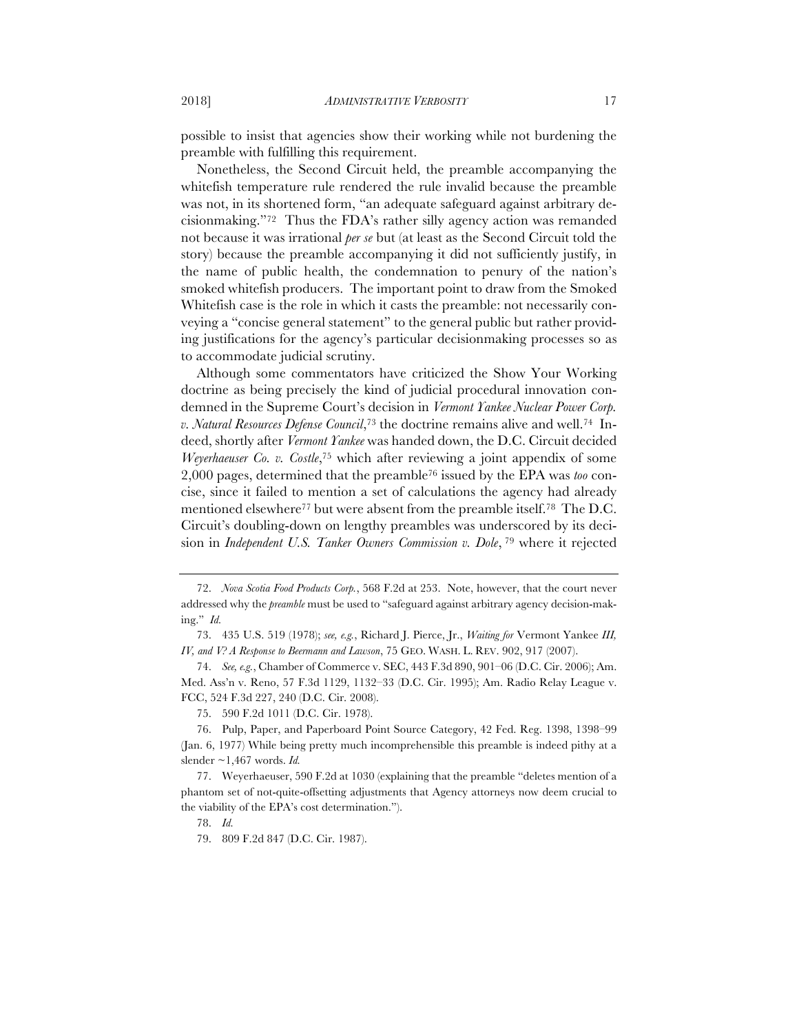possible to insist that agencies show their working while not burdening the preamble with fulfilling this requirement.

Nonetheless, the Second Circuit held, the preamble accompanying the whitefish temperature rule rendered the rule invalid because the preamble was not, in its shortened form, "an adequate safeguard against arbitrary decisionmaking."[72] Thus the FDA's rather silly agency action was remanded not because it was irrational *per se* but (at least as the Second Circuit told the story) because the preamble accompanying it did not sufficiently justify, in the name of public health, the condemnation to penury of the nation's smoked whitefish producers. The important point to draw from the Smoked Whitefish case is the role in which it casts the preamble: not necessarily conveying a "concise general statement" to the general public but rather providing justifications for the agency's particular decisionmaking processes so as to accommodate judicial scrutiny.

Although some commentators have criticized the Show Your Working doctrine as being precisely the kind of judicial procedural innovation condemned in the Supreme Court's decision in *Vermont Yankee Nuclear Power Corp. v. Natural Resources Defense Council*,[73] the doctrine remains alive and well.[74] Indeed, shortly after *Vermont Yankee* was handed down, the D.C. Circuit decided *Weyerhaeuser Co. v. Costle*,[75] which after reviewing a joint appendix of some 2,000 pages, determined that the preamble[76] issued by the EPA was *too* concise, since it failed to mention a set of calculations the agency had already mentioned elsewhere[77] but were absent from the preamble itself.[78] The D.C. Circuit's doubling-down on lengthy preambles was underscored by its decision in *Independent U.S. Tanker Owners Commission v. Dole*, [79] where it rejected

---

72. *Nova Scotia Food Products Corp.*, 568 F.2d at 253. Note, however, that the court never addressed why the *preamble* must be used to "safeguard against arbitrary agency decision-making." *Id.*

73. 435 U.S. 519 (1978); *see, e.g.*, Richard J. Pierce, Jr., *Waiting for* Vermont Yankee *III, IV, and V? A Response to Beermann and Lawson*, 75 GEO. WASH. L. REV. 902, 917 (2007).

74. *See, e.g.*, Chamber of Commerce v. SEC, 443 F.3d 890, 901–06 (D.C. Cir. 2006); Am. Med. Ass'n v. Reno, 57 F.3d 1129, 1132–33 (D.C. Cir. 1995); Am. Radio Relay League v. FCC, 524 F.3d 227, 240 (D.C. Cir. 2008).

75. 590 F.2d 1011 (D.C. Cir. 1978).

76. Pulp, Paper, and Paperboard Point Source Category, 42 Fed. Reg. 1398, 1398–99 (Jan. 6, 1977) While being pretty much incomprehensible this preamble is indeed pithy at a slender ~1,467 words. *Id.*

77. Weyerhauser, 590 F.2d at 1030 (explaining that the preamble "deletes mention of a phantom set of not-quite-offsetting adjustments that Agency attorneys now deem crucial to the viability of the EPA's cost determination.").

78. *Id.*

79. 809 F.2d 847 (D.C. Cir. 1987).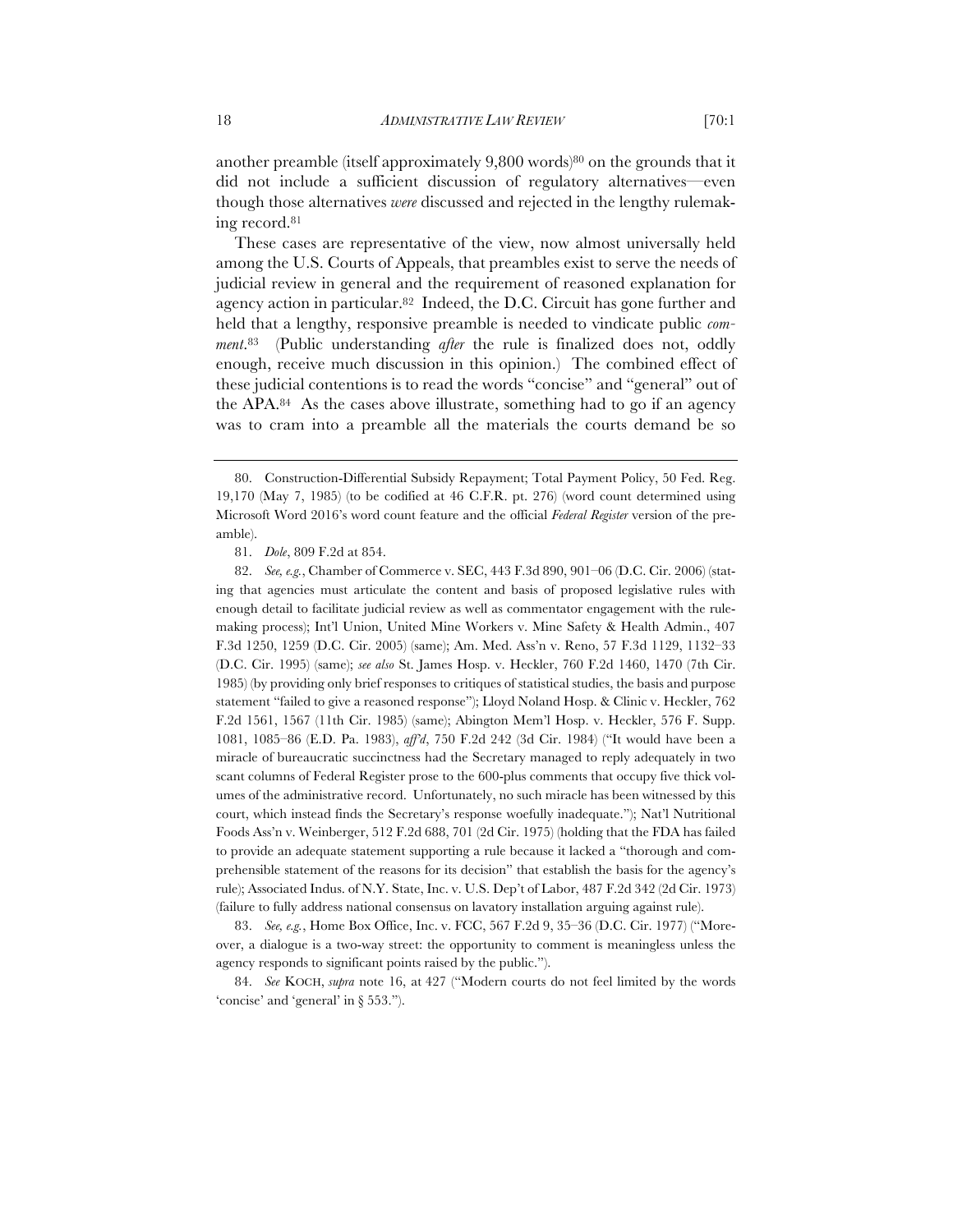another preamble (itself approximately 9,800 words)[80] on the grounds that it did not include a sufficient discussion of regulatory alternatives—even though those alternatives *were* discussed and rejected in the lengthy rulemaking record.[81]

These cases are representative of the view, now almost universally held among the U.S. Courts of Appeals, that preambles exist to serve the needs of judicial review in general and the requirement of reasoned explanation for agency action in particular.[82] Indeed, the D.C. Circuit has gone further and held that a lengthy, responsive preamble is needed to vindicate public *comment*.[83] (Public understanding *after* the rule is finalized does not, oddly enough, receive much discussion in this opinion.) The combined effect of these judicial contentions is to read the words "concise" and "general" out of the APA.[84] As the cases above illustrate, something had to go if an agency was to cram into a preamble all the materials the courts demand be so

---

80. Construction-Differential Subsidy Repayment; Total Payment Policy, 50 Fed. Reg. 19,170 (May 7, 1985) (to be codified at 46 C.F.R. pt. 276) (word count determined using Microsoft Word 2016's word count feature and the official *Federal Register* version of the preamble).

81. *Dole*, 809 F.2d at 854.

82. *See, e.g.*, Chamber of Commerce v. SEC, 443 F.3d 890, 901–06 (D.C. Cir. 2006) (stating that agencies must articulate the content and basis of proposed legislative rules with enough detail to facilitate judicial review as well as commentator engagement with the rulemaking process); Int'l Union, United Mine Workers v. Mine Safety & Health Admin., 407 F.3d 1250, 1259 (D.C. Cir. 2005) (same); Am. Med. Ass'n v. Reno, 57 F.3d 1129, 1132–33 (D.C. Cir. 1995) (same); *see also* St. James Hosp. v. Heckler, 760 F.2d 1460, 1470 (7th Cir. 1985) (by providing only brief responses to critiques of statistical studies, the basis and purpose statement "failed to give a reasoned response"); Lloyd Noland Hosp. & Clinic v. Heckler, 762 F.2d 1561, 1567 (11th Cir. 1985) (same); Abington Mem'l Hosp. v. Heckler, 576 F. Supp. 1081, 1085–86 (E.D. Pa. 1983), *aff'd*, 750 F.2d 242 (3d Cir. 1984) ("It would have been a miracle of bureaucratic succinctness had the Secretary managed to reply adequately in two scant columns of Federal Register prose to the 600-plus comments that occupy five thick volumes of the administrative record. Unfortunately, no such miracle has been witnessed by this court, which instead finds the Secretary's response woefully inadequate."); Nat'l Nutritional Foods Ass'n v. Weinberger, 512 F.2d 688, 701 (2d Cir. 1975) (holding that the FDA has failed to provide an adequate statement supporting a rule because it lacked a "thorough and comprehensible statement of the reasons for its decision" that establish the basis for the agency's rule); Associated Indus. of N.Y. State, Inc. v. U.S. Dep't of Labor, 487 F.2d 342 (2d Cir. 1973) (failure to fully address national consensus on lavatory installation arguing against rule).

83. *See, e.g.*, Home Box Office, Inc. v. FCC, 567 F.2d 9, 35–36 (D.C. Cir. 1977) ("Moreover, a dialogue is a two-way street: the opportunity to comment is meaningless unless the agency responds to significant points raised by the public.").

84. *See* KOCH, *supra* note 16, at 427 ("Modern courts do not feel limited by the words 'concise' and 'general' in § 553.").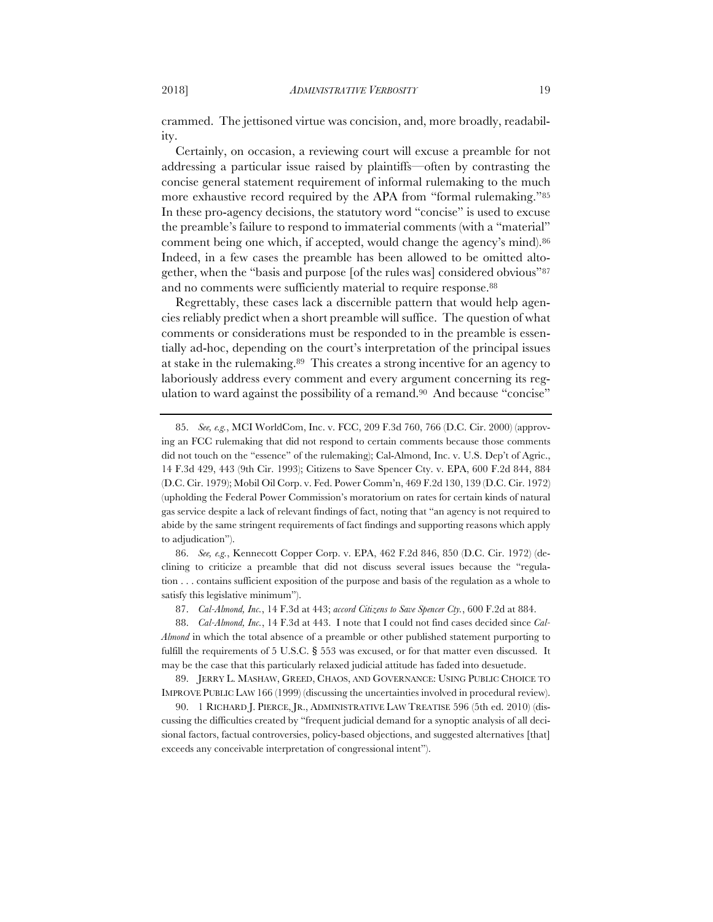crammed. The jettisoned virtue was concision, and, more broadly, readability.

Certainly, on occasion, a reviewing court will excuse a preamble for not addressing a particular issue raised by plaintiffs—often by contrasting the concise general statement requirement of informal rulemaking to the much more exhaustive record required by the APA from "formal rulemaking."[85] In these pro-agency decisions, the statutory word "concise" is used to excuse the preamble's failure to respond to immaterial comments (with a "material" comment being one which, if accepted, would change the agency's mind).[86] Indeed, in a few cases the preamble has been allowed to be omitted altogether, when the "basis and purpose [of the rules was] considered obvious"[87] and no comments were sufficiently material to require response.[88]

Regrettably, these cases lack a discernible pattern that would help agencies reliably predict when a short preamble will suffice. The question of what comments or considerations must be responded to in the preamble is essentially ad-hoc, depending on the court's interpretation of the principal issues at stake in the rulemaking.[89] This creates a strong incentive for an agency to laboriously address every comment and every argument concerning its regulation to ward against the possibility of a remand.[90] And because "concise"

---

85. *See, e.g.*, MCI WorldCom, Inc. v. FCC, 209 F.3d 760, 766 (D.C. Cir. 2000) (approving an FCC rulemaking that did not respond to certain comments because those comments did not touch on the "essence" of the rulemaking); Cal-Almond, Inc. v. U.S. Dep't of Agric., 14 F.3d 429, 443 (9th Cir. 1993); Citizens to Save Spencer Cty. v. EPA, 600 F.2d 844, 884 (D.C. Cir. 1979); Mobil Oil Corp. v. Fed. Power Comm'n, 469 F.2d 130, 139 (D.C. Cir. 1972) (upholding the Federal Power Commission's moratorium on rates for certain kinds of natural gas service despite a lack of relevant findings of fact, noting that "an agency is not required to abide by the same stringent requirements of fact findings and supporting reasons which apply to adjudication").

86. *See, e.g.*, Kennecott Copper Corp. v. EPA, 462 F.2d 846, 850 (D.C. Cir. 1972) (declining to criticize a preamble that did not discuss several issues because the "regulation . . . contains sufficient exposition of the purpose and basis of the regulation as a whole to satisfy this legislative minimum").

87. *Cal-Almond, Inc.*, 14 F.3d at 443; *accord Citizens to Save Spencer Cty.*, 600 F.2d at 884.

88. *Cal-Almond, Inc.*, 14 F.3d at 443. I note that I could not find cases decided since *Cal-Almond* in which the total absence of a preamble or other published statement purporting to fulfill the requirements of 5 U.S.C. § 553 was excused, or for that matter even discussed. It may be the case that this particularly relaxed judicial attitude has faded into desuetude.

89. JERRY L. MASHAW, GREED, CHAOS, AND GOVERNANCE: USING PUBLIC CHOICE TO IMPROVE PUBLIC LAW 166 (1999) (discussing the uncertainties involved in procedural review).

90. 1 RICHARD J. PIERCE, JR., ADMINISTRATIVE LAW TREATISE 596 (5th ed. 2010) (discussing the difficulties created by "frequent judicial demand for a synoptic analysis of all decisional factors, factual controversies, policy-based objections, and suggested alternatives [that] exceeds any conceivable interpretation of congressional intent").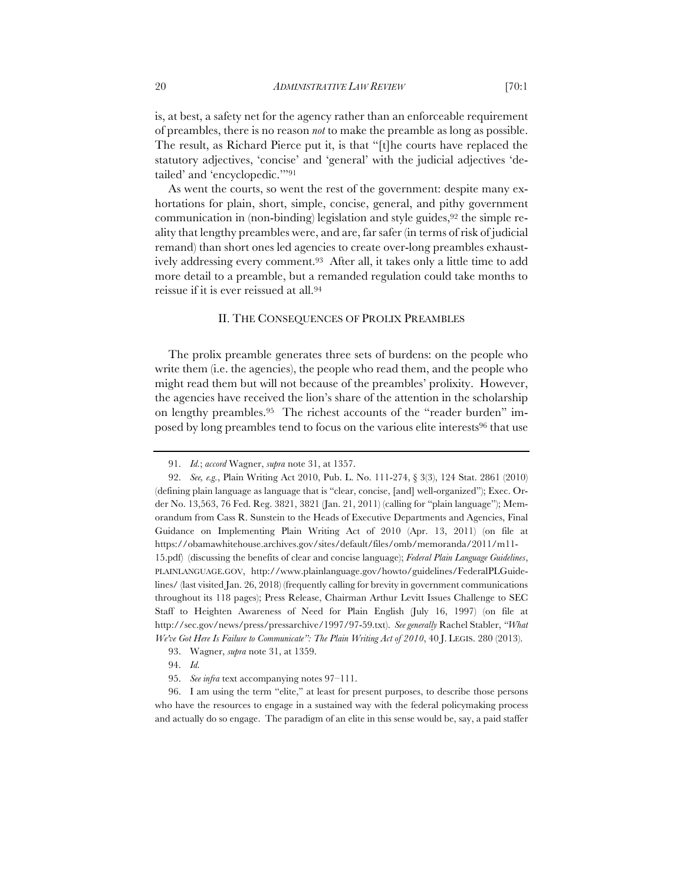is, at best, a safety net for the agency rather than an enforceable requirement of preambles, there is no reason *not* to make the preamble as long as possible. The result, as Richard Pierce put it, is that "[t]he courts have replaced the statutory adjectives, 'concise' and 'general' with the judicial adjectives 'detailed' and 'encyclopedic.'"[91]

As went the courts, so went the rest of the government: despite many exhortations for plain, short, simple, concise, general, and pithy government communication in (non-binding) legislation and style guides,[92] the simple reality that lengthy preambles were, and are, far safer (in terms of risk of judicial remand) than short ones led agencies to create over-long preambles exhaustively addressing every comment.[93] After all, it takes only a little time to add more detail to a preamble, but a remanded regulation could take months to reissue if it is ever reissued at all.[94]

## II. THE CONSEQUENCES OF PROLIX PREAMBLES

The prolix preamble generates three sets of burdens: on the people who write them (i.e. the agencies), the people who read them, and the people who might read them but will not because of the preambles' prolixity. However, the agencies have received the lion's share of the attention in the scholarship on lengthy preambles.[95] The richest accounts of the "reader burden" imposed by long preambles tend to focus on the various elite interests[96] that use

---

91. *Id.*; *accord* Wagner, *supra* note 31, at 1357.

92. *See, e.g.*, Plain Writing Act 2010, Pub. L. No. 111-274, § 3(3), 124 Stat. 2861 (2010) (defining plain language as language that is "clear, concise, [and] well-organized"); Exec. Order No. 13,563, 76 Fed. Reg. 3821, 3821 (Jan. 21, 2011) (calling for "plain language"); Memorandum from Cass R. Sunstein to the Heads of Executive Departments and Agencies, Final Guidance on Implementing Plain Writing Act of 2010 (Apr. 13, 2011) (on file at https://obamawhitehouse.archives.gov/sites/default/files/omb/memoranda/2011/m11-15.pdf) (discussing the benefits of clear and concise language); *Federal Plain Language Guidelines*, PLAINLANGUAGE.GOV, http://www.plainlanguage.gov/howto/guidelines/FederalPLGuidelines/ (last visited Jan. 26, 2018) (frequently calling for brevity in government communications throughout its 118 pages); Press Release, Chairman Arthur Levitt Issues Challenge to SEC Staff to Heighten Awareness of Need for Plain English (July 16, 1997) (on file at http://sec.gov/news/press/pressarchive/1997/97-59.txt). *See generally* Rachel Stabler, *"What We've Got Here Is Failure to Communicate": The Plain Writing Act of 2010*, 40 J. LEGIS. 280 (2013).

93. Wagner, *supra* note 31, at 1359.

94. *Id.*

95. *See infra* text accompanying notes 97–111.

96. I am using the term "elite," at least for present purposes, to describe those persons who have the resources to engage in a sustained way with the federal policymaking process and actually do so engage. The paradigm of an elite in this sense would be, say, a paid staffer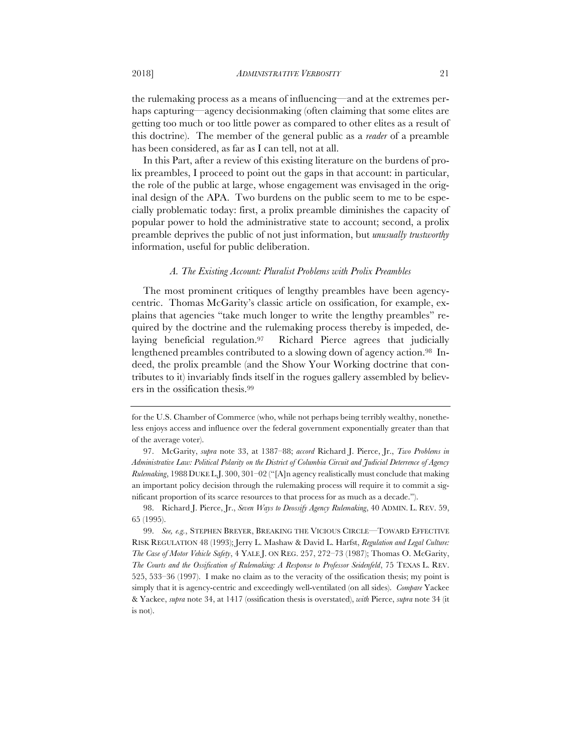the rulemaking process as a means of influencing—and at the extremes perhaps capturing—agency decisionmaking (often claiming that some elites are getting too much or too little power as compared to other elites as a result of this doctrine). The member of the general public as a *reader* of a preamble has been considered, as far as I can tell, not at all.

In this Part, after a review of this existing literature on the burdens of prolix preambles, I proceed to point out the gaps in that account: in particular, the role of the public at large, whose engagement was envisaged in the original design of the APA. Two burdens on the public seem to me to be especially problematic today: first, a prolix preamble diminishes the capacity of popular power to hold the administrative state to account; second, a prolix preamble deprives the public of not just information, but *unusually trustworthy* information, useful for public deliberation.

### *A. The Existing Account: Pluralist Problems with Prolix Preambles*

The most prominent critiques of lengthy preambles have been agency-centric. Thomas McGarity's classic article on ossification, for example, explains that agencies "take much longer to write the lengthy preambles" required by the doctrine and the rulemaking process thereby is impeded, delaying beneficial regulation.[97] Richard Pierce agrees that judicially lengthened preambles contributed to a slowing down of agency action.[98] Indeed, the prolix preamble (and the Show Your Working doctrine that contributes to it) invariably finds itself in the rogues gallery assembled by believers in the ossification thesis.[99]

---

for the U.S. Chamber of Commerce (who, while not perhaps being terribly wealthy, nonetheless enjoys access and influence over the federal government exponentially greater than that of the average voter).

97. McGarity, *supra* note 33, at 1387–88; *accord* Richard J. Pierce, Jr., *Two Problems in Administrative Law: Political Polarity on the District of Columbia Circuit and Judicial Deterrence of Agency Rulemaking*, 1988 DUKE L.J. 300, 301–02 ("[A]n agency realistically must conclude that making an important policy decision through the rulemaking process will require it to commit a significant proportion of its scarce resources to that process for as much as a decade.").

98. Richard J. Pierce, Jr., *Seven Ways to Deossify Agency Rulemaking*, 40 ADMIN. L. REV. 59, 65 (1995).

99. *See, e.g.*, STEPHEN BREYER, BREAKING THE VICIOUS CIRCLE—TOWARD EFFECTIVE RISK REGULATION 48 (1993); Jerry L. Mashaw & David L. Harfst, *Regulation and Legal Culture: The Case of Motor Vehicle Safety*, 4 YALE J. ON REG. 257, 272–73 (1987); Thomas O. McGarity, *The Courts and the Ossification of Rulemaking: A Response to Professor Seidenfeld*, 75 TEXAS L. REV. 525, 533–36 (1997). I make no claim as to the veracity of the ossification thesis; my point is simply that it is agency-centric and exceedingly well-ventilated (on all sides). *Compare* Yackee & Yackee, *supra* note 34, at 1417 (ossification thesis is overstated), *with* Pierce, *supra* note 34 (it is not).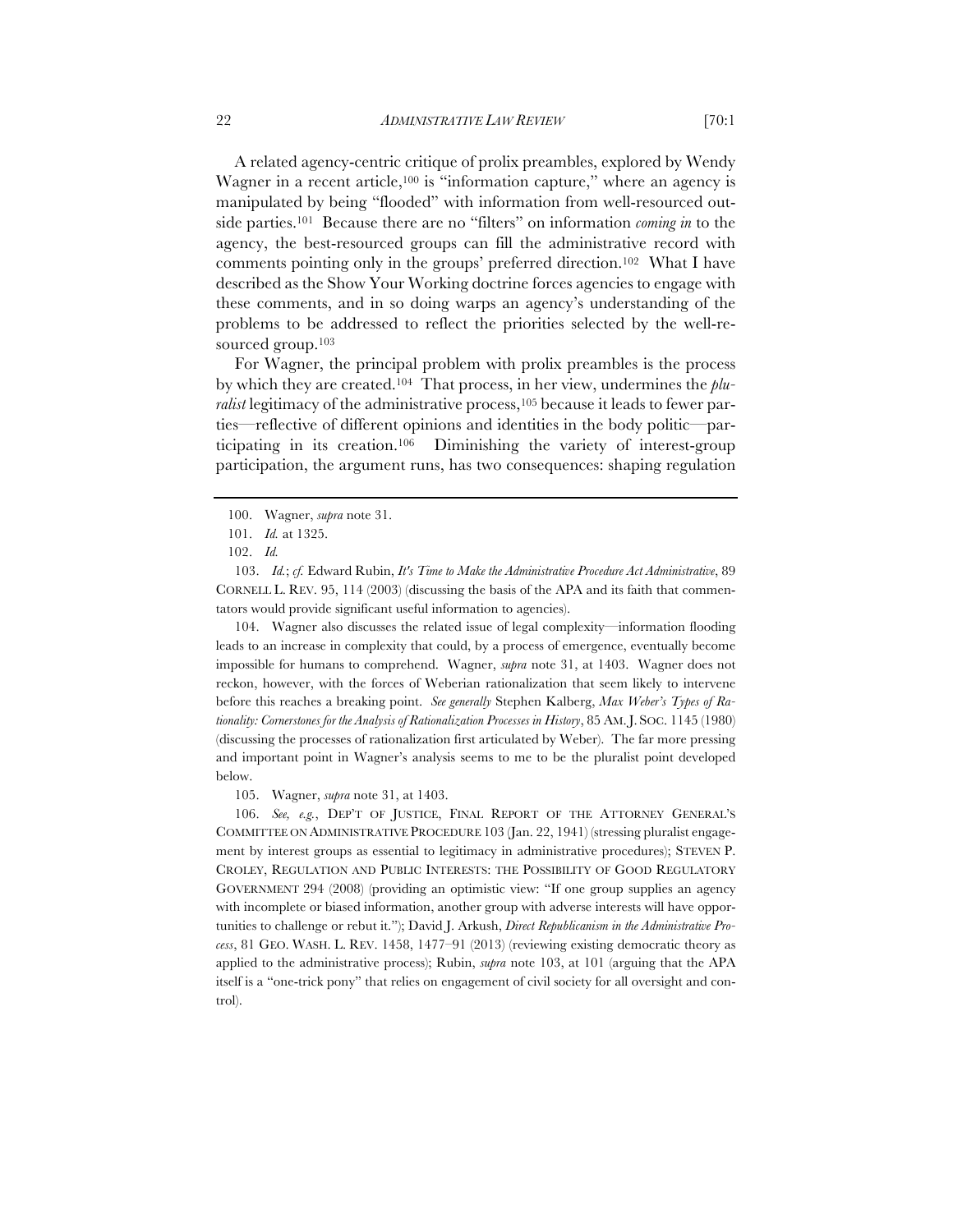A related agency-centric critique of prolix preambles, explored by Wendy Wagner in a recent article,[100] is "information capture," where an agency is manipulated by being "flooded" with information from well-resourced outside parties.[101] Because there are no "filters" on information *coming in* to the agency, the best-resourced groups can fill the administrative record with comments pointing only in the groups' preferred direction.[102] What I have described as the Show Your Working doctrine forces agencies to engage with these comments, and in so doing warps an agency's understanding of the problems to be addressed to reflect the priorities selected by the well-resourced group.[103]

For Wagner, the principal problem with prolix preambles is the process by which they are created.[104] That process, in her view, undermines the *pluralist* legitimacy of the administrative process,[105] because it leads to fewer parties—reflective of different opinions and identities in the body politic—participating in its creation.[106] Diminishing the variety of interest-group participation, the argument runs, has two consequences: shaping regulation

---

100. Wagner, *supra* note 31.

101. *Id.* at 1325.

102. *Id.*

103. *Id.*; *cf.* Edward Rubin, *It's Time to Make the Administrative Procedure Act Administrative*, 89 CORNELL L. REV. 95, 114 (2003) (discussing the basis of the APA and its faith that commentators would provide significant useful information to agencies).

104. Wagner also discusses the related issue of legal complexity—information flooding leads to an increase in complexity that could, by a process of emergence, eventually become impossible for humans to comprehend. Wagner, *supra* note 31, at 1403. Wagner does not reckon, however, with the forces of Weberian rationalization that seem likely to intervene before this reaches a breaking point. *See generally* Stephen Kalberg, *Max Weber's Types of Rationality: Cornerstones for the Analysis of Rationalization Processes in History*, 85 AM. J. SOC. 1145 (1980) (discussing the processes of rationalization first articulated by Weber). The far more pressing and important point in Wagner's analysis seems to me to be the pluralist point developed below.

105. Wagner, *supra* note 31, at 1403.

106. *See, e.g.*, DEP'T OF JUSTICE, FINAL REPORT OF THE ATTORNEY GENERAL'S COMMITTEE ON ADMINISTRATIVE PROCEDURE 103 (Jan. 22, 1941) (stressing pluralist engagement by interest groups as essential to legitimacy in administrative procedures); STEVEN P. CROLEY, REGULATION AND PUBLIC INTERESTS: THE POSSIBILITY OF GOOD REGULATORY GOVERNMENT 294 (2008) (providing an optimistic view: "If one group supplies an agency with incomplete or biased information, another group with adverse interests will have opportunities to challenge or rebut it."); David J. Arkush, *Direct Republicanism in the Administrative Process*, 81 GEO. WASH. L. REV. 1458, 1477–91 (2013) (reviewing existing democratic theory as applied to the administrative process); Rubin, *supra* note 103, at 101 (arguing that the APA itself is a "one-trick pony" that relies on engagement of civil society for all oversight and control).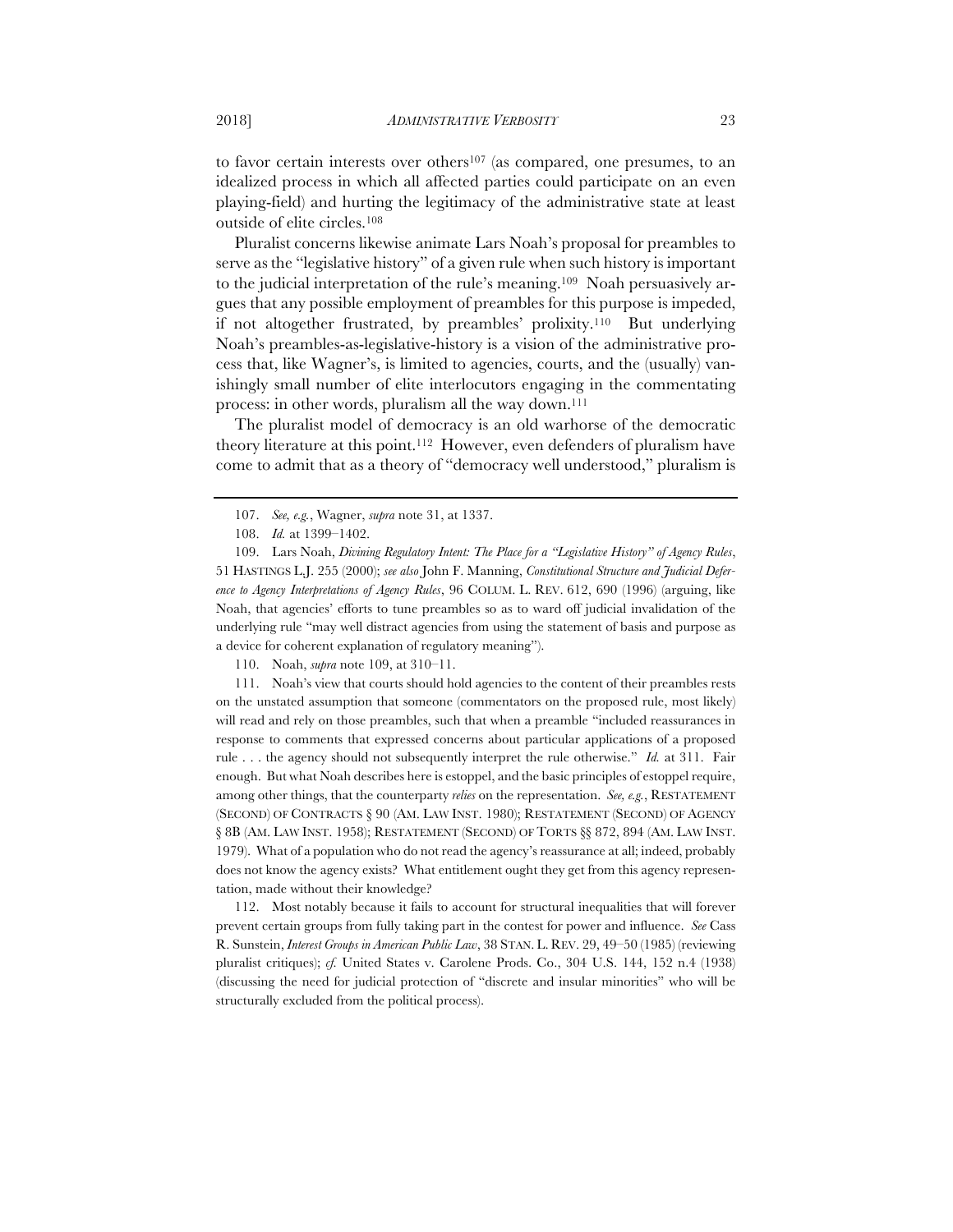to favor certain interests over others[107] (as compared, one presumes, to an idealized process in which all affected parties could participate on an even playing-field) and hurting the legitimacy of the administrative state at least outside of elite circles.[108]

Pluralist concerns likewise animate Lars Noah's proposal for preambles to serve as the "legislative history" of a given rule when such history is important to the judicial interpretation of the rule's meaning.[109] Noah persuasively argues that any possible employment of preambles for this purpose is impeded, if not altogether frustrated, by preambles' prolixity.[110] But underlying Noah's preambles-as-legislative-history is a vision of the administrative process that, like Wagner's, is limited to agencies, courts, and the (usually) vanishingly small number of elite interlocutors engaging in the commentating process: in other words, pluralism all the way down.[111]

The pluralist model of democracy is an old warhorse of the democratic theory literature at this point.[112] However, even defenders of pluralism have come to admit that as a theory of "democracy well understood," pluralism is

---

107. *See, e.g.*, Wagner, *supra* note 31, at 1337.

108. *Id.* at 1399–1402.

109. Lars Noah, *Divining Regulatory Intent: The Place for a "Legislative History" of Agency Rules*, 51 HASTINGS L.J. 255 (2000); *see also* John F. Manning, *Constitutional Structure and Judicial Deference to Agency Interpretations of Agency Rules*, 96 COLUM. L. REV. 612, 690 (1996) (arguing, like Noah, that agencies' efforts to tune preambles so as to ward off judicial invalidation of the underlying rule "may well distract agencies from using the statement of basis and purpose as a device for coherent explanation of regulatory meaning").

110. Noah, *supra* note 109, at 310–11.

111. Noah's view that courts should hold agencies to the content of their preambles rests on the unstated assumption that someone (commentators on the proposed rule, most likely) will read and rely on those preambles, such that when a preamble "included reassurances in response to comments that expressed concerns about particular applications of a proposed rule . . . the agency should not subsequently interpret the rule otherwise." *Id.* at 311. Fair enough. But what Noah describes here is estoppel, and the basic principles of estoppel require, among other things, that the counterparty *relies* on the representation. *See, e.g.*, RESTATEMENT (SECOND) OF CONTRACTS § 90 (AM. LAW INST. 1980); RESTATEMENT (SECOND) OF AGENCY § 8B (AM. LAW INST. 1958); RESTATEMENT (SECOND) OF TORTS §§ 872, 894 (AM. LAW INST. 1979). What of a population who do not read the agency's reassurance at all; indeed, probably does not know the agency exists? What entitlement ought they get from this agency representation, made without their knowledge?

112. Most notably because it fails to account for structural inequalities that will forever prevent certain groups from fully taking part in the contest for power and influence. *See* Cass R. Sunstein, *Interest Groups in American Public Law*, 38 STAN. L. REV. 29, 49–50 (1985) (reviewing pluralist critiques); *cf.* United States v. Carolene Prods. Co., 304 U.S. 144, 152 n.4 (1938) (discussing the need for judicial protection of "discrete and insular minorities" who will be structurally excluded from the political process).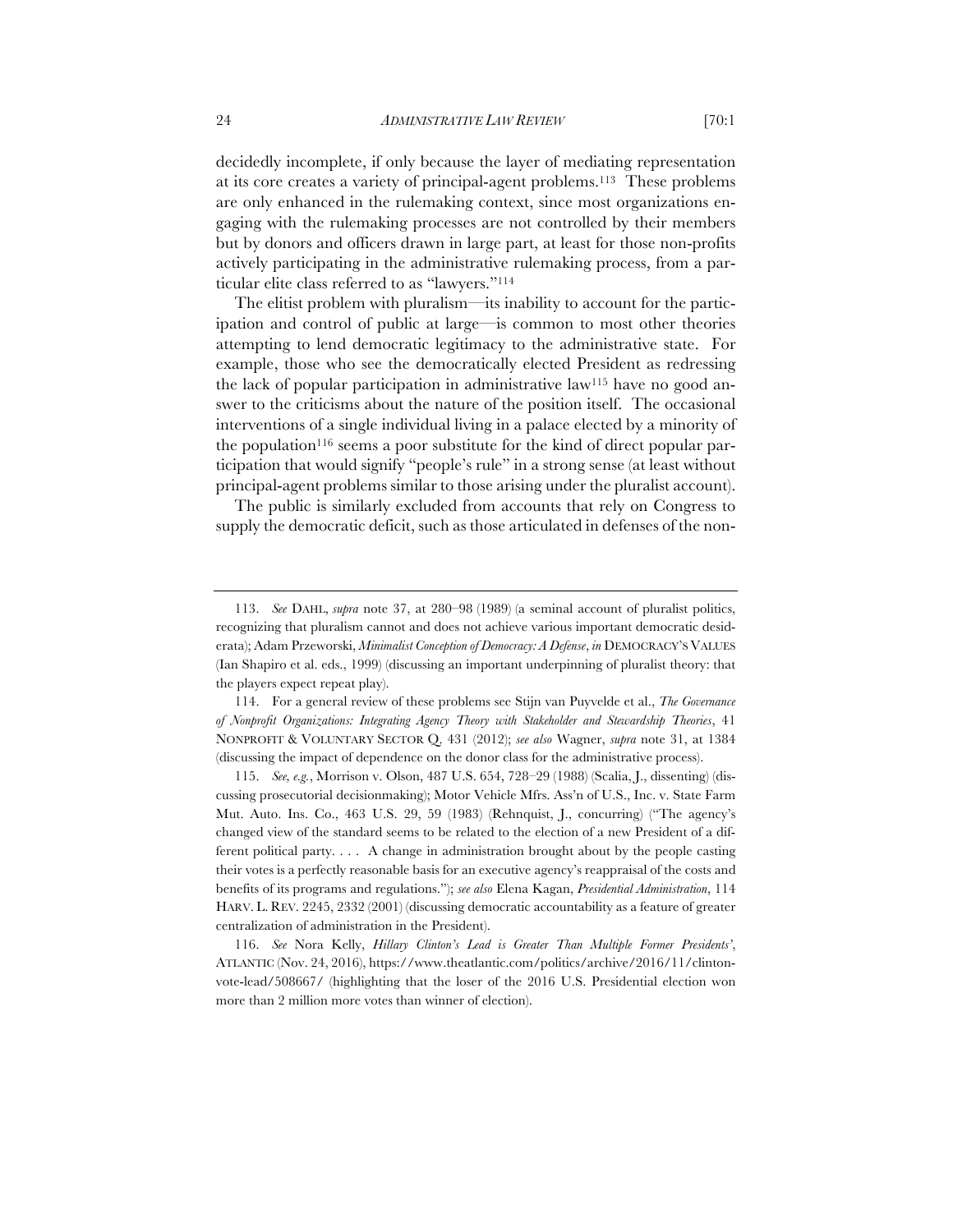decidedly incomplete, if only because the layer of mediating representation at its core creates a variety of principal-agent problems.[113] These problems are only enhanced in the rulemaking context, since most organizations engaging with the rulemaking processes are not controlled by their members but by donors and officers drawn in large part, at least for those non-profits actively participating in the administrative rulemaking process, from a particular elite class referred to as "lawyers."[114]

The elitist problem with pluralism—its inability to account for the participation and control of public at large—is common to most other theories attempting to lend democratic legitimacy to the administrative state. For example, those who see the democratically elected President as redressing the lack of popular participation in administrative law[115] have no good answer to the criticisms about the nature of the position itself. The occasional interventions of a single individual living in a palace elected by a minority of the population[116] seems a poor substitute for the kind of direct popular participation that would signify "people's rule" in a strong sense (at least without principal-agent problems similar to those arising under the pluralist account).

The public is similarly excluded from accounts that rely on Congress to supply the democratic deficit, such as those articulated in defenses of the non-

---

113. *See* DAHL, *supra* note 37, at 280–98 (1989) (a seminal account of pluralist politics, recognizing that pluralism cannot and does not achieve various important democratic desiderata); Adam Przeworski, *Minimalist Conception of Democracy: A Defense*, *in* DEMOCRACY'S VALUES (Ian Shapiro et al. eds., 1999) (discussing an important underpinning of pluralist theory: that the players expect repeat play).

114. For a general review of these problems see Stijn van Puyvelde et al., *The Governance of Nonprofit Organizations: Integrating Agency Theory with Stakeholder and Stewardship Theories*, 41 NONPROFIT & VOLUNTARY SECTOR Q. 431 (2012); *see also* Wagner, *supra* note 31, at 1384 (discussing the impact of dependence on the donor class for the administrative process).

115. *See, e.g.*, Morrison v. Olson, 487 U.S. 654, 728–29 (1988) (Scalia, J., dissenting) (discussing prosecutorial decisionmaking); Motor Vehicle Mfrs. Ass'n of U.S., Inc. v. State Farm Mut. Auto. Ins. Co., 463 U.S. 29, 59 (1983) (Rehnquist, J., concurring) ("The agency's changed view of the standard seems to be related to the election of a new President of a different political party. . . . A change in administration brought about by the people casting their votes is a perfectly reasonable basis for an executive agency's reappraisal of the costs and benefits of its programs and regulations."); *see also* Elena Kagan, *Presidential Administration*, 114 HARV. L. REV. 2245, 2332 (2001) (discussing democratic accountability as a feature of greater centralization of administration in the President).

116. *See* Nora Kelly, *Hillary Clinton's Lead is Greater Than Multiple Former Presidents'*, ATLANTIC (Nov. 24, 2016), https://www.theatlantic.com/politics/archive/2016/11/clinton-vote-lead/508667/ (highlighting that the loser of the 2016 U.S. Presidential election won more than 2 million more votes than winner of election).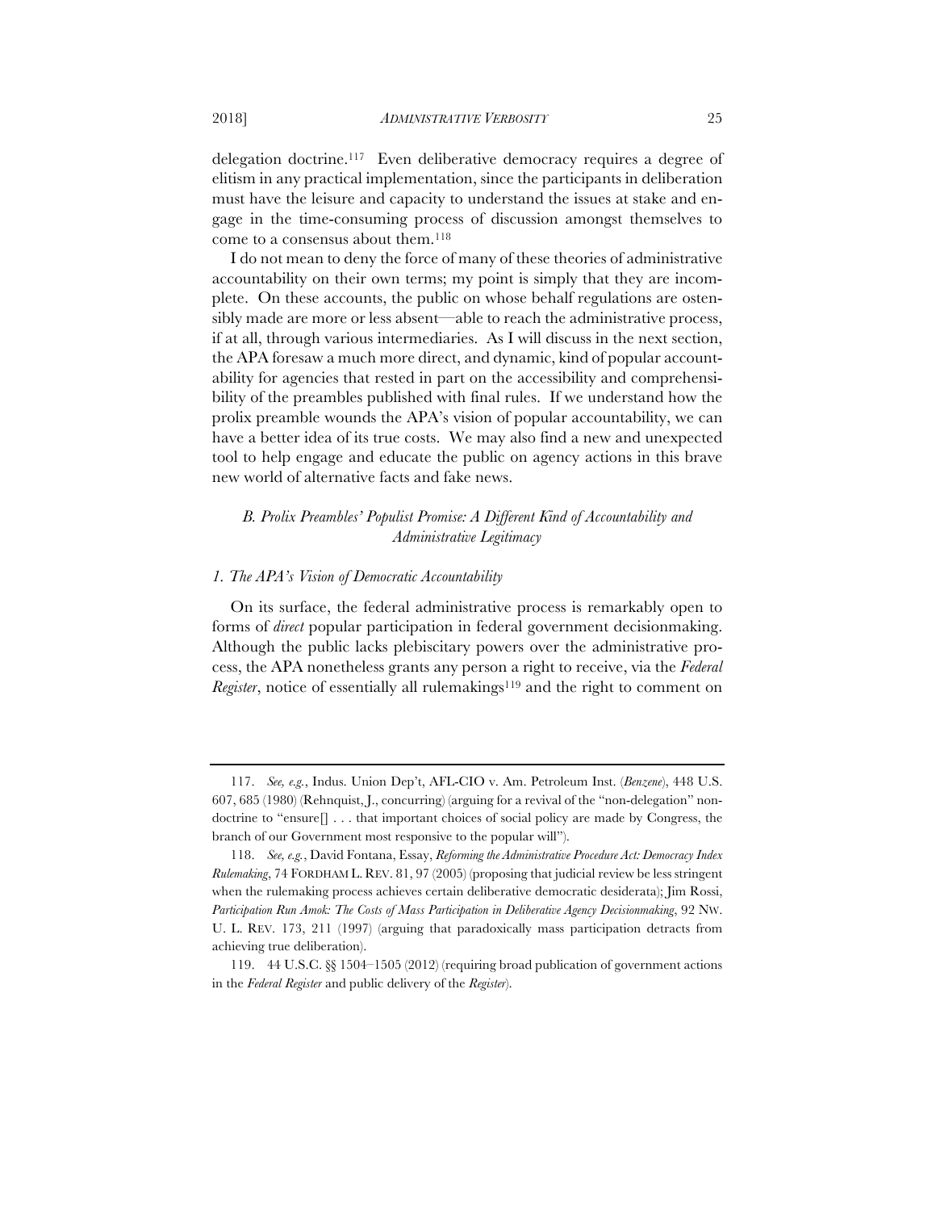delegation doctrine.[117] Even deliberative democracy requires a degree of elitism in any practical implementation, since the participants in deliberation must have the leisure and capacity to understand the issues at stake and engage in the time-consuming process of discussion amongst themselves to come to a consensus about them.[118]

I do not mean to deny the force of many of these theories of administrative accountability on their own terms; my point is simply that they are incomplete. On these accounts, the public on whose behalf regulations are ostensibly made are more or less absent—able to reach the administrative process, if at all, through various intermediaries. As I will discuss in the next section, the APA foresaw a much more direct, and dynamic, kind of popular accountability for agencies that rested in part on the accessibility and comprehensibility of the preambles published with final rules. If we understand how the prolix preamble wounds the APA's vision of popular accountability, we can have a better idea of its true costs. We may also find a new and unexpected tool to help engage and educate the public on agency actions in this brave new world of alternative facts and fake news.

### *B. Prolix Preambles' Populist Promise: A Different Kind of Accountability and Administrative Legitimacy*

#### *1. The APA's Vision of Democratic Accountability*

On its surface, the federal administrative process is remarkably open to forms of *direct* popular participation in federal government decisionmaking. Although the public lacks plebiscitary powers over the administrative process, the APA nonetheless grants any person a right to receive, via the *Federal Register*, notice of essentially all rulemakings[119] and the right to comment on

---

117. *See, e.g.*, Indus. Union Dep't, AFL-CIO v. Am. Petroleum Inst. (*Benzene*), 448 U.S. 607, 685 (1980) (Rehnquist, J., concurring) (arguing for a revival of the "non-delegation" non-doctrine to "ensure[] . . . that important choices of social policy are made by Congress, the branch of our Government most responsive to the popular will").

118. *See, e.g.*, David Fontana, Essay, *Reforming the Administrative Procedure Act: Democracy Index Rulemaking*, 74 FORDHAM L. REV. 81, 97 (2005) (proposing that judicial review be less stringent when the rulemaking process achieves certain deliberative democratic desiderata); Jim Rossi, *Participation Run Amok: The Costs of Mass Participation in Deliberative Agency Decisionmaking*, 92 NW. U. L. REV. 173, 211 (1997) (arguing that paradoxically mass participation detracts from achieving true deliberation).

119. 44 U.S.C. §§ 1504–1505 (2012) (requiring broad publication of government actions in the *Federal Register* and public delivery of the *Register*).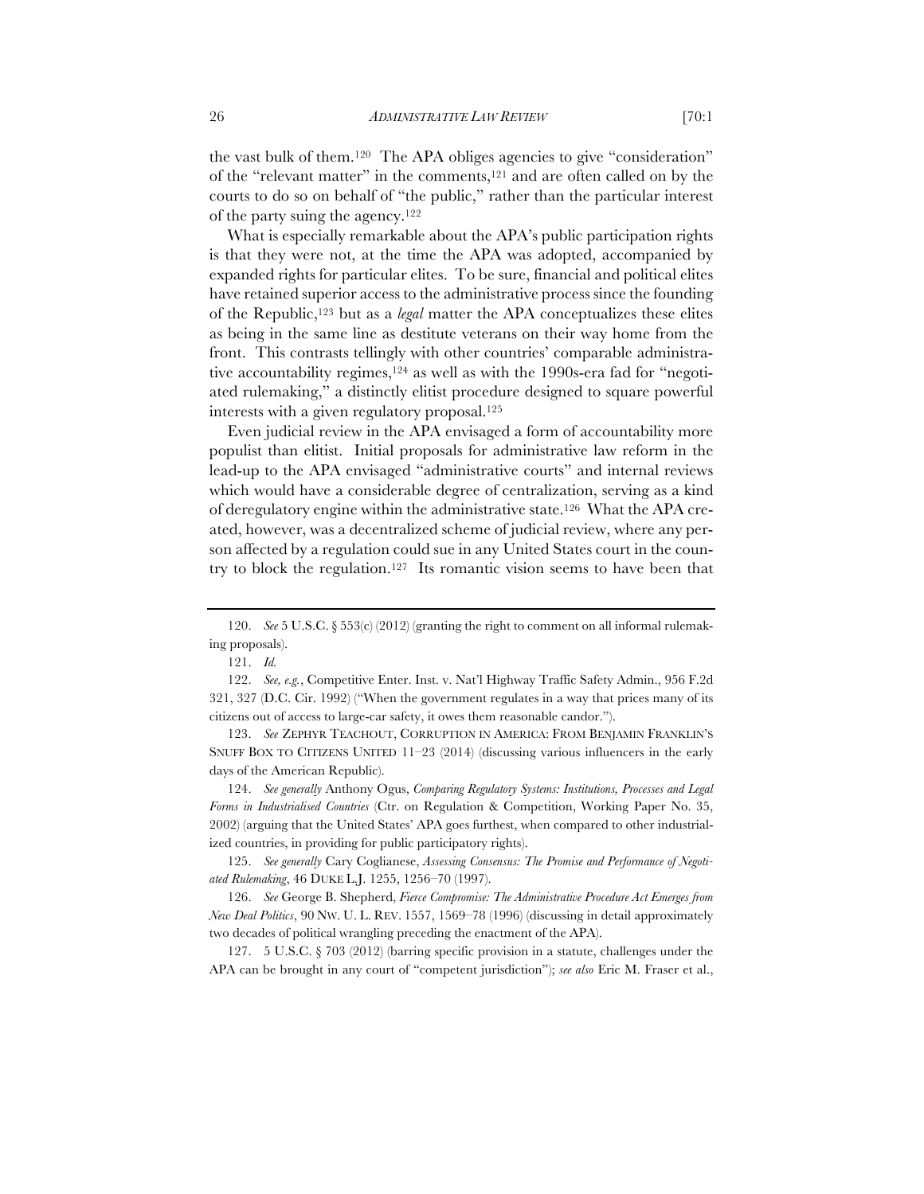the vast bulk of them.[120] The APA obliges agencies to give "consideration" of the "relevant matter" in the comments,[121] and are often called on by the courts to do so on behalf of "the public," rather than the particular interest of the party suing the agency.[122]

What is especially remarkable about the APA's public participation rights is that they were not, at the time the APA was adopted, accompanied by expanded rights for particular elites. To be sure, financial and political elites have retained superior access to the administrative process since the founding of the Republic,[123] but as a *legal* matter the APA conceptualizes these elites as being in the same line as destitute veterans on their way home from the front. This contrasts tellingly with other countries' comparable administrative accountability regimes,[124] as well as with the 1990s-era fad for "negotiated rulemaking," a distinctly elitist procedure designed to square powerful interests with a given regulatory proposal.[125]

Even judicial review in the APA envisaged a form of accountability more populist than elitist. Initial proposals for administrative law reform in the lead-up to the APA envisaged "administrative courts" and internal reviews which would have a considerable degree of centralization, serving as a kind of deregulatory engine within the administrative state.[126] What the APA created, however, was a decentralized scheme of judicial review, where any person affected by a regulation could sue in any United States court in the country to block the regulation.[127] Its romantic vision seems to have been that

---

120. *See* 5 U.S.C. § 553(c) (2012) (granting the right to comment on all informal rulemaking proposals).

121. *Id.*

122. *See, e.g.*, Competitive Enter. Inst. v. Nat'l Highway Traffic Safety Admin., 956 F.2d 321, 327 (D.C. Cir. 1992) ("When the government regulates in a way that prices many of its citizens out of access to large-car safety, it owes them reasonable candor.").

123. *See* ZEPHYR TEACHOUT, CORRUPTION IN AMERICA: FROM BENJAMIN FRANKLIN'S SNUFF BOX TO CITIZENS UNITED 11–23 (2014) (discussing various influencers in the early days of the American Republic).

124. *See generally* Anthony Ogus, *Comparing Regulatory Systems: Institutions, Processes and Legal Forms in Industrialised Countries* (Ctr. on Regulation & Competition, Working Paper No. 35, 2002) (arguing that the United States' APA goes furthest, when compared to other industrialized countries, in providing for public participatory rights).

125. *See generally* Cary Coglianese, *Assessing Consensus: The Promise and Performance of Negotiated Rulemaking*, 46 DUKE L.J. 1255, 1256–70 (1997).

126. *See* George B. Shepherd, *Fierce Compromise: The Administrative Procedure Act Emerges from New Deal Politics*, 90 NW. U. L. REV. 1557, 1569–78 (1996) (discussing in detail approximately two decades of political wrangling preceding the enactment of the APA).

127. 5 U.S.C. § 703 (2012) (barring specific provision in a statute, challenges under the APA can be brought in any court of "competent jurisdiction"); *see also* Eric M. Fraser et al.,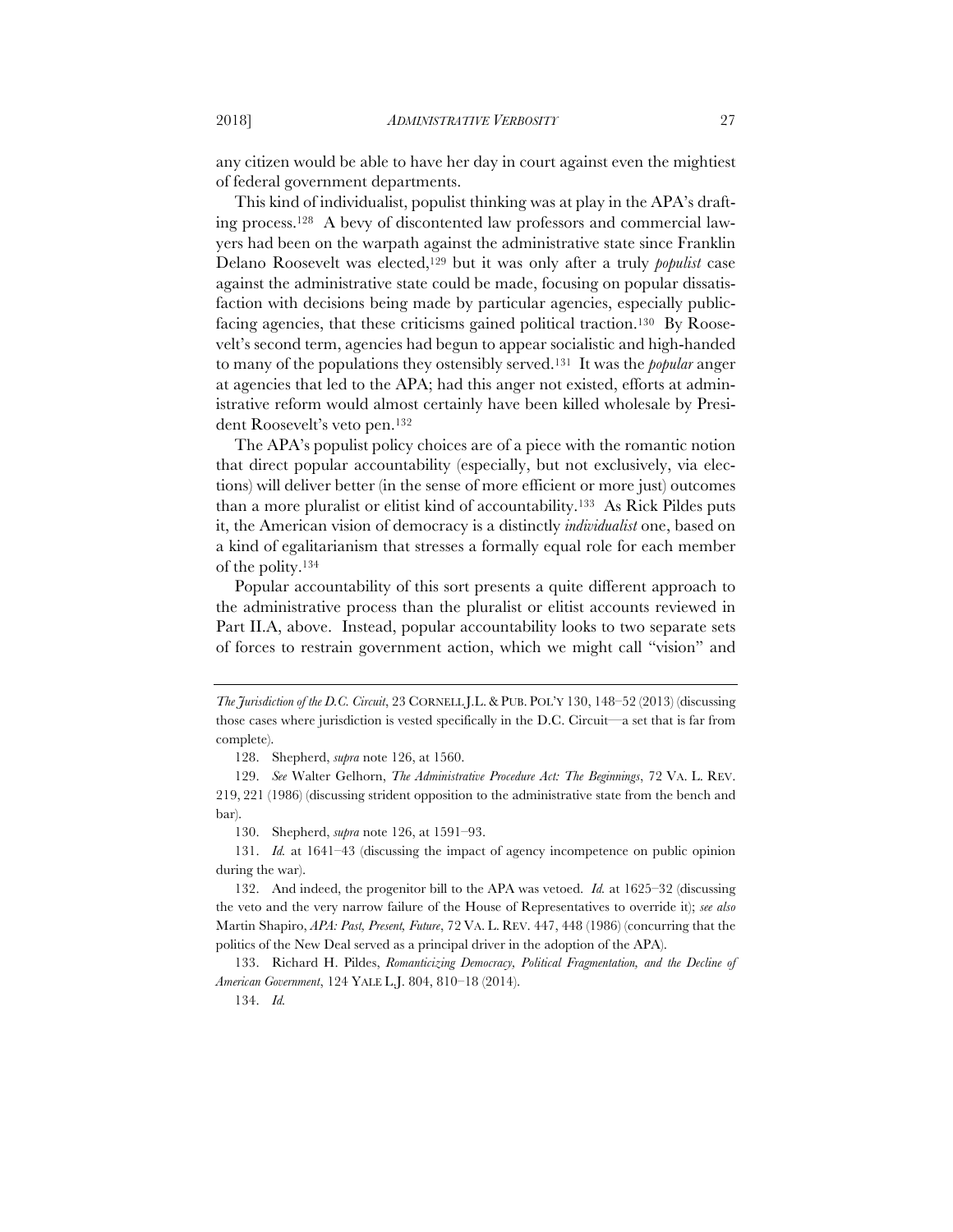any citizen would be able to have her day in court against even the mightiest of federal government departments.

This kind of individualist, populist thinking was at play in the APA's drafting process.[128] A bevy of discontented law professors and commercial lawyers had been on the warpath against the administrative state since Franklin Delano Roosevelt was elected,[129] but it was only after a truly *populist* case against the administrative state could be made, focusing on popular dissatisfaction with decisions being made by particular agencies, especially public-facing agencies, that these criticisms gained political traction.[130] By Roosevelt's second term, agencies had begun to appear socialistic and high-handed to many of the populations they ostensibly served.[131] It was the *popular* anger at agencies that led to the APA; had this anger not existed, efforts at administrative reform would almost certainly have been killed wholesale by President Roosevelt's veto pen.[132]

The APA's populist policy choices are of a piece with the romantic notion that direct popular accountability (especially, but not exclusively, via elections) will deliver better (in the sense of more efficient or more just) outcomes than a more pluralist or elitist kind of accountability.[133] As Rick Pildes puts it, the American vision of democracy is a distinctly *individualist* one, based on a kind of egalitarianism that stresses a formally equal role for each member of the polity.[134]

Popular accountability of this sort presents a quite different approach to the administrative process than the pluralist or elitist accounts reviewed in Part II.A, above. Instead, popular accountability looks to two separate sets of forces to restrain government action, which we might call "vision" and

---

*The Jurisdiction of the D.C. Circuit*, 23 CORNELL J.L. & PUB. POL'Y 130, 148–52 (2013) (discussing those cases where jurisdiction is vested specifically in the D.C. Circuit—a set that is far from complete).

128. Shepherd, *supra* note 126, at 1560.

129. *See* Walter Gelhorn, *The Administrative Procedure Act: The Beginnings*, 72 VA. L. REV. 219, 221 (1986) (discussing strident opposition to the administrative state from the bench and bar).

130. Shepherd, *supra* note 126, at 1591–93.

131. *Id.* at 1641–43 (discussing the impact of agency incompetence on public opinion during the war).

132. And indeed, the progenitor bill to the APA was vetoed. *Id.* at 1625–32 (discussing the veto and the very narrow failure of the House of Representatives to override it); *see also* Martin Shapiro, *APA: Past, Present, Future*, 72 VA. L. REV. 447, 448 (1986) (concurring that the politics of the New Deal served as a principal driver in the adoption of the APA).

133. Richard H. Pildes, *Romanticizing Democracy, Political Fragmentation, and the Decline of American Government*, 124 YALE L.J. 804, 810–18 (2014).

134. *Id.*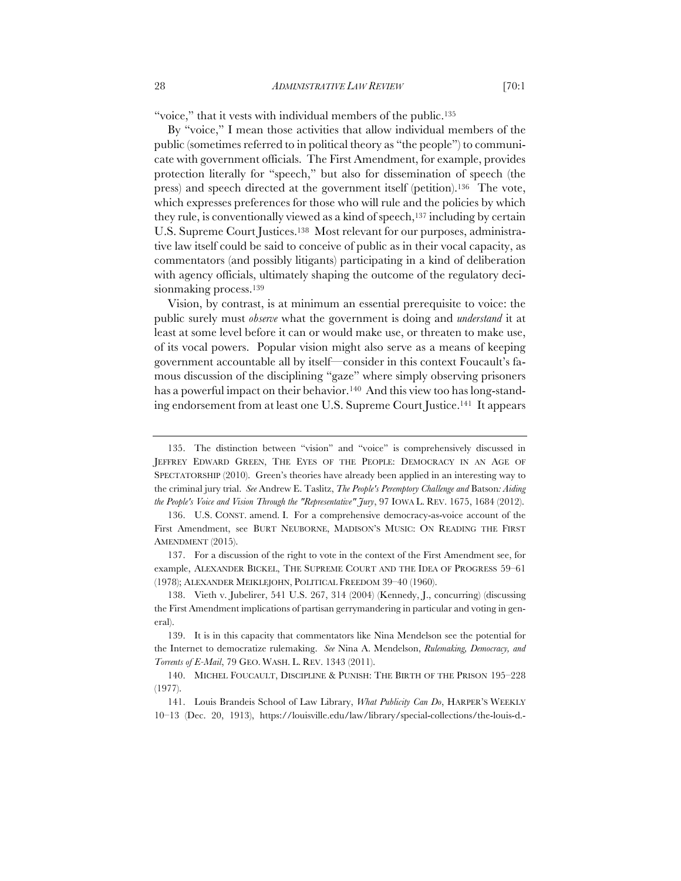"voice," that it vests with individual members of the public.[135]

By "voice," I mean those activities that allow individual members of the public (sometimes referred to in political theory as "the people") to communicate with government officials. The First Amendment, for example, provides protection literally for "speech," but also for dissemination of speech (the press) and speech directed at the government itself (petition).[136] The vote, which expresses preferences for those who will rule and the policies by which they rule, is conventionally viewed as a kind of speech,[137] including by certain U.S. Supreme Court Justices.[138] Most relevant for our purposes, administrative law itself could be said to conceive of public as in their vocal capacity, as commentators (and possibly litigants) participating in a kind of deliberation with agency officials, ultimately shaping the outcome of the regulatory decisionmaking process.[139]

Vision, by contrast, is at minimum an essential prerequisite to voice: the public surely must *observe* what the government is doing and *understand* it at least at some level before it can or would make use, or threaten to make use, of its vocal powers. Popular vision might also serve as a means of keeping government accountable all by itself—consider in this context Foucault's famous discussion of the disciplining "gaze" where simply observing prisoners has a powerful impact on their behavior.[140] And this view too has long-standing endorsement from at least one U.S. Supreme Court Justice.[141] It appears

---

135. The distinction between "vision" and "voice" is comprehensively discussed in JEFFREY EDWARD GREEN, THE EYES OF THE PEOPLE: DEMOCRACY IN AN AGE OF SPECTATORSHIP (2010). Green's theories have already been applied in an interesting way to the criminal jury trial. *See* Andrew E. Taslitz, *The People's Peremptory Challenge and* Batson*: Aiding the People's Voice and Vision Through the "Representative" Jury*, 97 IOWA L. REV. 1675, 1684 (2012).

136. U.S. CONST. amend. I. For a comprehensive democracy-as-voice account of the First Amendment, see BURT NEUBORNE, MADISON'S MUSIC: ON READING THE FIRST AMENDMENT (2015).

137. For a discussion of the right to vote in the context of the First Amendment see, for example, ALEXANDER BICKEL, THE SUPREME COURT AND THE IDEA OF PROGRESS 59–61 (1978); ALEXANDER MEIKLEJOHN, POLITICAL FREEDOM 39–40 (1960).

138. Vieth v. Jubelirer, 541 U.S. 267, 314 (2004) (Kennedy, J., concurring) (discussing the First Amendment implications of partisan gerrymandering in particular and voting in general).

139. It is in this capacity that commentators like Nina Mendelson see the potential for the Internet to democratize rulemaking. *See* Nina A. Mendelson, *Rulemaking, Democracy, and Torrents of E-Mail*, 79 GEO. WASH. L. REV. 1343 (2011).

140. MICHEL FOUCAULT, DISCIPLINE & PUNISH: THE BIRTH OF THE PRISON 195–228 (1977).

141. Louis Brandeis School of Law Library, *What Publicity Can Do*, HARPER'S WEEKLY 10–13 (Dec. 20, 1913), https://louisville.edu/law/library/special-collections/the-louis-d.-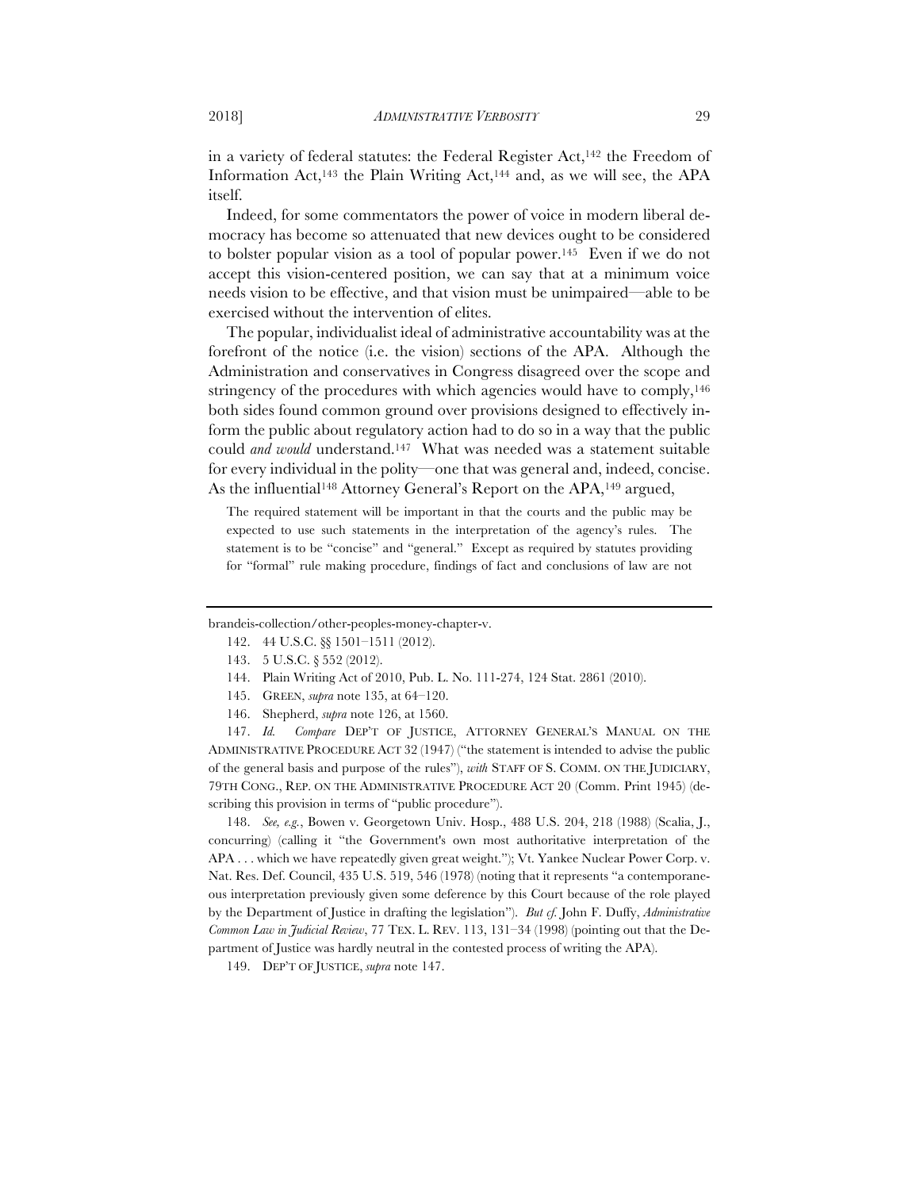in a variety of federal statutes: the Federal Register Act,[142] the Freedom of Information Act,[143] the Plain Writing Act,[144] and, as we will see, the APA itself.

Indeed, for some commentators the power of voice in modern liberal democracy has become so attenuated that new devices ought to be considered to bolster popular vision as a tool of popular power.[145] Even if we do not accept this vision-centered position, we can say that at a minimum voice needs vision to be effective, and that vision must be unimpaired—able to be exercised without the intervention of elites.

The popular, individualist ideal of administrative accountability was at the forefront of the notice (i.e. the vision) sections of the APA. Although the Administration and conservatives in Congress disagreed over the scope and stringency of the procedures with which agencies would have to comply,[146] both sides found common ground over provisions designed to effectively inform the public about regulatory action had to do so in a way that the public could *and would* understand.[147] What was needed was a statement suitable for every individual in the polity—one that was general and, indeed, concise. As the influential[148] Attorney General's Report on the APA,[149] argued,

> The required statement will be important in that the courts and the public may be expected to use such statements in the interpretation of the agency's rules. The statement is to be "concise" and "general." Except as required by statutes providing for "formal" rule making procedure, findings of fact and conclusions of law are not

---

brandeis-collection/other-peoples-money-chapter-v.

142. 44 U.S.C. §§ 1501–1511 (2012).

143. 5 U.S.C. § 552 (2012).

144. Plain Writing Act of 2010, Pub. L. No. 111-274, 124 Stat. 2861 (2010).

145. GREEN, *supra* note 135, at 64–120.

146. Shepherd, *supra* note 126, at 1560.

147. *Id.* *Compare* DEP'T OF JUSTICE, ATTORNEY GENERAL'S MANUAL ON THE ADMINISTRATIVE PROCEDURE ACT 32 (1947) ("the statement is intended to advise the public of the general basis and purpose of the rules"), *with* STAFF OF S. COMM. ON THE JUDICIARY, 79TH CONG., REP. ON THE ADMINISTRATIVE PROCEDURE ACT 20 (Comm. Print 1945) (describing this provision in terms of "public procedure").

148. *See, e.g.*, Bowen v. Georgetown Univ. Hosp., 488 U.S. 204, 218 (1988) (Scalia, J., concurring) (calling it "the Government's own most authoritative interpretation of the APA . . . which we have repeatedly given great weight."); Vt. Yankee Nuclear Power Corp. v. Nat. Res. Def. Council, 435 U.S. 519, 546 (1978) (noting that it represents "a contemporaneous interpretation previously given some deference by this Court because of the role played by the Department of Justice in drafting the legislation"). *But cf.* John F. Duffy, *Administrative Common Law in Judicial Review*, 77 TEX. L. REV. 113, 131–34 (1998) (pointing out that the Department of Justice was hardly neutral in the contested process of writing the APA).

149. DEP'T OF JUSTICE, *supra* note 147.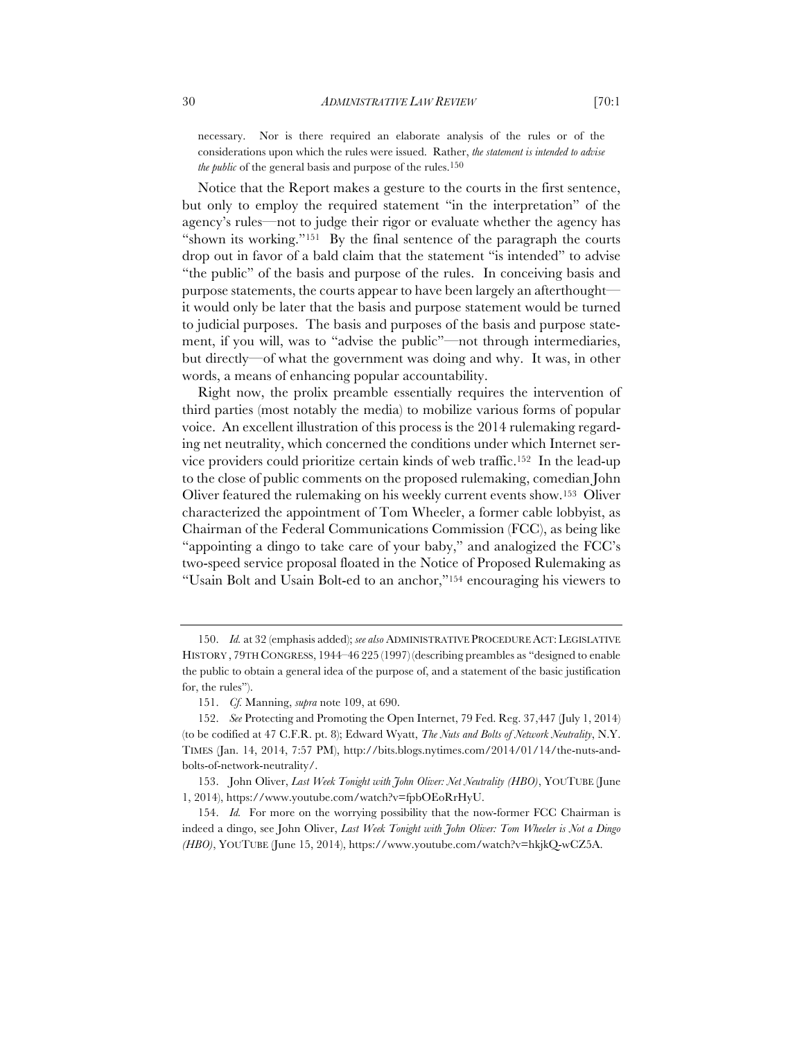necessary. Nor is there required an elaborate analysis of the rules or of the considerations upon which the rules were issued. Rather, *the statement is intended to advise the public* of the general basis and purpose of the rules.[150]

Notice that the Report makes a gesture to the courts in the first sentence, but only to employ the required statement "in the interpretation" of the agency's rules—not to judge their rigor or evaluate whether the agency has "shown its working."[151] By the final sentence of the paragraph the courts drop out in favor of a bald claim that the statement "is intended" to advise "the public" of the basis and purpose of the rules. In conceiving basis and purpose statements, the courts appear to have been largely an afterthought—it would only be later that the basis and purpose statement would be turned to judicial purposes. The basis and purposes of the basis and purpose statement, if you will, was to "advise the public"—not through intermediaries, but directly—of what the government was doing and why. It was, in other words, a means of enhancing popular accountability.

Right now, the prolix preamble essentially requires the intervention of third parties (most notably the media) to mobilize various forms of popular voice. An excellent illustration of this process is the 2014 rulemaking regarding net neutrality, which concerned the conditions under which Internet service providers could prioritize certain kinds of web traffic.[152] In the lead-up to the close of public comments on the proposed rulemaking, comedian John Oliver featured the rulemaking on his weekly current events show.[153] Oliver characterized the appointment of Tom Wheeler, a former cable lobbyist, as Chairman of the Federal Communications Commission (FCC), as being like "appointing a dingo to take care of your baby," and analogized the FCC's two-speed service proposal floated in the Notice of Proposed Rulemaking as "Usain Bolt and Usain Bolt-ed to an anchor,"[154] encouraging his viewers to

---

150. *Id.* at 32 (emphasis added); *see also* ADMINISTRATIVE PROCEDURE ACT: LEGISLATIVE HISTORY, 79TH CONGRESS, 1944–46 225 (1997) (describing preambles as "designed to enable the public to obtain a general idea of the purpose of, and a statement of the basic justification for, the rules").

151. *Cf.* Manning, *supra* note 109, at 690.

152. *See* Protecting and Promoting the Open Internet, 79 Fed. Reg. 37,447 (July 1, 2014) (to be codified at 47 C.F.R. pt. 8); Edward Wyatt, *The Nuts and Bolts of Network Neutrality*, N.Y. TIMES (Jan. 14, 2014, 7:57 PM), http://bits.blogs.nytimes.com/2014/01/14/the-nuts-and-bolts-of-network-neutrality/.

153. John Oliver, *Last Week Tonight with John Oliver: Net Neutrality (HBO)*, YOUTUBE (June 1, 2014), https://www.youtube.com/watch?v=fpbOEoRrHyU.

154. *Id.* For more on the worrying possibility that the now-former FCC Chairman is indeed a dingo, see John Oliver, *Last Week Tonight with John Oliver: Tom Wheeler is Not a Dingo (HBO)*, YOUTUBE (June 15, 2014), https://www.youtube.com/watch?v=hkjkQ-wCZ5A.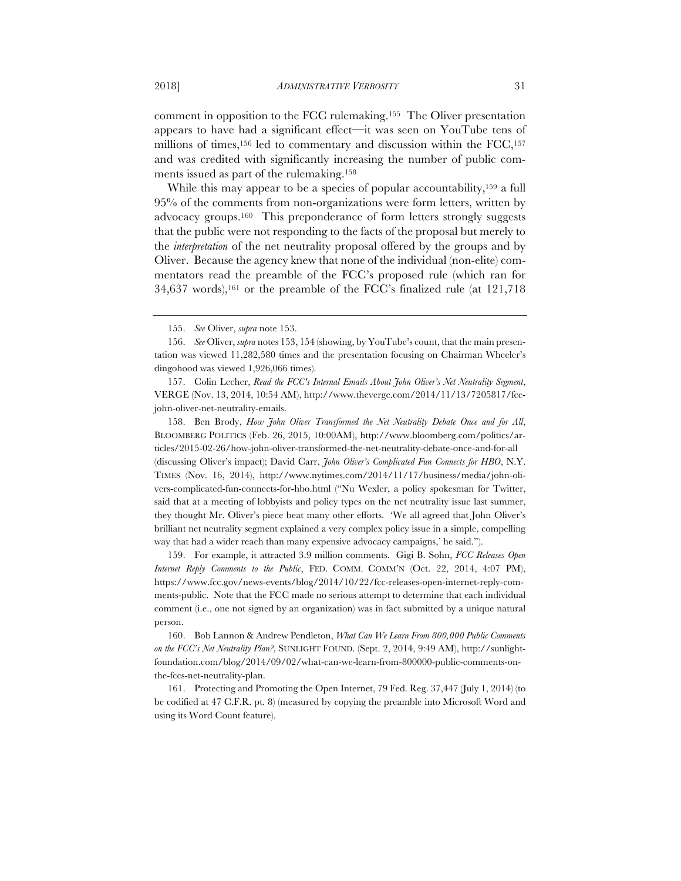comment in opposition to the FCC rulemaking.[155] The Oliver presentation appears to have had a significant effect—it was seen on YouTube tens of millions of times,[156] led to commentary and discussion within the FCC,[157] and was credited with significantly increasing the number of public comments issued as part of the rulemaking.[158]

While this may appear to be a species of popular accountability,[159] a full 95% of the comments from non-organizations were form letters, written by advocacy groups.[160] This preponderance of form letters strongly suggests that the public were not responding to the facts of the proposal but merely to the *interpretation* of the net neutrality proposal offered by the groups and by Oliver. Because the agency knew that none of the individual (non-elite) commentators read the preamble of the FCC's proposed rule (which ran for 34,637 words),[161] or the preamble of the FCC's finalized rule (at 121,718

---

155. *See* Oliver, *supra* note 153.

156. *See* Oliver, *supra* notes 153, 154 (showing, by YouTube's count, that the main presentation was viewed 11,282,580 times and the presentation focusing on Chairman Wheeler's dingohood was viewed 1,926,066 times).

157. Colin Lecher, *Read the FCC's Internal Emails About John Oliver's Net Neutrality Segment*, VERGE (Nov. 13, 2014, 10:54 AM), http://www.theverge.com/2014/11/13/7205817/fcc-john-oliver-net-neutrality-emails.

158. Ben Brody, *How John Oliver Transformed the Net Neutrality Debate Once and for All*, BLOOMBERG POLITICS (Feb. 26, 2015, 10:00AM), http://www.bloomberg.com/politics/articles/2015-02-26/how-john-oliver-transformed-the-net-neutrality-debate-once-and-for-all (discussing Oliver's impact); David Carr, *John Oliver's Complicated Fun Connects for HBO*, N.Y. TIMES (Nov. 16, 2014), http://www.nytimes.com/2014/11/17/business/media/john-olivers-complicated-fun-connects-for-hbo.html ("Nu Wexler, a policy spokesman for Twitter, said that at a meeting of lobbyists and policy types on the net neutrality issue last summer, they thought Mr. Oliver's piece beat many other efforts. 'We all agreed that John Oliver's brilliant net neutrality segment explained a very complex policy issue in a simple, compelling way that had a wider reach than many expensive advocacy campaigns,' he said.").

159. For example, it attracted 3.9 million comments. Gigi B. Sohn, *FCC Releases Open Internet Reply Comments to the Public*, FED. COMM. COMM'N (Oct. 22, 2014, 4:07 PM), https://www.fcc.gov/news-events/blog/2014/10/22/fcc-releases-open-internet-reply-comments-public. Note that the FCC made no serious attempt to determine that each individual comment (i.e., one not signed by an organization) was in fact submitted by a unique natural person.

160. Bob Lannon & Andrew Pendleton, *What Can We Learn From 800,000 Public Comments on the FCC's Net Neutrality Plan?*, SUNLIGHT FOUND. (Sept. 2, 2014, 9:49 AM), http://sunlightfoundation.com/blog/2014/09/02/what-can-we-learn-from-800000-public-comments-on-the-fccs-net-neutrality-plan.

161. Protecting and Promoting the Open Internet, 79 Fed. Reg. 37,447 (July 1, 2014) (to be codified at 47 C.F.R. pt. 8) (measured by copying the preamble into Microsoft Word and using its Word Count feature).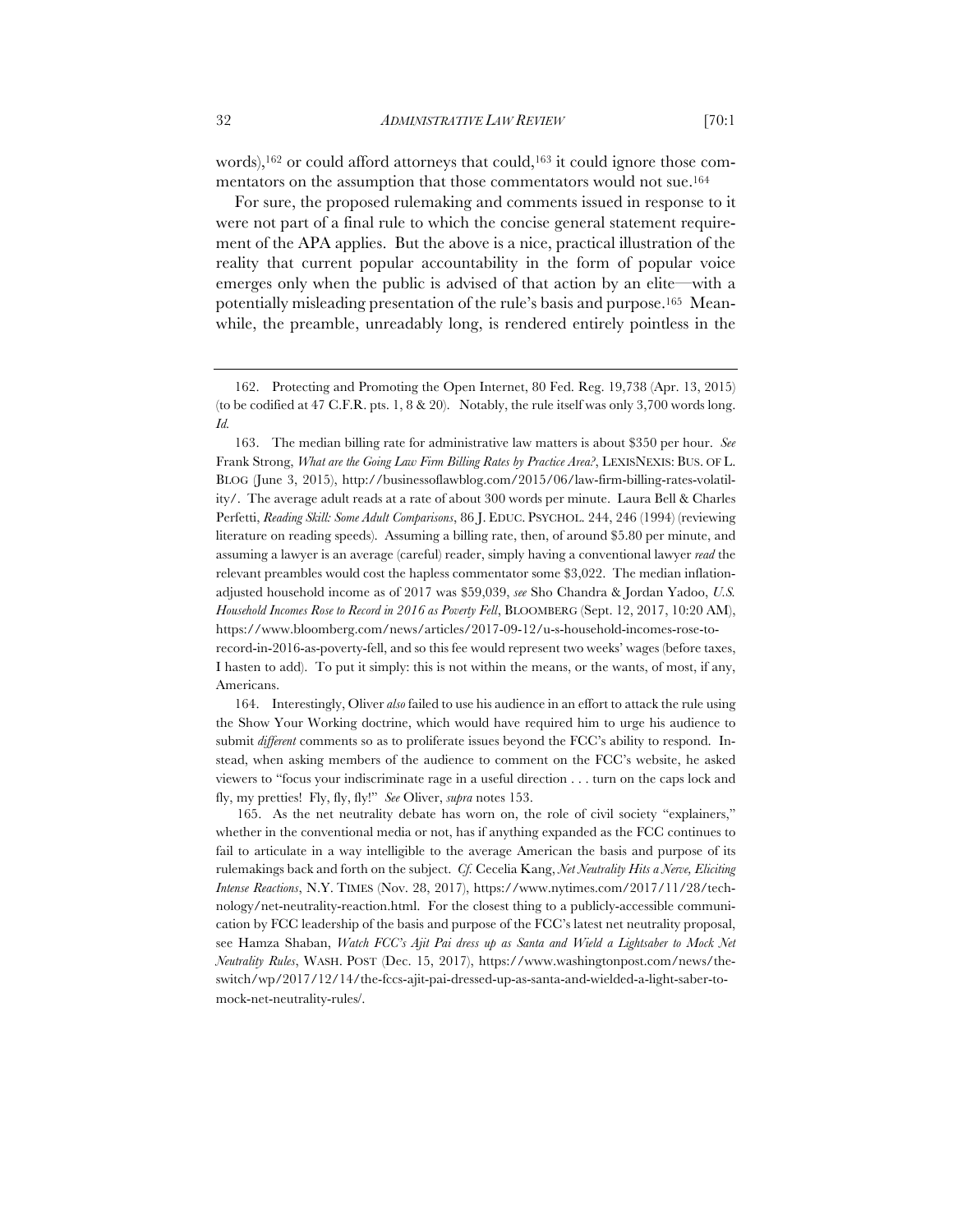words),[162] or could afford attorneys that could,[163] it could ignore those commentators on the assumption that those commentators would not sue.[164]

For sure, the proposed rulemaking and comments issued in response to it were not part of a final rule to which the concise general statement requirement of the APA applies. But the above is a nice, practical illustration of the reality that current popular accountability in the form of popular voice emerges only when the public is advised of that action by an elite—with a potentially misleading presentation of the rule's basis and purpose.[165] Meanwhile, the preamble, unreadably long, is rendered entirely pointless in the

---

162. Protecting and Promoting the Open Internet, 80 Fed. Reg. 19,738 (Apr. 13, 2015) (to be codified at 47 C.F.R. pts. 1, 8 & 20). Notably, the rule itself was only 3,700 words long. *Id.*

163. The median billing rate for administrative law matters is about $350 per hour. *See* Frank Strong, *What are the Going Law Firm Billing Rates by Practice Area?*, LEXISNEXIS: BUS. OF L. BLOG (June 3, 2015), http://businessoflawblog.com/2015/06/law-firm-billing-rates-volatility/. The average adult reads at a rate of about 300 words per minute. Laura Bell & Charles Perfetti, *Reading Skill: Some Adult Comparisons*, 86 J. EDUC. PSYCHOL. 244, 246 (1994) (reviewing literature on reading speeds). Assuming a billing rate, then, of around $5.80 per minute, and assuming a lawyer is an average (careful) reader, simply having a conventional lawyer *read* the relevant preambles would cost the hapless commentator some $3,022. The median inflation-adjusted household income as of 2017 was $59,039, *see* Sho Chandra & Jordan Yadoo, *U.S. Household Incomes Rose to Record in 2016 as Poverty Fell*, BLOOMBERG (Sept. 12, 2017, 10:20 AM), https://www.bloomberg.com/news/articles/2017-09-12/u-s-household-incomes-rose-to-record-in-2016-as-poverty-fell, and so this fee would represent two weeks' wages (before taxes, I hasten to add). To put it simply: this is not within the means, or the wants, of most, if any, Americans.

164. Interestingly, Oliver *also* failed to use his audience in an effort to attack the rule using the Show Your Working doctrine, which would have required him to urge his audience to submit *different* comments so as to proliferate issues beyond the FCC's ability to respond. Instead, when asking members of the audience to comment on the FCC's website, he asked viewers to "focus your indiscriminate rage in a useful direction . . . turn on the caps lock and fly, my pretties! Fly, fly, fly!" *See* Oliver, *supra* notes 153.

165. As the net neutrality debate has worn on, the role of civil society "explainers," whether in the conventional media or not, has if anything expanded as the FCC continues to fail to articulate in a way intelligible to the average American the basis and purpose of its rulemakings back and forth on the subject. *Cf.* Cecelia Kang, *Net Neutrality Hits a Nerve, Eliciting Intense Reactions*, N.Y. TIMES (Nov. 28, 2017), https://www.nytimes.com/2017/11/28/technology/net-neutrality-reaction.html. For the closest thing to a publicly-accessible communication by FCC leadership of the basis and purpose of the FCC's latest net neutrality proposal, see Hamza Shaban, *Watch FCC's Ajit Pai dress up as Santa and Wield a Lightsaber to Mock Net Neutrality Rules*, WASH. POST (Dec. 15, 2017), https://www.washingtonpost.com/news/the-switch/wp/2017/12/14/the-fccs-ajit-pai-dressed-up-as-santa-and-wielded-a-light-saber-to-mock-net-neutrality-rules/.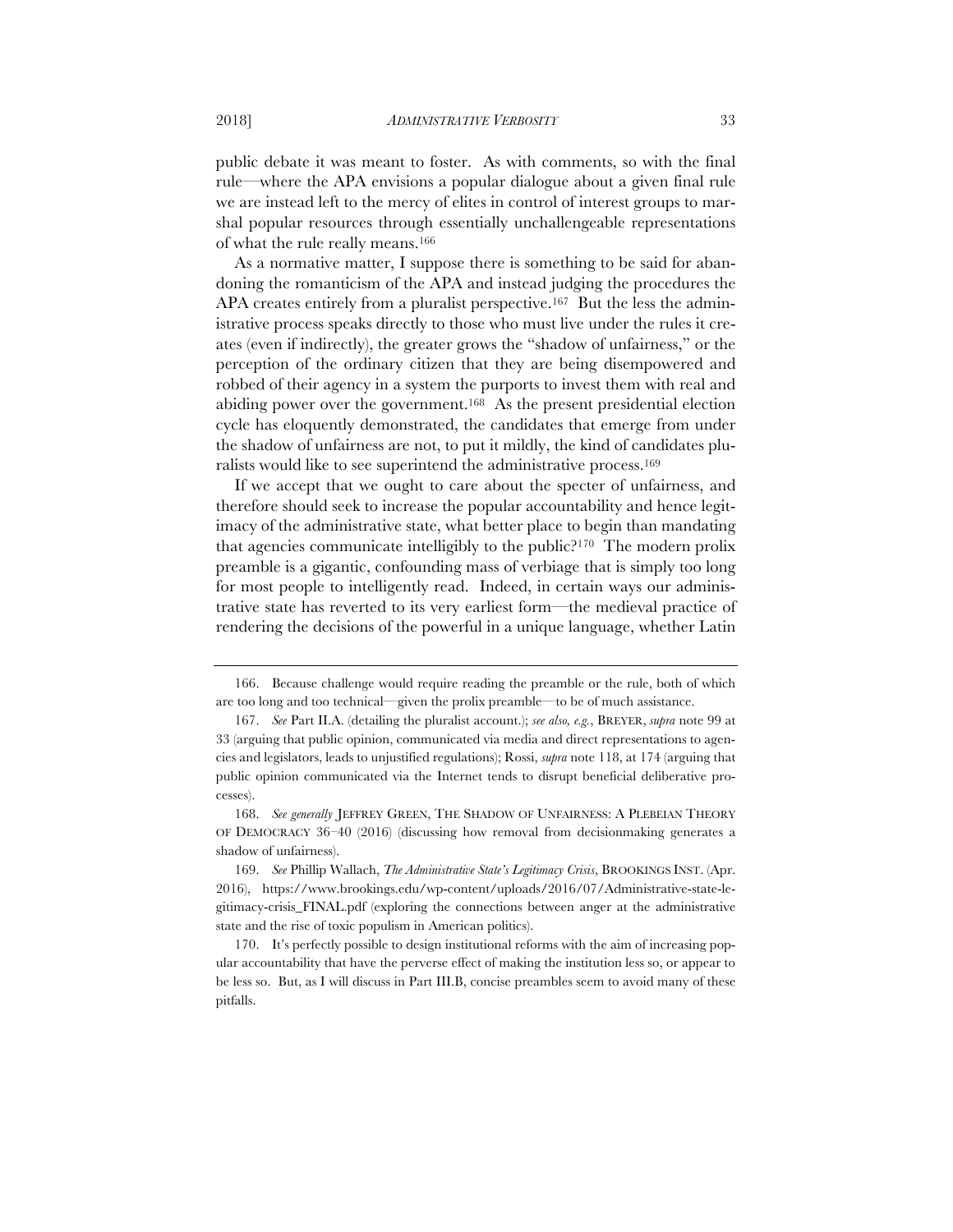public debate it was meant to foster. As with comments, so with the final rule—where the APA envisions a popular dialogue about a given final rule we are instead left to the mercy of elites in control of interest groups to marshal popular resources through essentially unchallengeable representations of what the rule really means.[166]

As a normative matter, I suppose there is something to be said for abandoning the romanticism of the APA and instead judging the procedures the APA creates entirely from a pluralist perspective.[167] But the less the administrative process speaks directly to those who must live under the rules it creates (even if indirectly), the greater grows the "shadow of unfairness," or the perception of the ordinary citizen that they are being disempowered and robbed of their agency in a system the purports to invest them with real and abiding power over the government.[168] As the present presidential election cycle has eloquently demonstrated, the candidates that emerge from under the shadow of unfairness are not, to put it mildly, the kind of candidates pluralists would like to see superintend the administrative process.[169]

If we accept that we ought to care about the specter of unfairness, and therefore should seek to increase the popular accountability and hence legitimacy of the administrative state, what better place to begin than mandating that agencies communicate intelligibly to the public?[170] The modern prolix preamble is a gigantic, confounding mass of verbiage that is simply too long for most people to intelligently read. Indeed, in certain ways our administrative state has reverted to its very earliest form—the medieval practice of rendering the decisions of the powerful in a unique language, whether Latin

---

166. Because challenge would require reading the preamble or the rule, both of which are too long and too technical—given the prolix preamble—to be of much assistance.

167. *See* Part II.A. (detailing the pluralist account.); *see also, e.g.*, BREYER, *supra* note 99 at 33 (arguing that public opinion, communicated via media and direct representations to agencies and legislators, leads to unjustified regulations); Rossi, *supra* note 118, at 174 (arguing that public opinion communicated via the Internet tends to disrupt beneficial deliberative processes).

168. *See generally* JEFFREY GREEN, THE SHADOW OF UNFAIRNESS: A PLEBEIAN THEORY OF DEMOCRACY 36–40 (2016) (discussing how removal from decisionmaking generates a shadow of unfairness).

169. *See* Phillip Wallach, *The Administrative State's Legitimacy Crisis*, BROOKINGS INST. (Apr. 2016), https://www.brookings.edu/wp-content/uploads/2016/07/Administrative-state-legitimacy-crisis_FINAL.pdf (exploring the connections between anger at the administrative state and the rise of toxic populism in American politics).

170. It's perfectly possible to design institutional reforms with the aim of increasing popular accountability that have the perverse effect of making the institution less so, or appear to be less so. But, as I will discuss in Part III.B, concise preambles seem to avoid many of these pitfalls.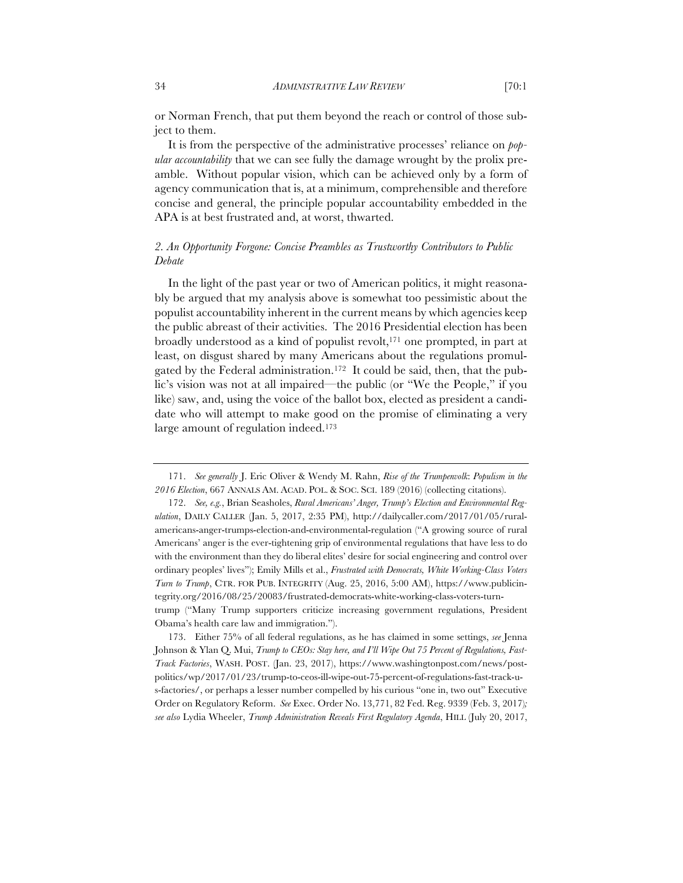or Norman French, that put them beyond the reach or control of those subject to them.

It is from the perspective of the administrative processes' reliance on *popular accountability* that we can see fully the damage wrought by the prolix preamble. Without popular vision, which can be achieved only by a form of agency communication that is, at a minimum, comprehensible and therefore concise and general, the principle popular accountability embedded in the APA is at best frustrated and, at worst, thwarted.

### *2. An Opportunity Forgone: Concise Preambles as Trustworthy Contributors to Public Debate*

In the light of the past year or two of American politics, it might reasonably be argued that my analysis above is somewhat too pessimistic about the populist accountability inherent in the current means by which agencies keep the public abreast of their activities. The 2016 Presidential election has been broadly understood as a kind of populist revolt,[171] one prompted, in part at least, on disgust shared by many Americans about the regulations promulgated by the Federal administration.[172] It could be said, then, that the public's vision was not at all impaired—the public (or "We the People," if you like) saw, and, using the voice of the ballot box, elected as president a candidate who will attempt to make good on the promise of eliminating a very large amount of regulation indeed.[173]

---

171. *See generally* J. Eric Oliver & Wendy M. Rahn, *Rise of the Trumpenvolk*: *Populism in the 2016 Election*, 667 ANNALS AM. ACAD. POL. & SOC. SCI. 189 (2016) (collecting citations).

172. *See, e.g.*, Brian Seasholes, *Rural Americans' Anger, Trump's Election and Environmental Regulation*, DAILY CALLER (Jan. 5, 2017, 2:35 PM), http://dailycaller.com/2017/01/05/rural-americans-anger-trumps-election-and-environmental-regulation ("A growing source of rural Americans' anger is the ever-tightening grip of environmental regulations that have less to do with the environment than they do liberal elites' desire for social engineering and control over ordinary peoples' lives"); Emily Mills et al., *Frustrated with Democrats, White Working-Class Voters Turn to Trump*, CTR. FOR PUB. INTEGRITY (Aug. 25, 2016, 5:00 AM), https://www.publicintegrity.org/2016/08/25/20083/frustrated-democrats-white-working-class-voters-turn-trump ("Many Trump supporters criticize increasing government regulations, President Obama's health care law and immigration.").

173. Either 75% of all federal regulations, as he has claimed in some settings, *see* Jenna Johnson & Ylan Q. Mui, *Trump to CEOs: Stay here, and I'll Wipe Out 75 Percent of Regulations, Fast-Track Factories*, WASH. POST. (Jan. 23, 2017), https://www.washingtonpost.com/news/post-politics/wp/2017/01/23/trump-to-ceos-ill-wipe-out-75-percent-of-regulations-fast-track-us-factories/, or perhaps a lesser number compelled by his curious "one in, two out" Executive Order on Regulatory Reform. *See* Exec. Order No. 13,771, 82 Fed. Reg. 9339 (Feb. 3, 2017)*; see also* Lydia Wheeler, *Trump Administration Reveals First Regulatory Agenda*, HILL (July 20, 2017,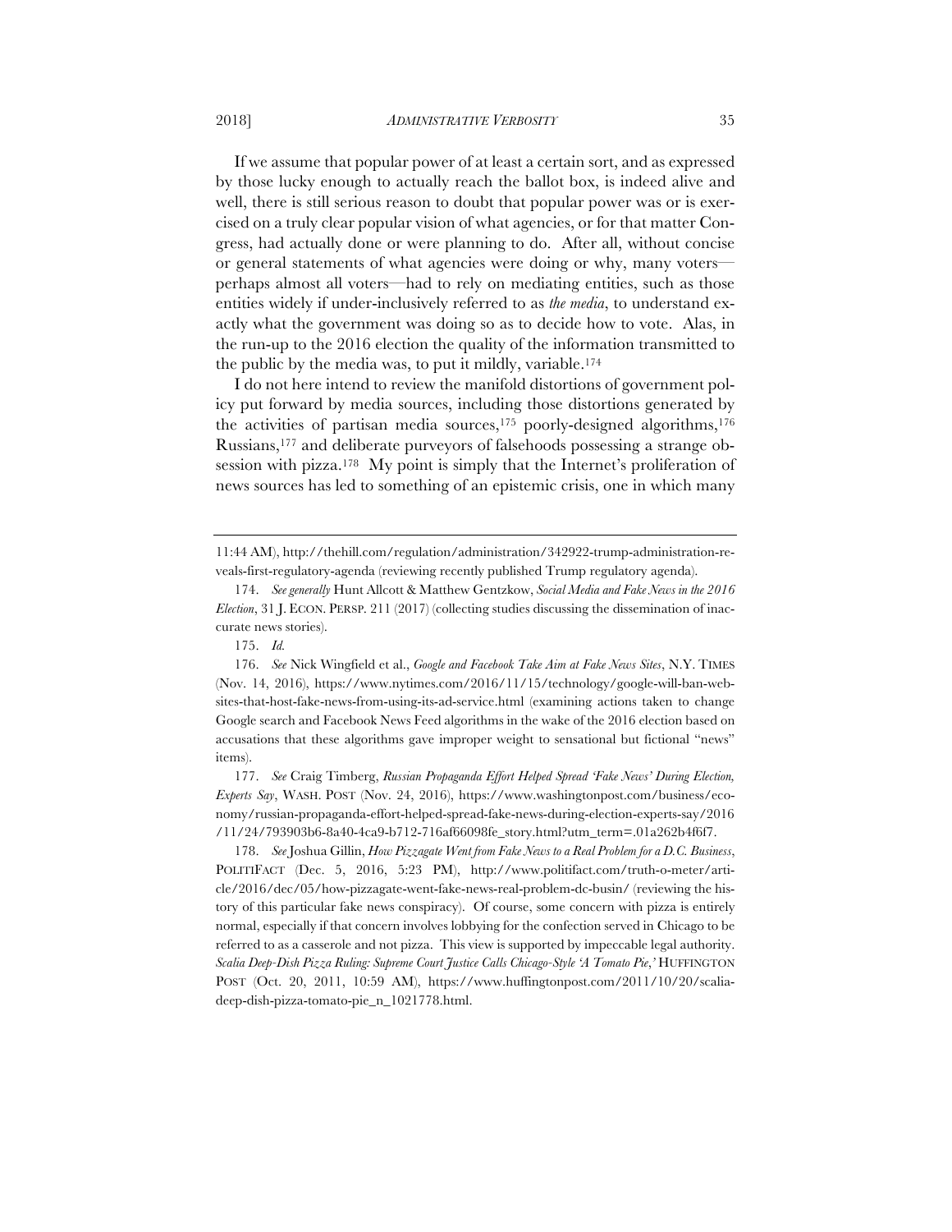If we assume that popular power of at least a certain sort, and as expressed by those lucky enough to actually reach the ballot box, is indeed alive and well, there is still serious reason to doubt that popular power was or is exercised on a truly clear popular vision of what agencies, or for that matter Congress, had actually done or were planning to do. After all, without concise or general statements of what agencies were doing or why, many voters—perhaps almost all voters—had to rely on mediating entities, such as those entities widely if under-inclusively referred to as *the media*, to understand exactly what the government was doing so as to decide how to vote. Alas, in the run-up to the 2016 election the quality of the information transmitted to the public by the media was, to put it mildly, variable.[174]

I do not here intend to review the manifold distortions of government policy put forward by media sources, including those distortions generated by the activities of partisan media sources,[175] poorly-designed algorithms,[176] Russians,[177] and deliberate purveyors of falsehoods possessing a strange obsession with pizza.[178] My point is simply that the Internet's proliferation of news sources has led to something of an epistemic crisis, one in which many

---

11:44 AM), http://thehill.com/regulation/administration/342922-trump-administration-reveals-first-regulatory-agenda (reviewing recently published Trump regulatory agenda).

174. *See generally* Hunt Allcott & Matthew Gentzkow, *Social Media and Fake News in the 2016 Election*, 31 J. ECON. PERSP. 211 (2017) (collecting studies discussing the dissemination of inaccurate news stories).

175. *Id.*

176. *See* Nick Wingfield et al., *Google and Facebook Take Aim at Fake News Sites*, N.Y. TIMES (Nov. 14, 2016), https://www.nytimes.com/2016/11/15/technology/google-will-ban-websites-that-host-fake-news-from-using-its-ad-service.html (examining actions taken to change Google search and Facebook News Feed algorithms in the wake of the 2016 election based on accusations that these algorithms gave improper weight to sensational but fictional "news" items).

177. *See* Craig Timberg, *Russian Propaganda Effort Helped Spread 'Fake News' During Election, Experts Say*, WASH. POST (Nov. 24, 2016), https://www.washingtonpost.com/business/economy/russian-propaganda-effort-helped-spread-fake-news-during-election-experts-say/2016/11/24/793903b6-8a40-4ca9-b712-716af66098fe_story.html?utm_term=.01a262b4f6f7.

178. *See* Joshua Gillin, *How Pizzagate Went from Fake News to a Real Problem for a D.C. Business*, POLITIFACT (Dec. 5, 2016, 5:23 PM), http://www.politifact.com/truth-o-meter/article/2016/dec/05/how-pizzagate-went-fake-news-real-problem-dc-busin/ (reviewing the history of this particular fake news conspiracy). Of course, some concern with pizza is entirely normal, especially if that concern involves lobbying for the confection served in Chicago to be referred to as a casserole and not pizza. This view is supported by impeccable legal authority. *Scalia Deep-Dish Pizza Ruling: Supreme Court Justice Calls Chicago-Style 'A Tomato Pie*,*'* HUFFINGTON POST (Oct. 20, 2011, 10:59 AM), https://www.huffingtonpost.com/2011/10/20/scalia-deep-dish-pizza-tomato-pie_n_1021778.html.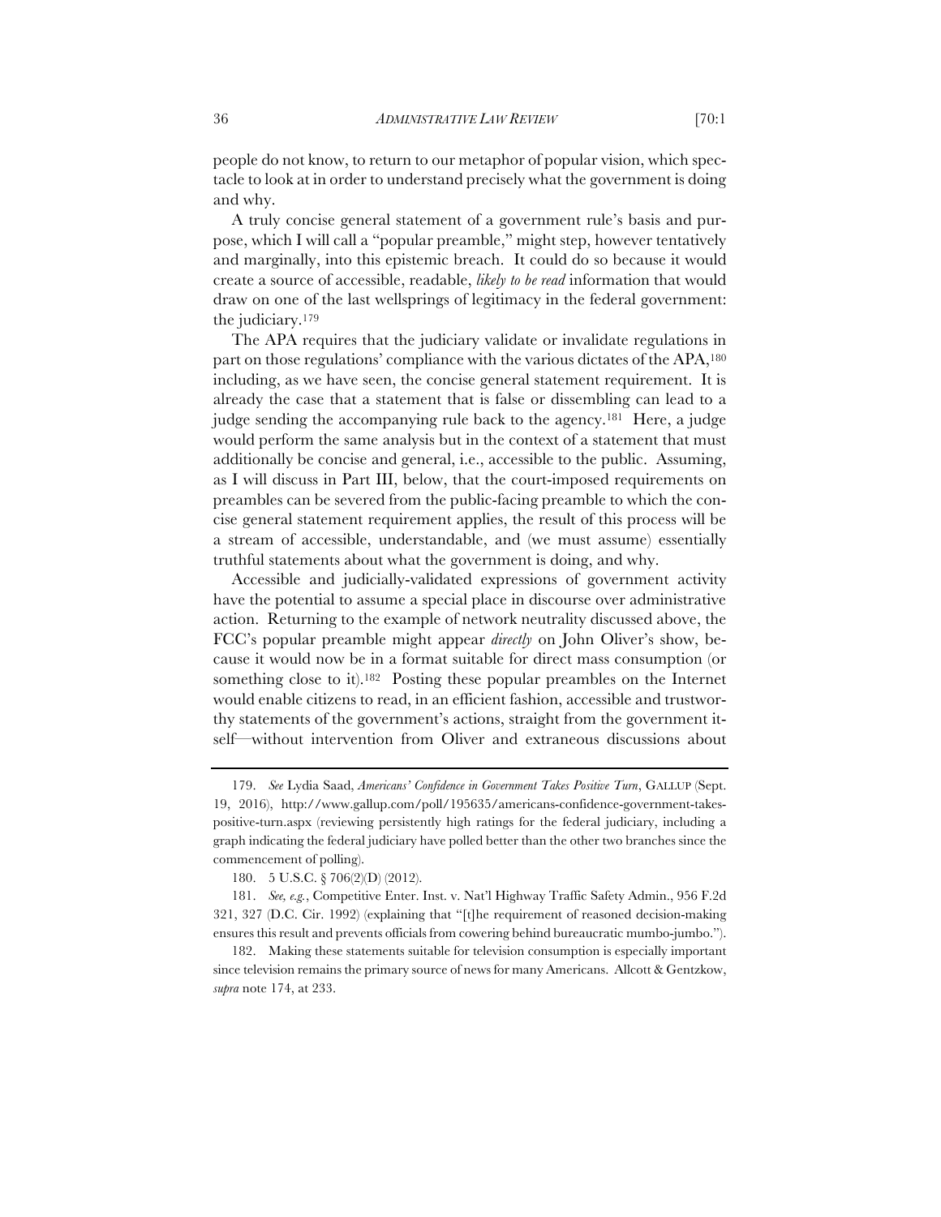people do not know, to return to our metaphor of popular vision, which spectacle to look at in order to understand precisely what the government is doing and why.

A truly concise general statement of a government rule's basis and purpose, which I will call a "popular preamble," might step, however tentatively and marginally, into this epistemic breach. It could do so because it would create a source of accessible, readable, *likely to be read* information that would draw on one of the last wellsprings of legitimacy in the federal government: the judiciary.[179]

The APA requires that the judiciary validate or invalidate regulations in part on those regulations' compliance with the various dictates of the APA,[180] including, as we have seen, the concise general statement requirement. It is already the case that a statement that is false or dissembling can lead to a judge sending the accompanying rule back to the agency.[181] Here, a judge would perform the same analysis but in the context of a statement that must additionally be concise and general, i.e., accessible to the public. Assuming, as I will discuss in Part III, below, that the court-imposed requirements on preambles can be severed from the public-facing preamble to which the concise general statement requirement applies, the result of this process will be a stream of accessible, understandable, and (we must assume) essentially truthful statements about what the government is doing, and why.

Accessible and judicially-validated expressions of government activity have the potential to assume a special place in discourse over administrative action. Returning to the example of network neutrality discussed above, the FCC's popular preamble might appear *directly* on John Oliver's show, because it would now be in a format suitable for direct mass consumption (or something close to it).[182] Posting these popular preambles on the Internet would enable citizens to read, in an efficient fashion, accessible and trustworthy statements of the government's actions, straight from the government itself—without intervention from Oliver and extraneous discussions about

---

179. *See* Lydia Saad, *Americans' Confidence in Government Takes Positive Turn*, GALLUP (Sept. 19, 2016), http://www.gallup.com/poll/195635/americans-confidence-government-takes-positive-turn.aspx (reviewing persistently high ratings for the federal judiciary, including a graph indicating the federal judiciary have polled better than the other two branches since the commencement of polling).

180. 5 U.S.C. § 706(2)(D) (2012).

181. *See, e.g.*, Competitive Enter. Inst. v. Nat'l Highway Traffic Safety Admin., 956 F.2d 321, 327 (D.C. Cir. 1992) (explaining that "[t]he requirement of reasoned decision-making ensures this result and prevents officials from cowering behind bureaucratic mumbo-jumbo.").

182. Making these statements suitable for television consumption is especially important since television remains the primary source of news for many Americans. Allcott & Gentzkow, *supra* note 174, at 233.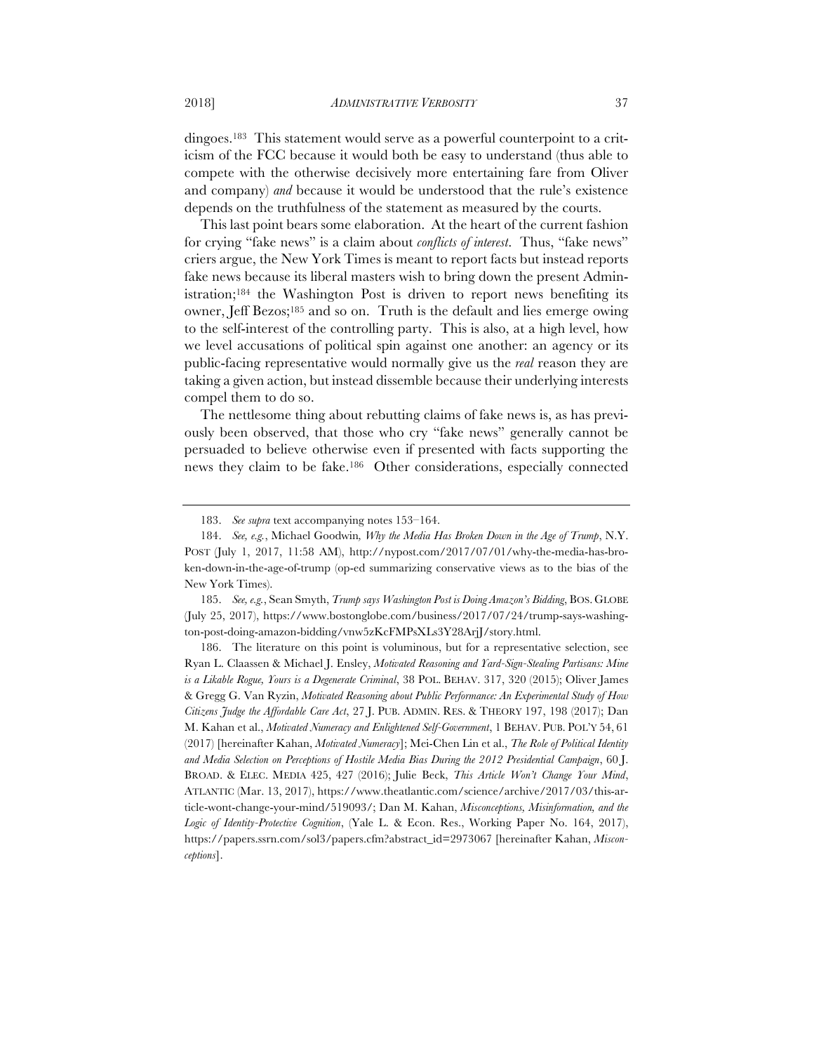dingoes.[183] This statement would serve as a powerful counterpoint to a criticism of the FCC because it would both be easy to understand (thus able to compete with the otherwise decisively more entertaining fare from Oliver and company) *and* because it would be understood that the rule's existence depends on the truthfulness of the statement as measured by the courts.

This last point bears some elaboration. At the heart of the current fashion for crying "fake news" is a claim about *conflicts of interest*. Thus, "fake news" criers argue, the New York Times is meant to report facts but instead reports fake news because its liberal masters wish to bring down the present Administration;[184] the Washington Post is driven to report news benefiting its owner, Jeff Bezos;[185] and so on. Truth is the default and lies emerge owing to the self-interest of the controlling party. This is also, at a high level, how we level accusations of political spin against one another: an agency or its public-facing representative would normally give us the *real* reason they are taking a given action, but instead dissemble because their underlying interests compel them to do so.

The nettlesome thing about rebutting claims of fake news is, as has previously been observed, that those who cry "fake news" generally cannot be persuaded to believe otherwise even if presented with facts supporting the news they claim to be fake.[186] Other considerations, especially connected

---

183. *See supra* text accompanying notes 153–164.

184. *See, e.g.*, Michael Goodwin, *Why the Media Has Broken Down in the Age of Trump*, N.Y. POST (July 1, 2017, 11:58 AM), http://nypost.com/2017/07/01/why-the-media-has-broken-down-in-the-age-of-trump (op-ed summarizing conservative views as to the bias of the New York Times).

185. *See, e.g.*, Sean Smyth, *Trump says Washington Post is Doing Amazon's Bidding*, BOS. GLOBE (July 25, 2017), https://www.bostonglobe.com/business/2017/07/24/trump-says-washington-post-doing-amazon-bidding/vnw5zKcFMPsXLs3Y28ArjJ/story.html.

186. The literature on this point is voluminous, but for a representative selection, see Ryan L. Claassen & Michael J. Ensley, *Motivated Reasoning and Yard-Sign-Stealing Partisans: Mine is a Likable Rogue, Yours is a Degenerate Criminal*, 38 POL. BEHAV. 317, 320 (2015); Oliver James & Gregg G. Van Ryzin, *Motivated Reasoning about Public Performance: An Experimental Study of How Citizens Judge the Affordable Care Act*, 27 J. PUB. ADMIN. RES. & THEORY 197, 198 (2017); Dan M. Kahan et al., *Motivated Numeracy and Enlightened Self-Government*, 1 BEHAV. PUB. POL'Y 54, 61 (2017) [hereinafter Kahan, *Motivated Numeracy*]; Mei-Chen Lin et al., *The Role of Political Identity and Media Selection on Perceptions of Hostile Media Bias During the 2012 Presidential Campaign*, 60 J. BROAD. & ELEC. MEDIA 425, 427 (2016); Julie Beck, *This Article Won't Change Your Mind*, ATLANTIC (Mar. 13, 2017), https://www.theatlantic.com/science/archive/2017/03/this-article-wont-change-your-mind/519093/; Dan M. Kahan, *Misconceptions, Misinformation, and the Logic of Identity-Protective Cognition*, (Yale L. & Econ. Res., Working Paper No. 164, 2017), https://papers.ssrn.com/sol3/papers.cfm?abstract_id=2973067 [hereinafter Kahan, *Misconceptions*].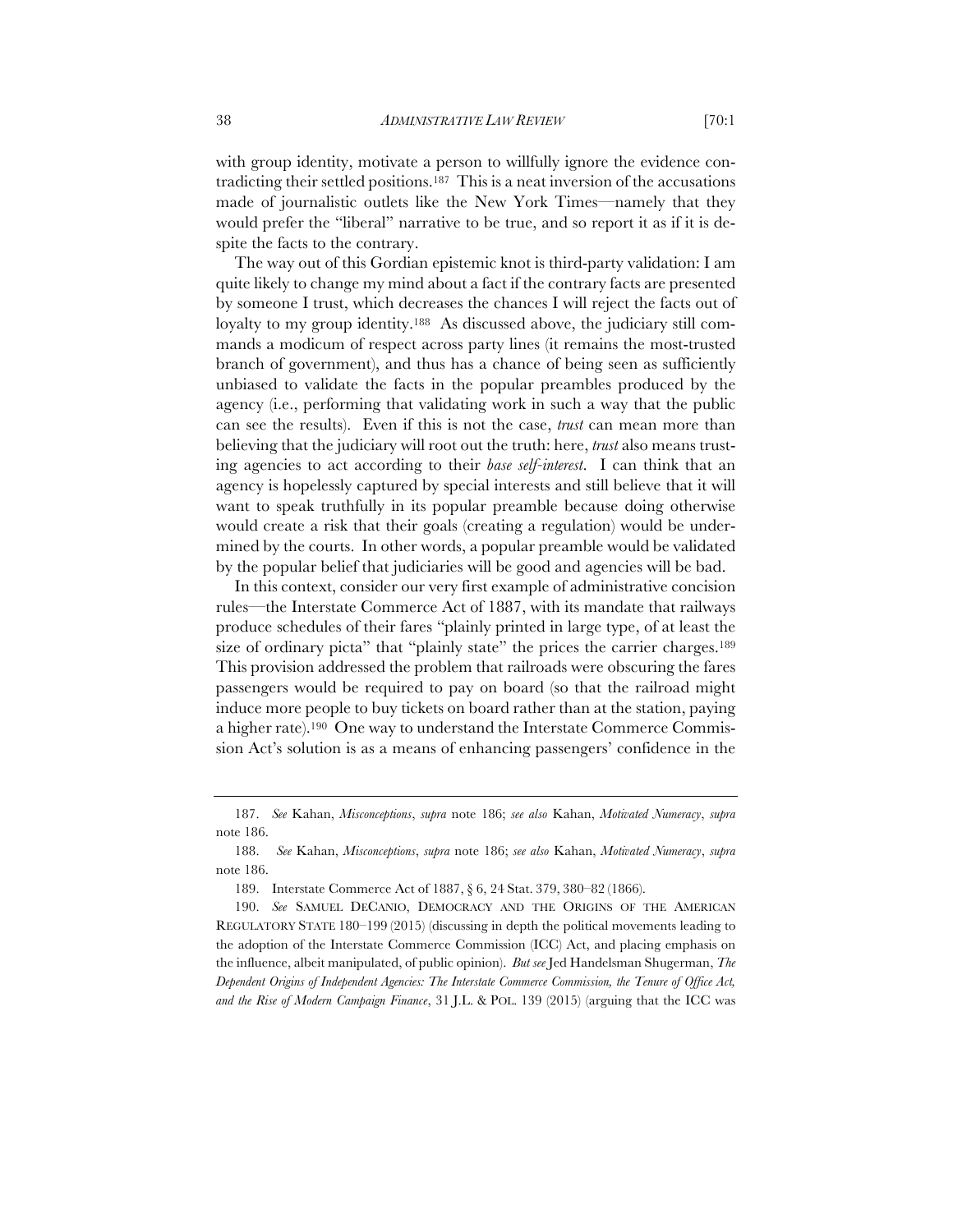with group identity, motivate a person to willfully ignore the evidence contradicting their settled positions.[187] This is a neat inversion of the accusations made of journalistic outlets like the New York Times—namely that they would prefer the "liberal" narrative to be true, and so report it as if it is despite the facts to the contrary.

The way out of this Gordian epistemic knot is third-party validation: I am quite likely to change my mind about a fact if the contrary facts are presented by someone I trust, which decreases the chances I will reject the facts out of loyalty to my group identity.[188] As discussed above, the judiciary still commands a modicum of respect across party lines (it remains the most-trusted branch of government), and thus has a chance of being seen as sufficiently unbiased to validate the facts in the popular preambles produced by the agency (i.e., performing that validating work in such a way that the public can see the results). Even if this is not the case, *trust* can mean more than believing that the judiciary will root out the truth: here, *trust* also means trusting agencies to act according to their *base self-interest*. I can think that an agency is hopelessly captured by special interests and still believe that it will want to speak truthfully in its popular preamble because doing otherwise would create a risk that their goals (creating a regulation) would be undermined by the courts. In other words, a popular preamble would be validated by the popular belief that judiciaries will be good and agencies will be bad.

In this context, consider our very first example of administrative concision rules—the Interstate Commerce Act of 1887, with its mandate that railways produce schedules of their fares "plainly printed in large type, of at least the size of ordinary picta" that "plainly state" the prices the carrier charges.[189] This provision addressed the problem that railroads were obscuring the fares passengers would be required to pay on board (so that the railroad might induce more people to buy tickets on board rather than at the station, paying a higher rate).[190] One way to understand the Interstate Commerce Commission Act's solution is as a means of enhancing passengers' confidence in the

---

187. *See* Kahan, *Misconceptions*, *supra* note 186; *see also* Kahan, *Motivated Numeracy*, *supra* note 186.

188. *See* Kahan, *Misconceptions*, *supra* note 186; *see also* Kahan, *Motivated Numeracy*, *supra* note 186.

189. Interstate Commerce Act of 1887, § 6, 24 Stat. 379, 380–82 (1866).

190. *See* SAMUEL DECANIO, DEMOCRACY AND THE ORIGINS OF THE AMERICAN REGULATORY STATE 180–199 (2015) (discussing in depth the political movements leading to the adoption of the Interstate Commerce Commission (ICC) Act, and placing emphasis on the influence, albeit manipulated, of public opinion). *But see* Jed Handelsman Shugerman, *The Dependent Origins of Independent Agencies: The Interstate Commerce Commission, the Tenure of Office Act, and the Rise of Modern Campaign Finance*, 31 J.L. & POL. 139 (2015) (arguing that the ICC was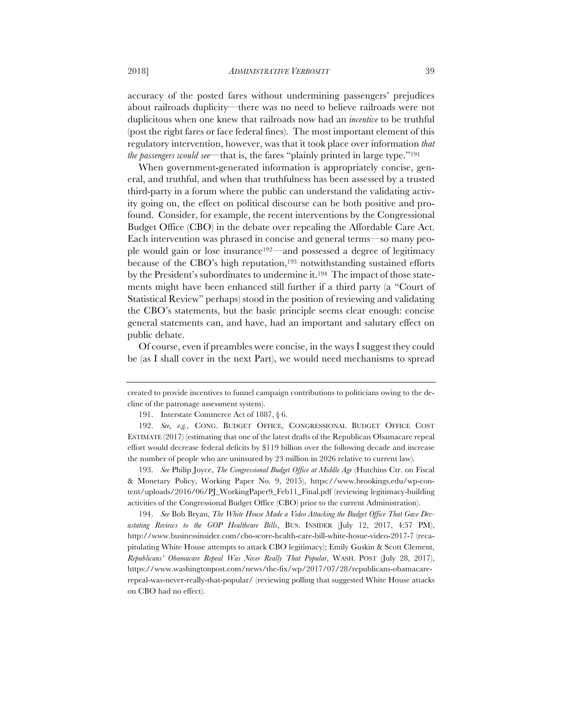accuracy of the posted fares without undermining passengers' prejudices about railroads duplicity—there was no need to believe railroads were not duplicitous when one knew that railroads now had an *incentive* to be truthful (post the right fares or face federal fines). The most important element of this regulatory intervention, however, was that it took place over information *that the passengers would see*—that is, the fares "plainly printed in large type."[191]

When government-generated information is appropriately concise, general, and truthful, and when that truthfulness has been assessed by a trusted third-party in a forum where the public can understand the validating activity going on, the effect on political discourse can be both positive and profound. Consider, for example, the recent interventions by the Congressional Budget Office (CBO) in the debate over repealing the Affordable Care Act. Each intervention was phrased in concise and general terms—so many people would gain or lose insurance[192]—and possessed a degree of legitimacy because of the CBO's high reputation,[193] notwithstanding sustained efforts by the President's subordinates to undermine it.[194] The impact of those statements might have been enhanced still further if a third party (a "Court of Statistical Review" perhaps) stood in the position of reviewing and validating the CBO's statements, but the basic principle seems clear enough: concise general statements can, and have, had an important and salutary effect on public debate.

Of course, even if preambles were concise, in the ways I suggest they could be (as I shall cover in the next Part), we would need mechanisms to spread

---

created to provide incentives to funnel campaign contributions to politicians owing to the decline of the patronage assessment system).

191. Interstate Commerce Act of 1887, § 6.

192. *See, e.g.*, CONG. BUDGET OFFICE, CONGRESSIONAL BUDGET OFFICE COST ESTIMATE (2017) (estimating that one of the latest drafts of the Republican Obamacare repeal effort would decrease federal deficits by $119 billion over the following decade and increase the number of people who are uninsured by 23 million in 2026 relative to current law).

193. *See* Philip Joyce, *The Congressional Budget Office at Middle Age* (Hutchins Ctr. on Fiscal & Monetary Policy, Working Paper No. 9, 2015), https://www.brookings.edu/wp-content/uploads/2016/06/PJ_WorkingPaper9_Feb11_Final.pdf (reviewing legitimacy-building activities of the Congressional Budget Office (CBO) prior to the current Administration).

194. *See* Bob Bryan, *The White House Made a Video Attacking the Budget Office That Gave Devastating Reviews to the GOP Healthcare Bills*, BUS. INSIDER (July 12, 2017, 4:57 PM), http://www.businessinsider.com/cbo-score-health-care-bill-white-hosue-video-2017-7 (recapitulating White House attempts to attack CBO legitimacy); Emily Guskin & Scott Clement, *Republicans' Obamacare Repeal Was Never Really That Popular*, WASH. POST (July 28, 2017), https://www.washingtonpost.com/news/the-fix/wp/2017/07/28/republicans-obamacare-repeal-was-never-really-that-popular/ (reviewing polling that suggested White House attacks on CBO had no effect).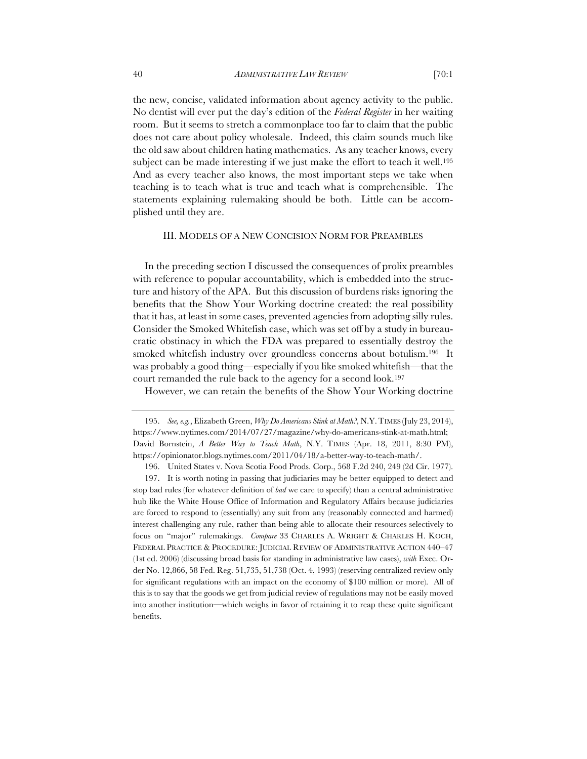the new, concise, validated information about agency activity to the public. No dentist will ever put the day's edition of the *Federal Register* in her waiting room. But it seems to stretch a commonplace too far to claim that the public does not care about policy wholesale. Indeed, this claim sounds much like the old saw about children hating mathematics. As any teacher knows, every subject can be made interesting if we just make the effort to teach it well.[195] And as every teacher also knows, the most important steps we take when teaching is to teach what is true and teach what is comprehensible. The statements explaining rulemaking should be both. Little can be accomplished until they are.

## III. MODELS OF A NEW CONCISION NORM FOR PREAMBLES

In the preceding section I discussed the consequences of prolix preambles with reference to popular accountability, which is embedded into the structure and history of the APA. But this discussion of burdens risks ignoring the benefits that the Show Your Working doctrine created: the real possibility that it has, at least in some cases, prevented agencies from adopting silly rules. Consider the Smoked Whitefish case, which was set off by a study in bureaucratic obstinacy in which the FDA was prepared to essentially destroy the smoked whitefish industry over groundless concerns about botulism.[196] It was probably a good thing—especially if you like smoked whitefish—that the court remanded the rule back to the agency for a second look.[197]

However, we can retain the benefits of the Show Your Working doctrine

---

195. *See, e.g.*, Elizabeth Green, *Why Do Americans Stink at Math?*, N.Y. TIMES (July 23, 2014), https://www.nytimes.com/2014/07/27/magazine/why-do-americans-stink-at-math.html; David Bornstein, *A Better Way to Teach Math*, N.Y. TIMES (Apr. 18, 2011, 8:30 PM), https://opinionator.blogs.nytimes.com/2011/04/18/a-better-way-to-teach-math/.

196. United States v. Nova Scotia Food Prods. Corp., 568 F.2d 240, 249 (2d Cir. 1977).

197. It is worth noting in passing that judiciaries may be better equipped to detect and stop bad rules (for whatever definition of *bad* we care to specify) than a central administrative hub like the White House Office of Information and Regulatory Affairs because judiciaries are forced to respond to (essentially) any suit from any (reasonably connected and harmed) interest challenging any rule, rather than being able to allocate their resources selectively to focus on "major" rulemakings. *Compare* 33 CHARLES A. WRIGHT & CHARLES H. KOCH, FEDERAL PRACTICE & PROCEDURE: JUDICIAL REVIEW OF ADMINISTRATIVE ACTION 440–47 (1st ed. 2006) (discussing broad basis for standing in administrative law cases), *with* Exec. Order No. 12,866, 58 Fed. Reg. 51,735, 51,738 (Oct. 4, 1993) (reserving centralized review only for significant regulations with an impact on the economy of $100 million or more). All of this is to say that the goods we get from judicial review of regulations may not be easily moved into another institution—which weighs in favor of retaining it to reap these quite significant benefits.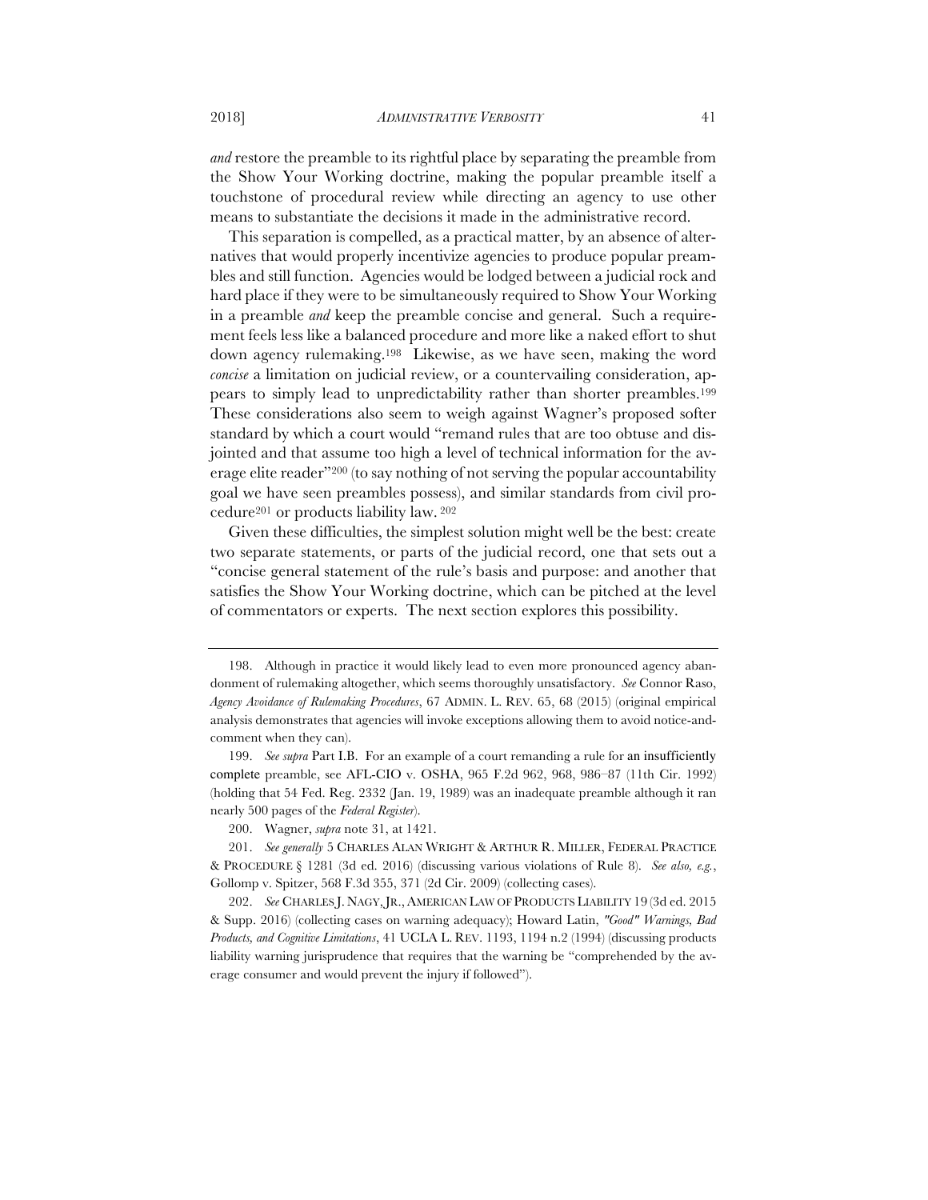*and* restore the preamble to its rightful place by separating the preamble from the Show Your Working doctrine, making the popular preamble itself a touchstone of procedural review while directing an agency to use other means to substantiate the decisions it made in the administrative record.

This separation is compelled, as a practical matter, by an absence of alternatives that would properly incentivize agencies to produce popular preambles and still function. Agencies would be lodged between a judicial rock and hard place if they were to be simultaneously required to Show Your Working in a preamble *and* keep the preamble concise and general. Such a requirement feels less like a balanced procedure and more like a naked effort to shut down agency rulemaking.[198] Likewise, as we have seen, making the word *concise* a limitation on judicial review, or a countervailing consideration, appears to simply lead to unpredictability rather than shorter preambles.[199] These considerations also seem to weigh against Wagner's proposed softer standard by which a court would "remand rules that are too obtuse and disjointed and that assume too high a level of technical information for the average elite reader"[200] (to say nothing of not serving the popular accountability goal we have seen preambles possess), and similar standards from civil procedure[201] or products liability law.[202]

Given these difficulties, the simplest solution might well be the best: create two separate statements, or parts of the judicial record, one that sets out a "concise general statement of the rule's basis and purpose: and another that satisfies the Show Your Working doctrine, which can be pitched at the level of commentators or experts. The next section explores this possibility.

---

198. Although in practice it would likely lead to even more pronounced agency abandonment of rulemaking altogether, which seems thoroughly unsatisfactory. *See* Connor Raso, *Agency Avoidance of Rulemaking Procedures*, 67 ADMIN. L. REV. 65, 68 (2015) (original empirical analysis demonstrates that agencies will invoke exceptions allowing them to avoid notice-and-comment when they can).

199. *See supra* Part I.B. For an example of a court remanding a rule for an insufficiently complete preamble, see AFL-CIO v. OSHA, 965 F.2d 962, 968, 986–87 (11th Cir. 1992) (holding that 54 Fed. Reg. 2332 (Jan. 19, 1989) was an inadequate preamble although it ran nearly 500 pages of the *Federal Register*).

200. Wagner, *supra* note 31, at 1421.

201. *See generally* 5 CHARLES ALAN WRIGHT & ARTHUR R. MILLER, FEDERAL PRACTICE & PROCEDURE § 1281 (3d ed. 2016) (discussing various violations of Rule 8). *See also, e.g.*, Gollomp v. Spitzer, 568 F.3d 355, 371 (2d Cir. 2009) (collecting cases).

202. *See* CHARLES J. NAGY, JR., AMERICAN LAW OF PRODUCTS LIABILITY 19 (3d ed. 2015 & Supp. 2016) (collecting cases on warning adequacy); Howard Latin, *"Good" Warnings, Bad Products, and Cognitive Limitations*, 41 UCLA L. REV. 1193, 1194 n.2 (1994) (discussing products liability warning jurisprudence that requires that the warning be "comprehended by the average consumer and would prevent the injury if followed").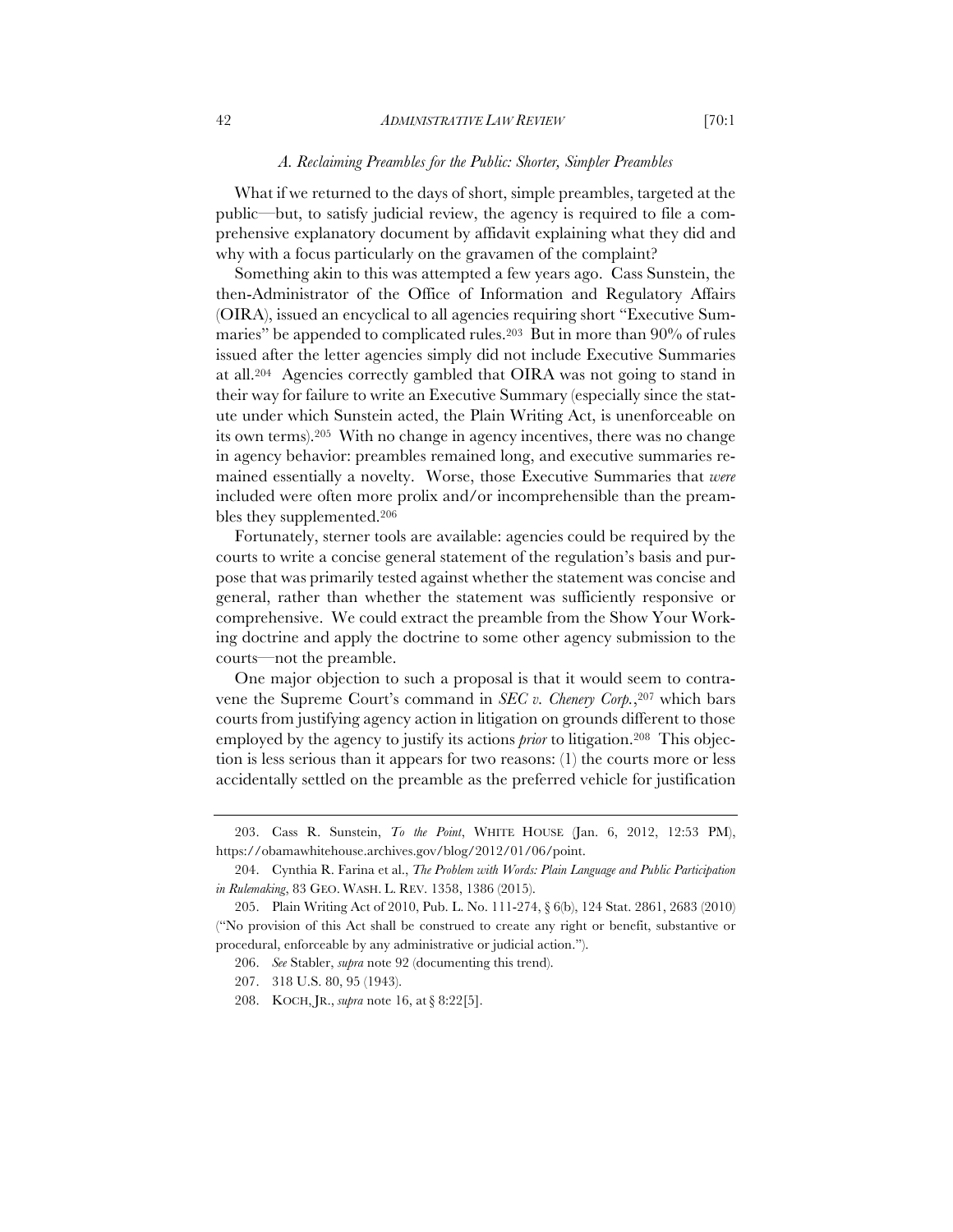### *A. Reclaiming Preambles for the Public: Shorter, Simpler Preambles*

What if we returned to the days of short, simple preambles, targeted at the public—but, to satisfy judicial review, the agency is required to file a comprehensive explanatory document by affidavit explaining what they did and why with a focus particularly on the gravamen of the complaint?

Something akin to this was attempted a few years ago. Cass Sunstein, the then-Administrator of the Office of Information and Regulatory Affairs (OIRA), issued an encyclical to all agencies requiring short "Executive Summaries" be appended to complicated rules.[203] But in more than 90% of rules issued after the letter agencies simply did not include Executive Summaries at all.[204] Agencies correctly gambled that OIRA was not going to stand in their way for failure to write an Executive Summary (especially since the statute under which Sunstein acted, the Plain Writing Act, is unenforceable on its own terms).[205] With no change in agency incentives, there was no change in agency behavior: preambles remained long, and executive summaries remained essentially a novelty. Worse, those Executive Summaries that *were* included were often more prolix and/or incomprehensible than the preambles they supplemented.[206]

Fortunately, sterner tools are available: agencies could be required by the courts to write a concise general statement of the regulation's basis and purpose that was primarily tested against whether the statement was concise and general, rather than whether the statement was sufficiently responsive or comprehensive. We could extract the preamble from the Show Your Working doctrine and apply the doctrine to some other agency submission to the courts—not the preamble.

One major objection to such a proposal is that it would seem to contravene the Supreme Court's command in *SEC v. Chenery Corp.*,[207] which bars courts from justifying agency action in litigation on grounds different to those employed by the agency to justify its actions *prior* to litigation.[208] This objection is less serious than it appears for two reasons: (1) the courts more or less accidentally settled on the preamble as the preferred vehicle for justification

---

203. Cass R. Sunstein, *To the Point*, WHITE HOUSE (Jan. 6, 2012, 12:53 PM), https://obamawhitehouse.archives.gov/blog/2012/01/06/point.

204. Cynthia R. Farina et al., *The Problem with Words: Plain Language and Public Participation in Rulemaking*, 83 GEO. WASH. L. REV. 1358, 1386 (2015).

205. Plain Writing Act of 2010, Pub. L. No. 111-274, § 6(b), 124 Stat. 2861, 2683 (2010) ("No provision of this Act shall be construed to create any right or benefit, substantive or procedural, enforceable by any administrative or judicial action.").

206. *See* Stabler, *supra* note 92 (documenting this trend).

207. 318 U.S. 80, 95 (1943).

208. KOCH, JR., *supra* note 16, at § 8:22[5].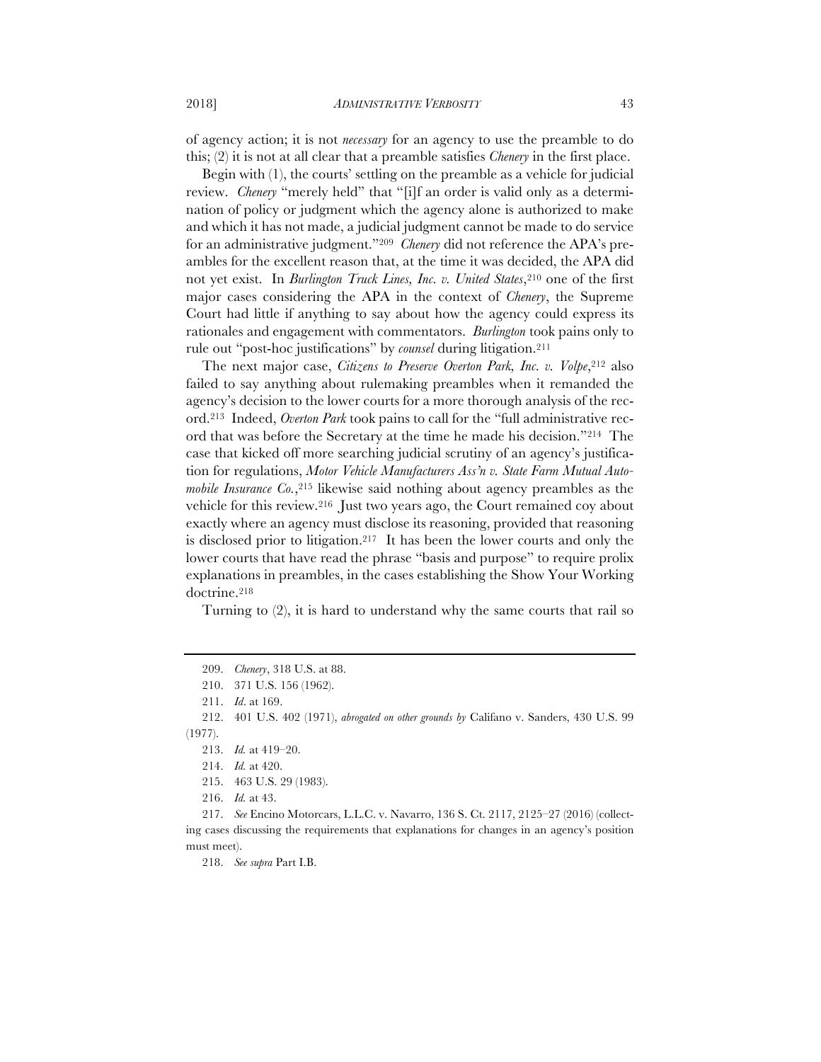of agency action; it is not *necessary* for an agency to use the preamble to do this; (2) it is not at all clear that a preamble satisfies *Chenery* in the first place.

Begin with (1), the courts' settling on the preamble as a vehicle for judicial review. *Chenery* "merely held" that "[i]f an order is valid only as a determination of policy or judgment which the agency alone is authorized to make and which it has not made, a judicial judgment cannot be made to do service for an administrative judgment."[209] *Chenery* did not reference the APA's preambles for the excellent reason that, at the time it was decided, the APA did not yet exist. In *Burlington Truck Lines, Inc. v. United States*,[210] one of the first major cases considering the APA in the context of *Chenery*, the Supreme Court had little if anything to say about how the agency could express its rationales and engagement with commentators. *Burlington* took pains only to rule out "post-hoc justifications" by *counsel* during litigation.[211]

The next major case, *Citizens to Preserve Overton Park, Inc. v. Volpe*,[212] also failed to say anything about rulemaking preambles when it remanded the agency's decision to the lower courts for a more thorough analysis of the record.[213] Indeed, *Overton Park* took pains to call for the "full administrative record that was before the Secretary at the time he made his decision."[214] The case that kicked off more searching judicial scrutiny of an agency's justification for regulations, *Motor Vehicle Manufacturers Ass'n v. State Farm Mutual Automobile Insurance Co.*,[215] likewise said nothing about agency preambles as the vehicle for this review.[216] Just two years ago, the Court remained coy about exactly where an agency must disclose its reasoning, provided that reasoning is disclosed prior to litigation.[217] It has been the lower courts and only the lower courts that have read the phrase "basis and purpose" to require prolix explanations in preambles, in the cases establishing the Show Your Working doctrine.[218]

Turning to (2), it is hard to understand why the same courts that rail so

---

209. *Chenery*, 318 U.S. at 88.

210. 371 U.S. 156 (1962).

211. *Id*. at 169.

212. 401 U.S. 402 (1971), *abrogated on other grounds by* Califano v. Sanders, 430 U.S. 99 (1977).

213. *Id.* at 419–20.

214. *Id.* at 420.

215. 463 U.S. 29 (1983).

216. *Id.* at 43.

217. *See* Encino Motorcars, L.L.C. v. Navarro, 136 S. Ct. 2117, 2125–27 (2016) (collecting cases discussing the requirements that explanations for changes in an agency's position must meet).

218. *See supra* Part I.B.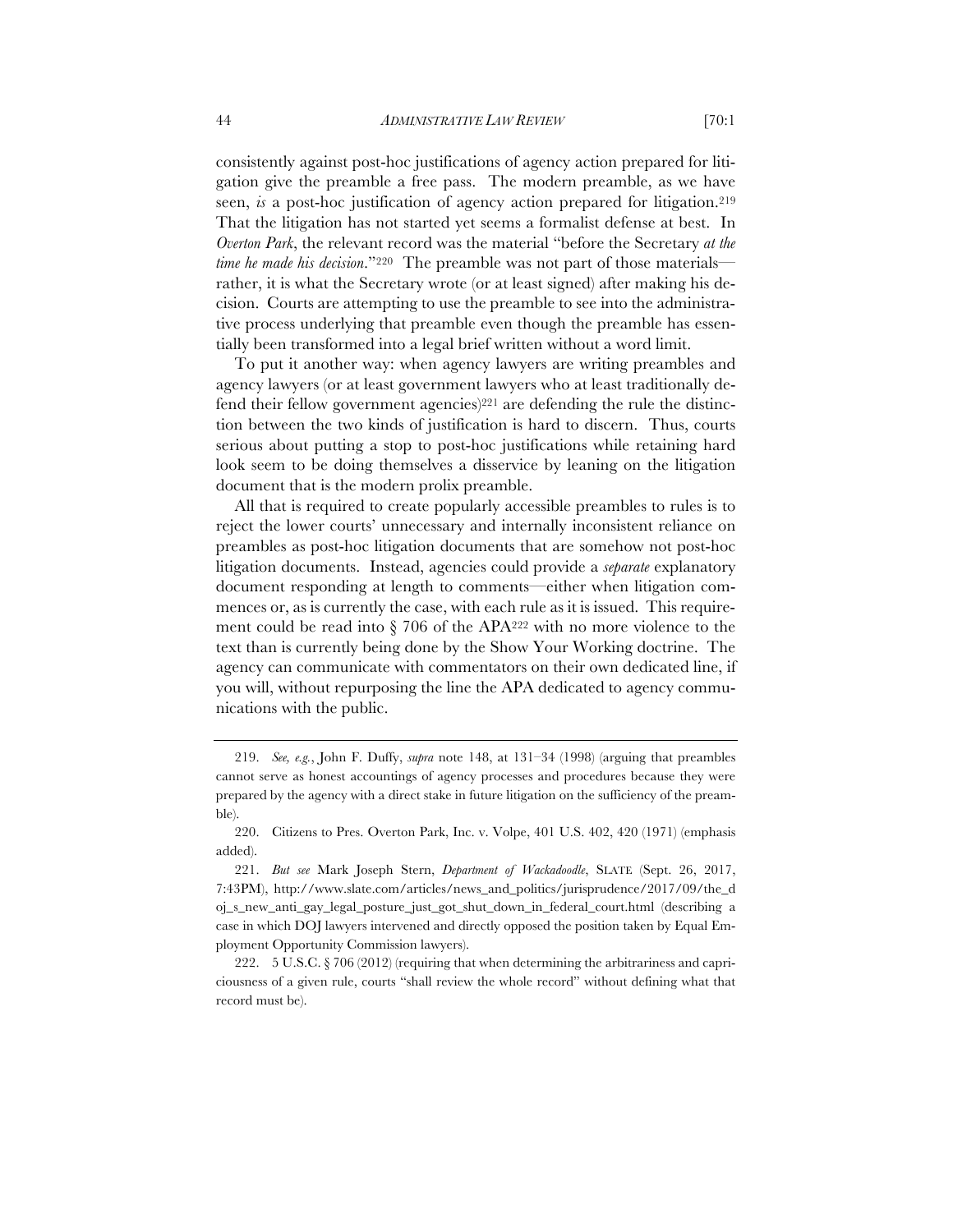consistently against post-hoc justifications of agency action prepared for litigation give the preamble a free pass. The modern preamble, as we have seen, *is* a post-hoc justification of agency action prepared for litigation.[219] That the litigation has not started yet seems a formalist defense at best. In *Overton Park*, the relevant record was the material "before the Secretary *at the time he made his decision*."[220] The preamble was not part of those materials—rather, it is what the Secretary wrote (or at least signed) after making his decision. Courts are attempting to use the preamble to see into the administrative process underlying that preamble even though the preamble has essentially been transformed into a legal brief written without a word limit.

To put it another way: when agency lawyers are writing preambles and agency lawyers (or at least government lawyers who at least traditionally defend their fellow government agencies)[221] are defending the rule the distinction between the two kinds of justification is hard to discern. Thus, courts serious about putting a stop to post-hoc justifications while retaining hard look seem to be doing themselves a disservice by leaning on the litigation document that is the modern prolix preamble.

All that is required to create popularly accessible preambles to rules is to reject the lower courts' unnecessary and internally inconsistent reliance on preambles as post-hoc litigation documents that are somehow not post-hoc litigation documents. Instead, agencies could provide a *separate* explanatory document responding at length to comments—either when litigation commences or, as is currently the case, with each rule as it is issued. This requirement could be read into § 706 of the APA[222] with no more violence to the text than is currently being done by the Show Your Working doctrine. The agency can communicate with commentators on their own dedicated line, if you will, without repurposing the line the APA dedicated to agency communications with the public.

---

219. *See, e.g.*, John F. Duffy, *supra* note 148, at 131–34 (1998) (arguing that preambles cannot serve as honest accountings of agency processes and procedures because they were prepared by the agency with a direct stake in future litigation on the sufficiency of the preamble).

220. Citizens to Pres. Overton Park, Inc. v. Volpe, 401 U.S. 402, 420 (1971) (emphasis added).

221. *But see* Mark Joseph Stern, *Department of Wackadoodle*, SLATE (Sept. 26, 2017, 7:43PM), http://www.slate.com/articles/news_and_politics/jurisprudence/2017/09/the_doj_s_new_anti_gay_legal_posture_just_got_shut_down_in_federal_court.html (describing a case in which DOJ lawyers intervened and directly opposed the position taken by Equal Employment Opportunity Commission lawyers).

222. 5 U.S.C. § 706 (2012) (requiring that when determining the arbitrariness and capriciousness of a given rule, courts "shall review the whole record" without defining what that record must be).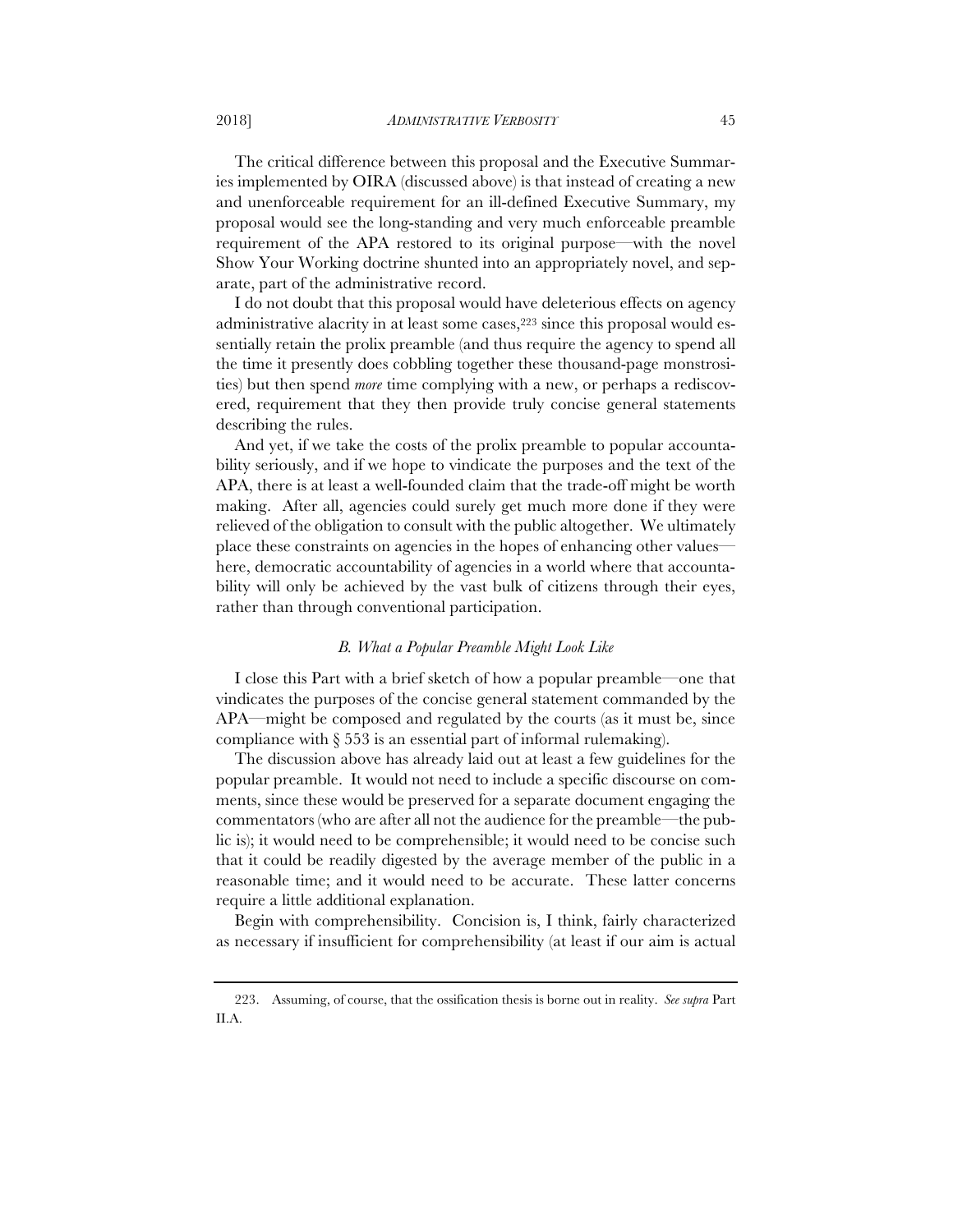The critical difference between this proposal and the Executive Summaries implemented by OIRA (discussed above) is that instead of creating a new and unenforceable requirement for an ill-defined Executive Summary, my proposal would see the long-standing and very much enforceable preamble requirement of the APA restored to its original purpose—with the novel Show Your Working doctrine shunted into an appropriately novel, and separate, part of the administrative record.

I do not doubt that this proposal would have deleterious effects on agency administrative alacrity in at least some cases,[223] since this proposal would essentially retain the prolix preamble (and thus require the agency to spend all the time it presently does cobbling together these thousand-page monstrosities) but then spend *more* time complying with a new, or perhaps a rediscovered, requirement that they then provide truly concise general statements describing the rules.

And yet, if we take the costs of the prolix preamble to popular accountability seriously, and if we hope to vindicate the purposes and the text of the APA, there is at least a well-founded claim that the trade-off might be worth making. After all, agencies could surely get much more done if they were relieved of the obligation to consult with the public altogether. We ultimately place these constraints on agencies in the hopes of enhancing other values—here, democratic accountability of agencies in a world where that accountability will only be achieved by the vast bulk of citizens through their eyes, rather than through conventional participation.

### *B. What a Popular Preamble Might Look Like*

I close this Part with a brief sketch of how a popular preamble—one that vindicates the purposes of the concise general statement commanded by the APA—might be composed and regulated by the courts (as it must be, since compliance with § 553 is an essential part of informal rulemaking).

The discussion above has already laid out at least a few guidelines for the popular preamble. It would not need to include a specific discourse on comments, since these would be preserved for a separate document engaging the commentators (who are after all not the audience for the preamble—the public is); it would need to be comprehensible; it would need to be concise such that it could be readily digested by the average member of the public in a reasonable time; and it would need to be accurate. These latter concerns require a little additional explanation.

Begin with comprehensibility. Concision is, I think, fairly characterized as necessary if insufficient for comprehensibility (at least if our aim is actual

---

223. Assuming, of course, that the ossification thesis is borne out in reality. *See supra* Part II.A.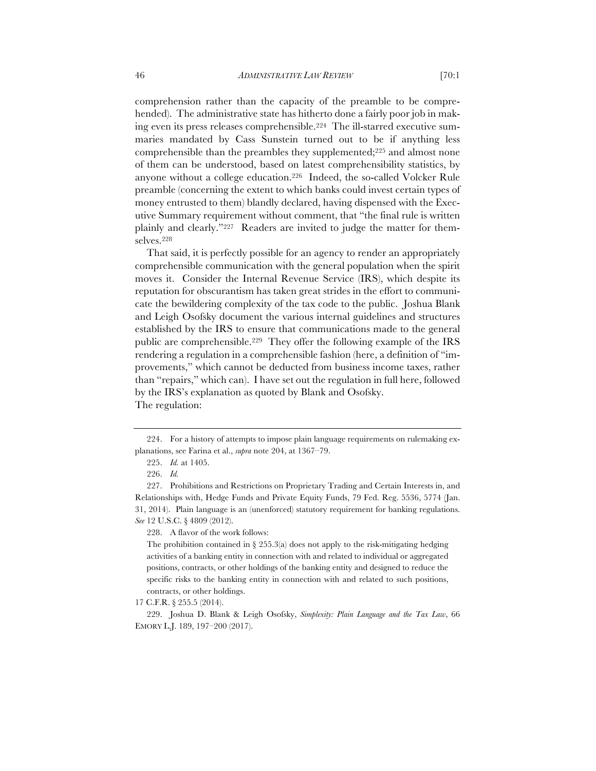comprehension rather than the capacity of the preamble to be comprehended). The administrative state has hitherto done a fairly poor job in making even its press releases comprehensible.[224] The ill-starred executive summaries mandated by Cass Sunstein turned out to be if anything less comprehensible than the preambles they supplemented;[225] and almost none of them can be understood, based on latest comprehensibility statistics, by anyone without a college education.[226] Indeed, the so-called Volcker Rule preamble (concerning the extent to which banks could invest certain types of money entrusted to them) blandly declared, having dispensed with the Executive Summary requirement without comment, that "the final rule is written plainly and clearly."[227] Readers are invited to judge the matter for themselves.[228]

That said, it is perfectly possible for an agency to render an appropriately comprehensible communication with the general population when the spirit moves it. Consider the Internal Revenue Service (IRS), which despite its reputation for obscurantism has taken great strides in the effort to communicate the bewildering complexity of the tax code to the public. Joshua Blank and Leigh Osofsky document the various internal guidelines and structures established by the IRS to ensure that communications made to the general public are comprehensible.[229] They offer the following example of the IRS rendering a regulation in a comprehensible fashion (here, a definition of "improvements," which cannot be deducted from business income taxes, rather than "repairs," which can). I have set out the regulation in full here, followed by the IRS's explanation as quoted by Blank and Osofsky.

The regulation:

---

224. For a history of attempts to impose plain language requirements on rulemaking explanations, see Farina et al., *supra* note 204, at 1367–79.

225. *Id.* at 1405.

226. *Id.*

227. Prohibitions and Restrictions on Proprietary Trading and Certain Interests in, and Relationships with, Hedge Funds and Private Equity Funds, 79 Fed. Reg. 5536, 5774 (Jan. 31, 2014). Plain language is an (unenforced) statutory requirement for banking regulations. *See* 12 U.S.C. § 4809 (2012).

228. A flavor of the work follows:

> The prohibition contained in § 255.3(a) does not apply to the risk-mitigating hedging activities of a banking entity in connection with and related to individual or aggregated positions, contracts, or other holdings of the banking entity and designed to reduce the specific risks to the banking entity in connection with and related to such positions, contracts, or other holdings.

17 C.F.R. § 255.5 (2014).

229. Joshua D. Blank & Leigh Osofsky, *Simplexity: Plain Language and the Tax Law*, 66 EMORY L.J. 189, 197–200 (2017).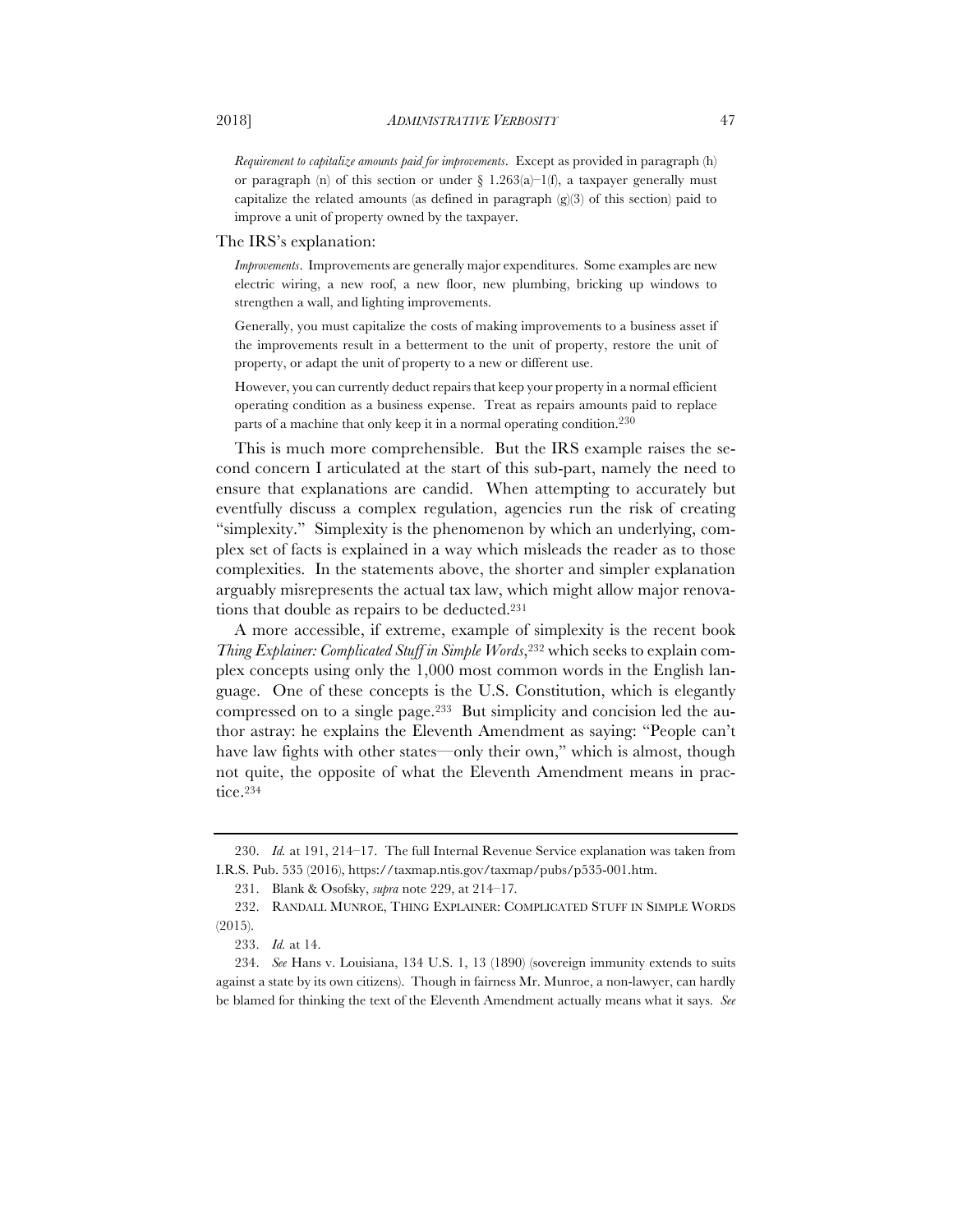> *Requirement to capitalize amounts paid for improvements*. Except as provided in paragraph (h) or paragraph (n) of this section or under § 1.263(a)–1(f), a taxpayer generally must capitalize the related amounts (as defined in paragraph (g)(3) of this section) paid to improve a unit of property owned by the taxpayer.

The IRS's explanation:

> *Improvements*. Improvements are generally major expenditures. Some examples are new electric wiring, a new roof, a new floor, new plumbing, bricking up windows to strengthen a wall, and lighting improvements.
>
> Generally, you must capitalize the costs of making improvements to a business asset if the improvements result in a betterment to the unit of property, restore the unit of property, or adapt the unit of property to a new or different use.
>
> However, you can currently deduct repairs that keep your property in a normal efficient operating condition as a business expense. Treat as repairs amounts paid to replace parts of a machine that only keep it in a normal operating condition.[230]

This is much more comprehensible. But the IRS example raises the second concern I articulated at the start of this sub-part, namely the need to ensure that explanations are candid. When attempting to accurately but eventfully discuss a complex regulation, agencies run the risk of creating "simplexity." Simplexity is the phenomenon by which an underlying, complex set of facts is explained in a way which misleads the reader as to those complexities. In the statements above, the shorter and simpler explanation arguably misrepresents the actual tax law, which might allow major renovations that double as repairs to be deducted.[231]

A more accessible, if extreme, example of simplexity is the recent book *Thing Explainer: Complicated Stuff in Simple Words*,[232] which seeks to explain complex concepts using only the 1,000 most common words in the English language. One of these concepts is the U.S. Constitution, which is elegantly compressed on to a single page.[233] But simplicity and concision led the author astray: he explains the Eleventh Amendment as saying: "People can't have law fights with other states—only their own," which is almost, though not quite, the opposite of what the Eleventh Amendment means in practice.[234]

---

230. *Id.* at 191, 214–17. The full Internal Revenue Service explanation was taken from I.R.S. Pub. 535 (2016), https://taxmap.ntis.gov/taxmap/pubs/p535-001.htm.

231. Blank & Osofsky, *supra* note 229, at 214–17.

232. RANDALL MUNROE, THING EXPLAINER: COMPLICATED STUFF IN SIMPLE WORDS (2015).

233. *Id.* at 14.

234. *See* Hans v. Louisiana, 134 U.S. 1, 13 (1890) (sovereign immunity extends to suits against a state by its own citizens). Though in fairness Mr. Munroe, a non-lawyer, can hardly be blamed for thinking the text of the Eleventh Amendment actually means what it says. *See*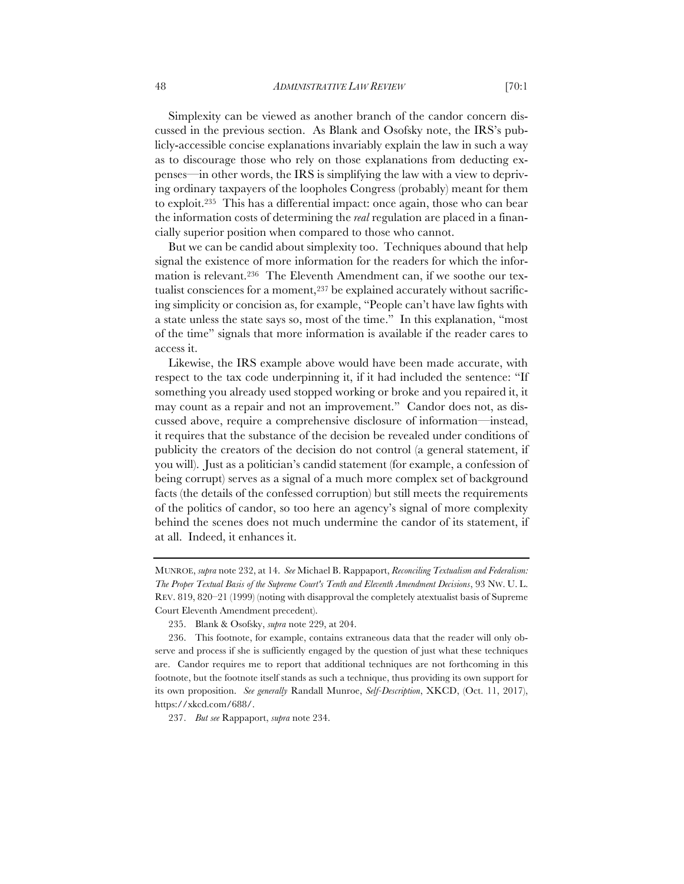Simplexity can be viewed as another branch of the candor concern discussed in the previous section. As Blank and Osofsky note, the IRS's publicly-accessible concise explanations invariably explain the law in such a way as to discourage those who rely on those explanations from deducting expenses—in other words, the IRS is simplifying the law with a view to depriving ordinary taxpayers of the loopholes Congress (probably) meant for them to exploit.[235] This has a differential impact: once again, those who can bear the information costs of determining the *real* regulation are placed in a financially superior position when compared to those who cannot.

But we can be candid about simplexity too. Techniques abound that help signal the existence of more information for the readers for which the information is relevant.[236] The Eleventh Amendment can, if we soothe our textualist consciences for a moment,[237] be explained accurately without sacrificing simplicity or concision as, for example, "People can't have law fights with a state unless the state says so, most of the time." In this explanation, "most of the time" signals that more information is available if the reader cares to access it.

Likewise, the IRS example above would have been made accurate, with respect to the tax code underpinning it, if it had included the sentence: "If something you already used stopped working or broke and you repaired it, it may count as a repair and not an improvement." Candor does not, as discussed above, require a comprehensive disclosure of information—instead, it requires that the substance of the decision be revealed under conditions of publicity the creators of the decision do not control (a general statement, if you will). Just as a politician's candid statement (for example, a confession of being corrupt) serves as a signal of a much more complex set of background facts (the details of the confessed corruption) but still meets the requirements of the politics of candor, so too here an agency's signal of more complexity behind the scenes does not much undermine the candor of its statement, if at all. Indeed, it enhances it.

---

MUNROE, *supra* note 232, at 14. *See* Michael B. Rappaport, *Reconciling Textualism and Federalism: The Proper Textual Basis of the Supreme Court's Tenth and Eleventh Amendment Decisions*, 93 NW. U. L. REV. 819, 820–21 (1999) (noting with disapproval the completely atextualist basis of Supreme Court Eleventh Amendment precedent).

235. Blank & Osofsky, *supra* note 229, at 204.

236. This footnote, for example, contains extraneous data that the reader will only observe and process if she is sufficiently engaged by the question of just what these techniques are. Candor requires me to report that additional techniques are not forthcoming in this footnote, but the footnote itself stands as such a technique, thus providing its own support for its own proposition. *See generally* Randall Munroe, *Self-Description*, XKCD, (Oct. 11, 2017), https://xkcd.com/688/.

237. *But see* Rappaport, *supra* note 234.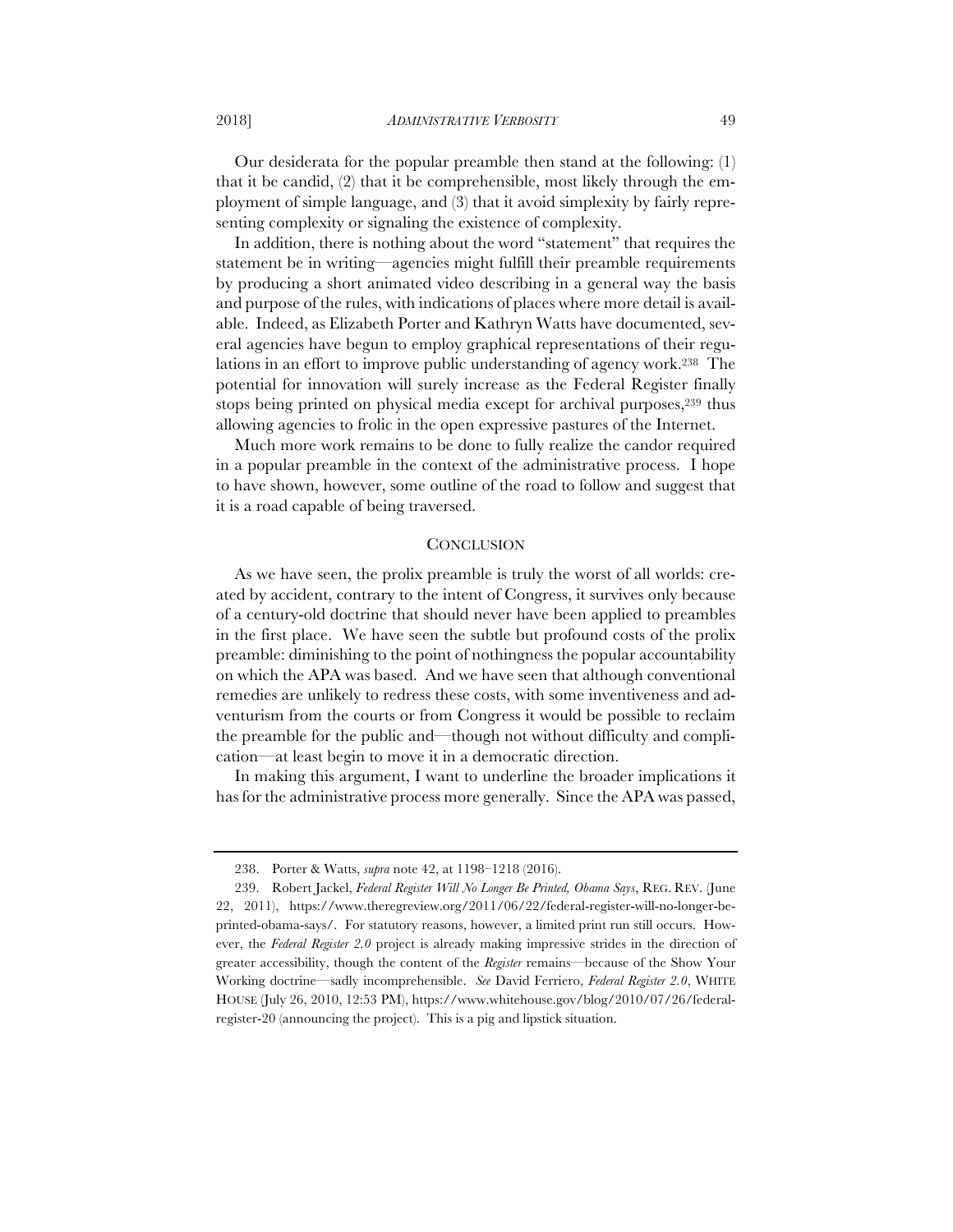Our desiderata for the popular preamble then stand at the following: (1) that it be candid, (2) that it be comprehensible, most likely through the employment of simple language, and (3) that it avoid simplexity by fairly representing complexity or signaling the existence of complexity.

In addition, there is nothing about the word "statement" that requires the statement be in writing—agencies might fulfill their preamble requirements by producing a short animated video describing in a general way the basis and purpose of the rules, with indications of places where more detail is available. Indeed, as Elizabeth Porter and Kathryn Watts have documented, several agencies have begun to employ graphical representations of their regulations in an effort to improve public understanding of agency work.[238] The potential for innovation will surely increase as the Federal Register finally stops being printed on physical media except for archival purposes,[239] thus allowing agencies to frolic in the open expressive pastures of the Internet.

Much more work remains to be done to fully realize the candor required in a popular preamble in the context of the administrative process. I hope to have shown, however, some outline of the road to follow and suggest that it is a road capable of being traversed.

## CONCLUSION

As we have seen, the prolix preamble is truly the worst of all worlds: created by accident, contrary to the intent of Congress, it survives only because of a century-old doctrine that should never have been applied to preambles in the first place. We have seen the subtle but profound costs of the prolix preamble: diminishing to the point of nothingness the popular accountability on which the APA was based. And we have seen that although conventional remedies are unlikely to redress these costs, with some inventiveness and adventurism from the courts or from Congress it would be possible to reclaim the preamble for the public and—though not without difficulty and complication—at least begin to move it in a democratic direction.

In making this argument, I want to underline the broader implications it has for the administrative process more generally. Since the APA was passed,

---

238. Porter & Watts, *supra* note 42, at 1198–1218 (2016).

239. Robert Jackel, *Federal Register Will No Longer Be Printed, Obama Says*, REG. REV. (June 22, 2011), https://www.theregreview.org/2011/06/22/federal-register-will-no-longer-be-printed-obama-says/. For statutory reasons, however, a limited print run still occurs. However, the *Federal Register 2.0* project is already making impressive strides in the direction of greater accessibility, though the content of the *Register* remains—because of the Show Your Working doctrine—sadly incomprehensible. *See* David Ferriero, *Federal Register 2.0*, WHITE HOUSE (July 26, 2010, 12:53 PM), https://www.whitehouse.gov/blog/2010/07/26/federal-register-20 (announcing the project). This is a pig and lipstick situation.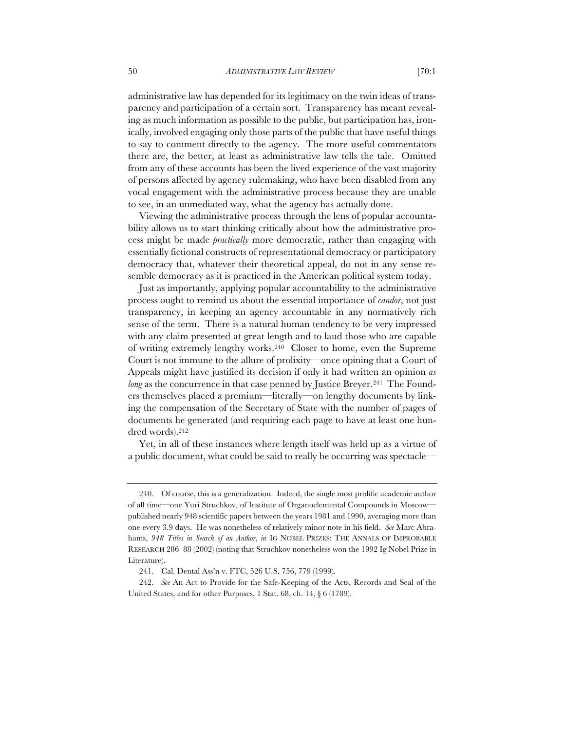administrative law has depended for its legitimacy on the twin ideas of transparency and participation of a certain sort. Transparency has meant revealing as much information as possible to the public, but participation has, ironically, involved engaging only those parts of the public that have useful things to say to comment directly to the agency. The more useful commentators there are, the better, at least as administrative law tells the tale. Omitted from any of these accounts has been the lived experience of the vast majority of persons affected by agency rulemaking, who have been disabled from any vocal engagement with the administrative process because they are unable to see, in an unmediated way, what the agency has actually done.

Viewing the administrative process through the lens of popular accountability allows us to start thinking critically about how the administrative process might be made *practically* more democratic, rather than engaging with essentially fictional constructs of representational democracy or participatory democracy that, whatever their theoretical appeal, do not in any sense resemble democracy as it is practiced in the American political system today.

Just as importantly, applying popular accountability to the administrative process ought to remind us about the essential importance of *candor*, not just transparency, in keeping an agency accountable in any normatively rich sense of the term. There is a natural human tendency to be very impressed with any claim presented at great length and to laud those who are capable of writing extremely lengthy works.[240] Closer to home, even the Supreme Court is not immune to the allure of prolixity—once opining that a Court of Appeals might have justified its decision if only it had written an opinion *as long* as the concurrence in that case penned by Justice Breyer.[241] The Founders themselves placed a premium—literally—on lengthy documents by linking the compensation of the Secretary of State with the number of pages of documents he generated (and requiring each page to have at least one hundred words).[242]

Yet, in all of these instances where length itself was held up as a virtue of a public document, what could be said to really be occurring was spectacle—

---

240. Of course, this is a generalization. Indeed, the single most prolific academic author of all time—one Yuri Struchkov, of Institute of Organoelemental Compounds in Moscow—published nearly 948 scientific papers between the years 1981 and 1990, averaging more than one every 3.9 days. He was nonetheless of relatively minor note in his field. *See* Marc Abrahams, *948 Titles in Search of an Author*, *in* IG NOBEL PRIZES: THE ANNALS OF IMPROBABLE RESEARCH 286–88 (2002) (noting that Struchkov nonetheless won the 1992 Ig Nobel Prize in Literature).

241. Cal. Dental Ass'n v. FTC, 526 U.S. 756, 779 (1999).

242. *See* An Act to Provide for the Safe-Keeping of the Acts, Records and Seal of the United States, and for other Purposes, 1 Stat. 68, ch. 14, § 6 (1789).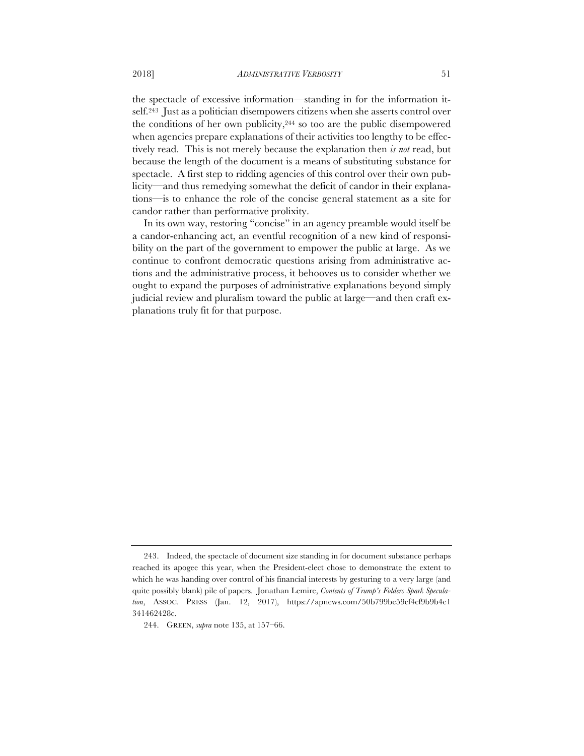the spectacle of excessive information—standing in for the information itself.[243] Just as a politician disempowers citizens when she asserts control over the conditions of her own publicity,[244] so too are the public disempowered when agencies prepare explanations of their activities too lengthy to be effectively read. This is not merely because the explanation then *is not* read, but because the length of the document is a means of substituting substance for spectacle. A first step to ridding agencies of this control over their own publicity—and thus remedying somewhat the deficit of candor in their explanations—is to enhance the role of the concise general statement as a site for candor rather than performative prolixity.

In its own way, restoring "concise" in an agency preamble would itself be a candor-enhancing act, an eventful recognition of a new kind of responsibility on the part of the government to empower the public at large. As we continue to confront democratic questions arising from administrative actions and the administrative process, it behooves us to consider whether we ought to expand the purposes of administrative explanations beyond simply judicial review and pluralism toward the public at large—and then craft explanations truly fit for that purpose.

---

243. Indeed, the spectacle of document size standing in for document substance perhaps reached its apogee this year, when the President-elect chose to demonstrate the extent to which he was handing over control of his financial interests by gesturing to a very large (and quite possibly blank) pile of papers. Jonathan Lemire, *Contents of Trump's Folders Spark Speculation*, ASSOC. PRESS (Jan. 12, 2017), https://apnews.com/50b799be59cf4cf9b9b4e1341462428c.

244. GREEN, *supra* note 135, at 157–66.